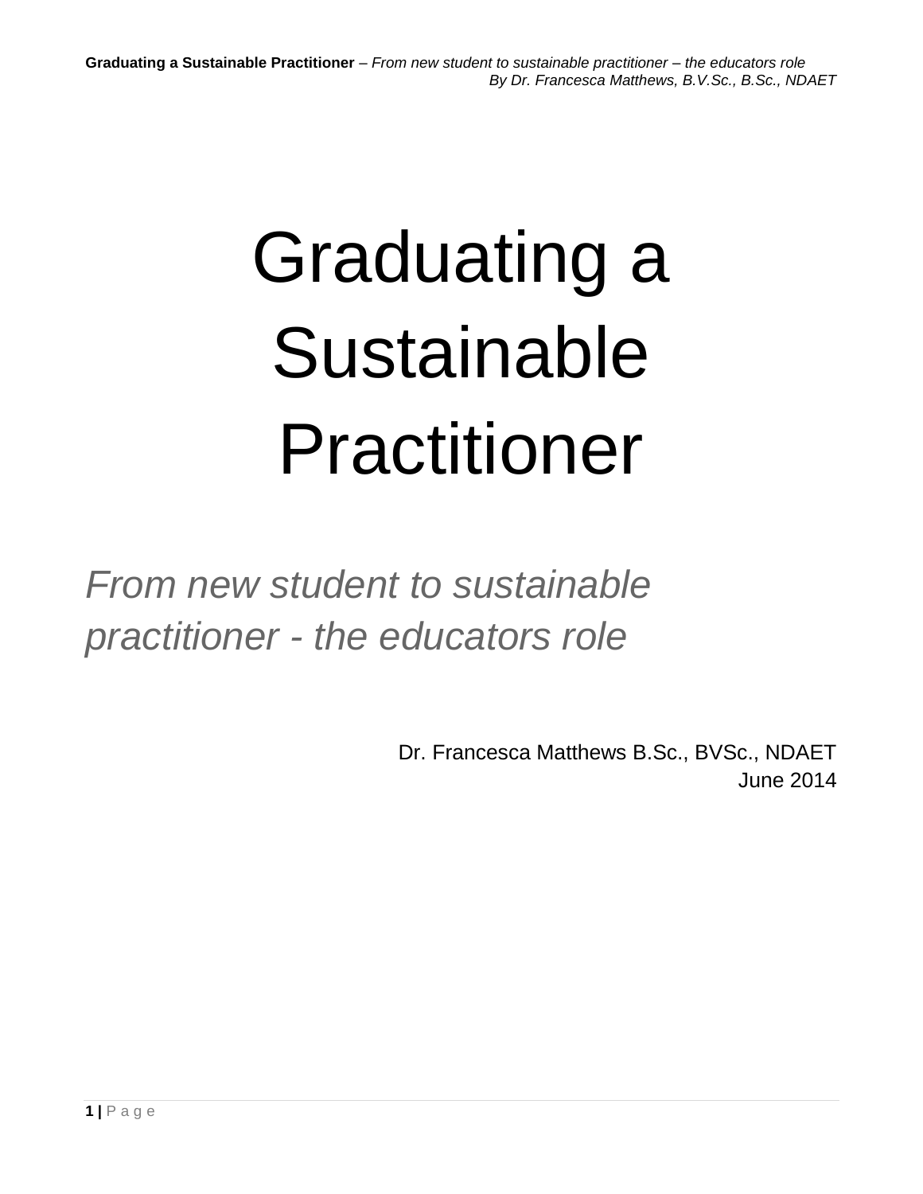# Graduating a Sustainable Practitioner

*From new student to sustainable practitioner - the educators role*

Dr. Francesca Matthews B.Sc., BVSc., NDAET
June 2014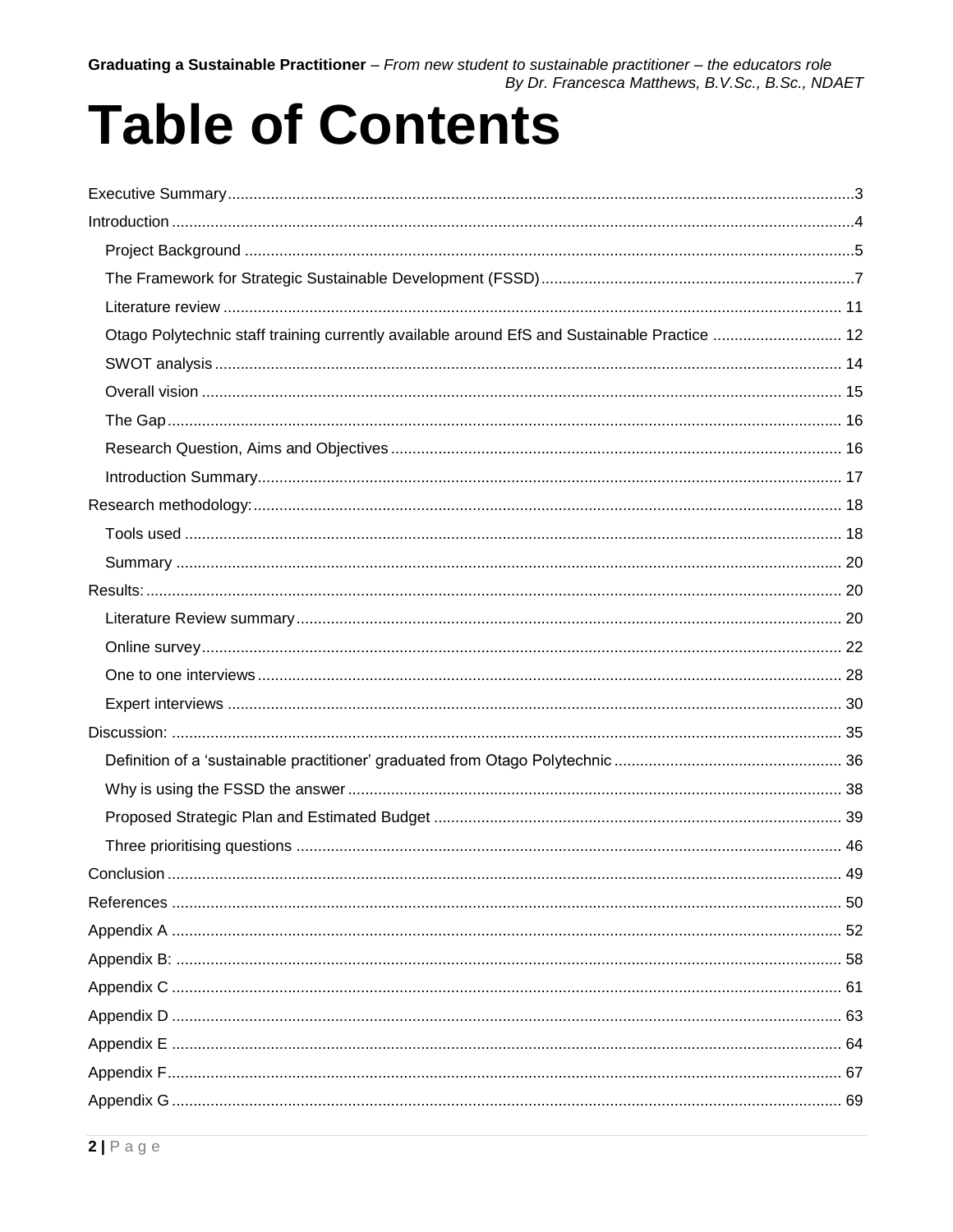# Table of Contents

- Executive Summary ... 3
- Introduction ... 4
  - Project Background ... 5
  - The Framework for Strategic Sustainable Development (FSSD) ... 7
  - Literature review ... 11
  - Otago Polytechnic staff training currently available around EfS and Sustainable Practice ... 12
  - SWOT analysis ... 14
  - Overall vision ... 15
  - The Gap ... 16
  - Research Question, Aims and Objectives ... 16
  - Introduction Summary ... 17
- Research methodology: ... 18
  - Tools used ... 18
  - Summary ... 20
- Results: ... 20
  - Literature Review summary ... 20
  - Online survey ... 22
  - One to one interviews ... 28
  - Expert interviews ... 30
- Discussion: ... 35
  - Definition of a 'sustainable practitioner' graduated from Otago Polytechnic ... 36
  - Why is using the FSSD the answer ... 38
  - Proposed Strategic Plan and Estimated Budget ... 39
  - Three prioritising questions ... 46
- Conclusion ... 49
- References ... 50
- Appendix A ... 52
- Appendix B: ... 58
- Appendix C ... 61
- Appendix D ... 63
- Appendix E ... 64
- Appendix F ... 67
- Appendix G ... 69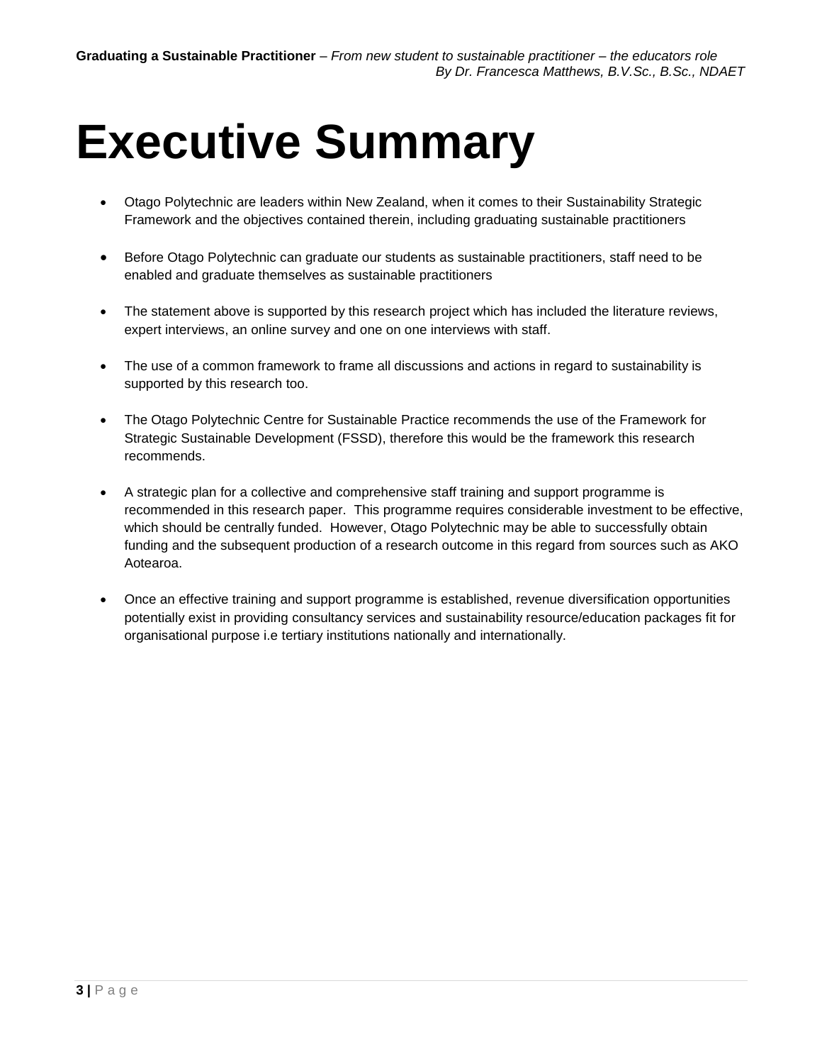# Executive Summary

- Otago Polytechnic are leaders within New Zealand, when it comes to their Sustainability Strategic Framework and the objectives contained therein, including graduating sustainable practitioners

- Before Otago Polytechnic can graduate our students as sustainable practitioners, staff need to be enabled and graduate themselves as sustainable practitioners

- The statement above is supported by this research project which has included the literature reviews, expert interviews, an online survey and one on one interviews with staff.

- The use of a common framework to frame all discussions and actions in regard to sustainability is supported by this research too.

- The Otago Polytechnic Centre for Sustainable Practice recommends the use of the Framework for Strategic Sustainable Development (FSSD), therefore this would be the framework this research recommends.

- A strategic plan for a collective and comprehensive staff training and support programme is recommended in this research paper. This programme requires considerable investment to be effective, which should be centrally funded. However, Otago Polytechnic may be able to successfully obtain funding and the subsequent production of a research outcome in this regard from sources such as AKO Aotearoa.

- Once an effective training and support programme is established, revenue diversification opportunities potentially exist in providing consultancy services and sustainability resource/education packages fit for organisational purpose i.e tertiary institutions nationally and internationally.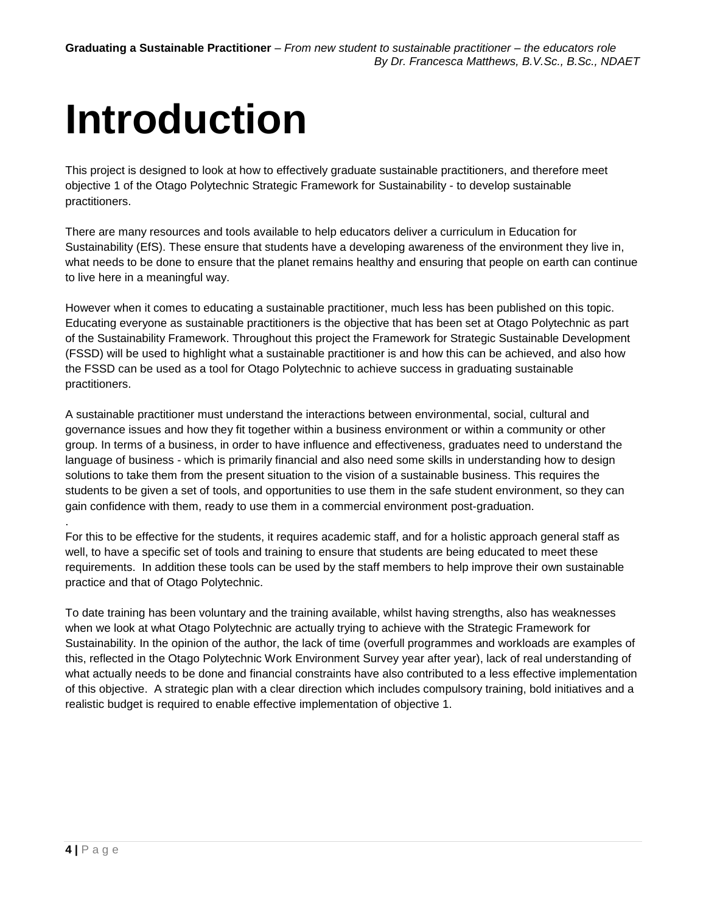# Introduction

This project is designed to look at how to effectively graduate sustainable practitioners, and therefore meet objective 1 of the Otago Polytechnic Strategic Framework for Sustainability - to develop sustainable practitioners.

There are many resources and tools available to help educators deliver a curriculum in Education for Sustainability (EfS). These ensure that students have a developing awareness of the environment they live in, what needs to be done to ensure that the planet remains healthy and ensuring that people on earth can continue to live here in a meaningful way.

However when it comes to educating a sustainable practitioner, much less has been published on this topic. Educating everyone as sustainable practitioners is the objective that has been set at Otago Polytechnic as part of the Sustainability Framework. Throughout this project the Framework for Strategic Sustainable Development (FSSD) will be used to highlight what a sustainable practitioner is and how this can be achieved, and also how the FSSD can be used as a tool for Otago Polytechnic to achieve success in graduating sustainable practitioners.

A sustainable practitioner must understand the interactions between environmental, social, cultural and governance issues and how they fit together within a business environment or within a community or other group. In terms of a business, in order to have influence and effectiveness, graduates need to understand the language of business - which is primarily financial and also need some skills in understanding how to design solutions to take them from the present situation to the vision of a sustainable business. This requires the students to be given a set of tools, and opportunities to use them in the safe student environment, so they can gain confidence with them, ready to use them in a commercial environment post-graduation.

.

For this to be effective for the students, it requires academic staff, and for a holistic approach general staff as well, to have a specific set of tools and training to ensure that students are being educated to meet these requirements. In addition these tools can be used by the staff members to help improve their own sustainable practice and that of Otago Polytechnic.

To date training has been voluntary and the training available, whilst having strengths, also has weaknesses when we look at what Otago Polytechnic are actually trying to achieve with the Strategic Framework for Sustainability. In the opinion of the author, the lack of time (overfull programmes and workloads are examples of this, reflected in the Otago Polytechnic Work Environment Survey year after year), lack of real understanding of what actually needs to be done and financial constraints have also contributed to a less effective implementation of this objective. A strategic plan with a clear direction which includes compulsory training, bold initiatives and a realistic budget is required to enable effective implementation of objective 1.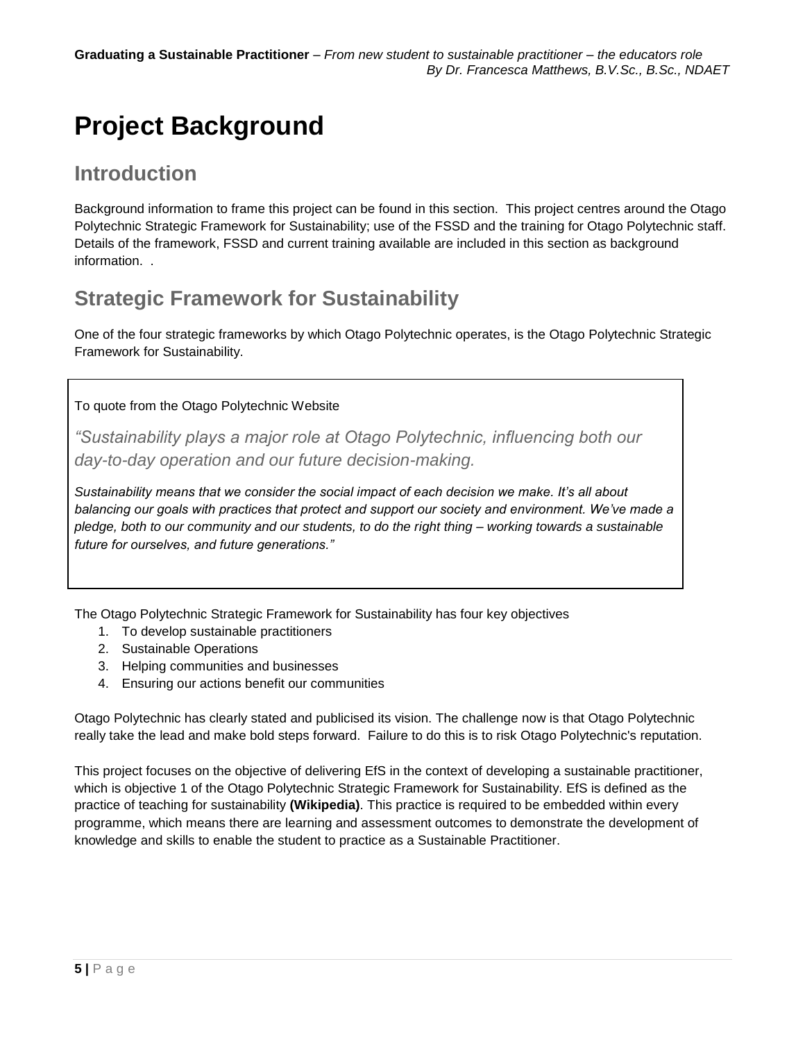# Project Background

## Introduction

Background information to frame this project can be found in this section. This project centres around the Otago Polytechnic Strategic Framework for Sustainability; use of the FSSD and the training for Otago Polytechnic staff. Details of the framework, FSSD and current training available are included in this section as background information. .

## Strategic Framework for Sustainability

One of the four strategic frameworks by which Otago Polytechnic operates, is the Otago Polytechnic Strategic Framework for Sustainability.

> To quote from the Otago Polytechnic Website
>
> *“Sustainability plays a major role at Otago Polytechnic, influencing both our day-to-day operation and our future decision-making.*
>
> *Sustainability means that we consider the social impact of each decision we make. It’s all about balancing our goals with practices that protect and support our society and environment. We’ve made a pledge, both to our community and our students, to do the right thing – working towards a sustainable future for ourselves, and future generations.”*

The Otago Polytechnic Strategic Framework for Sustainability has four key objectives

1. To develop sustainable practitioners
2. Sustainable Operations
3. Helping communities and businesses
4. Ensuring our actions benefit our communities

Otago Polytechnic has clearly stated and publicised its vision. The challenge now is that Otago Polytechnic really take the lead and make bold steps forward. Failure to do this is to risk Otago Polytechnic's reputation.

This project focuses on the objective of delivering EfS in the context of developing a sustainable practitioner, which is objective 1 of the Otago Polytechnic Strategic Framework for Sustainability. EfS is defined as the practice of teaching for sustainability **(Wikipedia)**. This practice is required to be embedded within every programme, which means there are learning and assessment outcomes to demonstrate the development of knowledge and skills to enable the student to practice as a Sustainable Practitioner.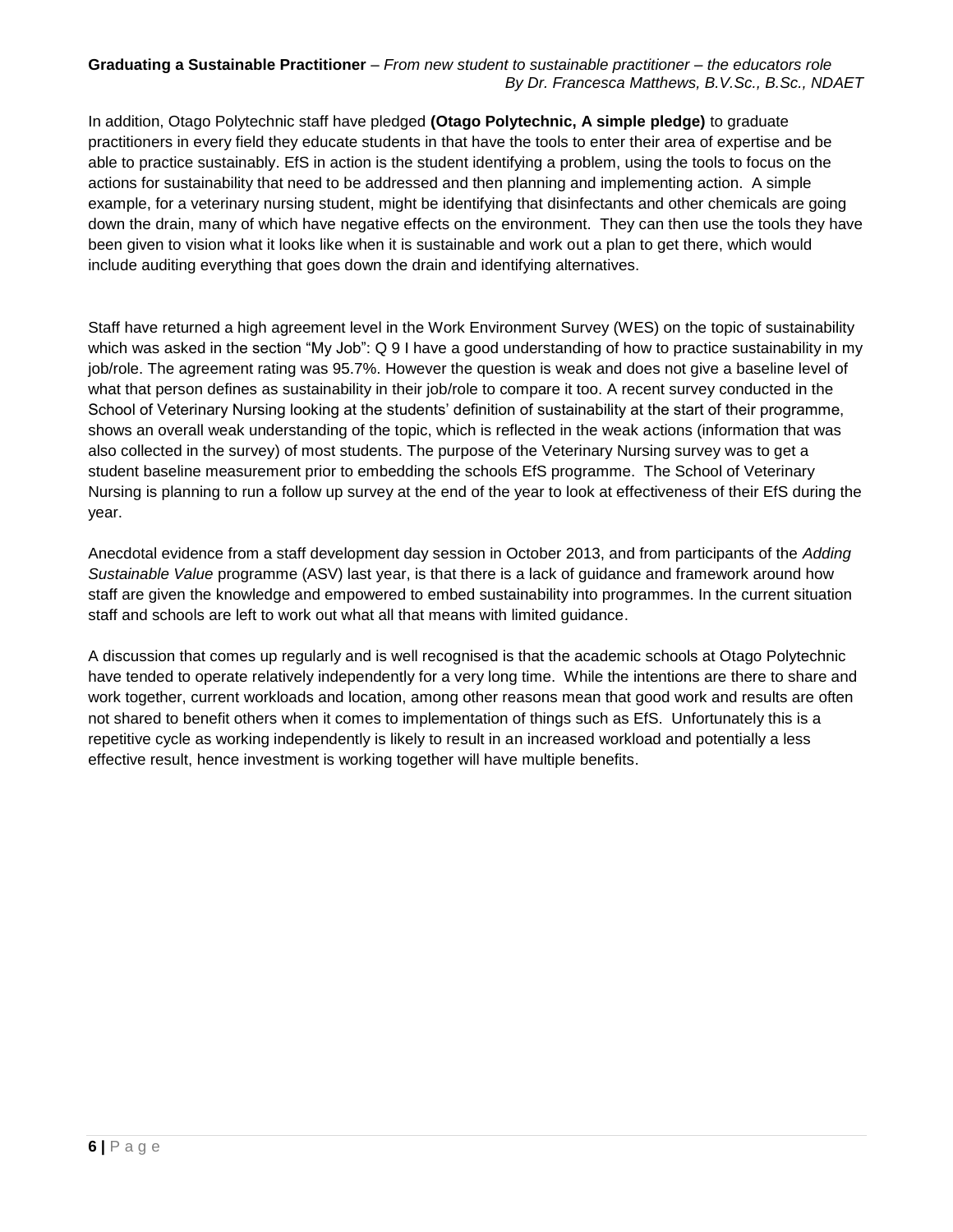In addition, Otago Polytechnic staff have pledged **(Otago Polytechnic, A simple pledge)** to graduate practitioners in every field they educate students in that have the tools to enter their area of expertise and be able to practice sustainably. EfS in action is the student identifying a problem, using the tools to focus on the actions for sustainability that need to be addressed and then planning and implementing action. A simple example, for a veterinary nursing student, might be identifying that disinfectants and other chemicals are going down the drain, many of which have negative effects on the environment. They can then use the tools they have been given to vision what it looks like when it is sustainable and work out a plan to get there, which would include auditing everything that goes down the drain and identifying alternatives.

Staff have returned a high agreement level in the Work Environment Survey (WES) on the topic of sustainability which was asked in the section "My Job": Q 9 I have a good understanding of how to practice sustainability in my job/role. The agreement rating was 95.7%. However the question is weak and does not give a baseline level of what that person defines as sustainability in their job/role to compare it too. A recent survey conducted in the School of Veterinary Nursing looking at the students' definition of sustainability at the start of their programme, shows an overall weak understanding of the topic, which is reflected in the weak actions (information that was also collected in the survey) of most students. The purpose of the Veterinary Nursing survey was to get a student baseline measurement prior to embedding the schools EfS programme. The School of Veterinary Nursing is planning to run a follow up survey at the end of the year to look at effectiveness of their EfS during the year.

Anecdotal evidence from a staff development day session in October 2013, and from participants of the *Adding Sustainable Value* programme (ASV) last year, is that there is a lack of guidance and framework around how staff are given the knowledge and empowered to embed sustainability into programmes. In the current situation staff and schools are left to work out what all that means with limited guidance.

A discussion that comes up regularly and is well recognised is that the academic schools at Otago Polytechnic have tended to operate relatively independently for a very long time. While the intentions are there to share and work together, current workloads and location, among other reasons mean that good work and results are often not shared to benefit others when it comes to implementation of things such as EfS. Unfortunately this is a repetitive cycle as working independently is likely to result in an increased workload and potentially a less effective result, hence investment is working together will have multiple benefits.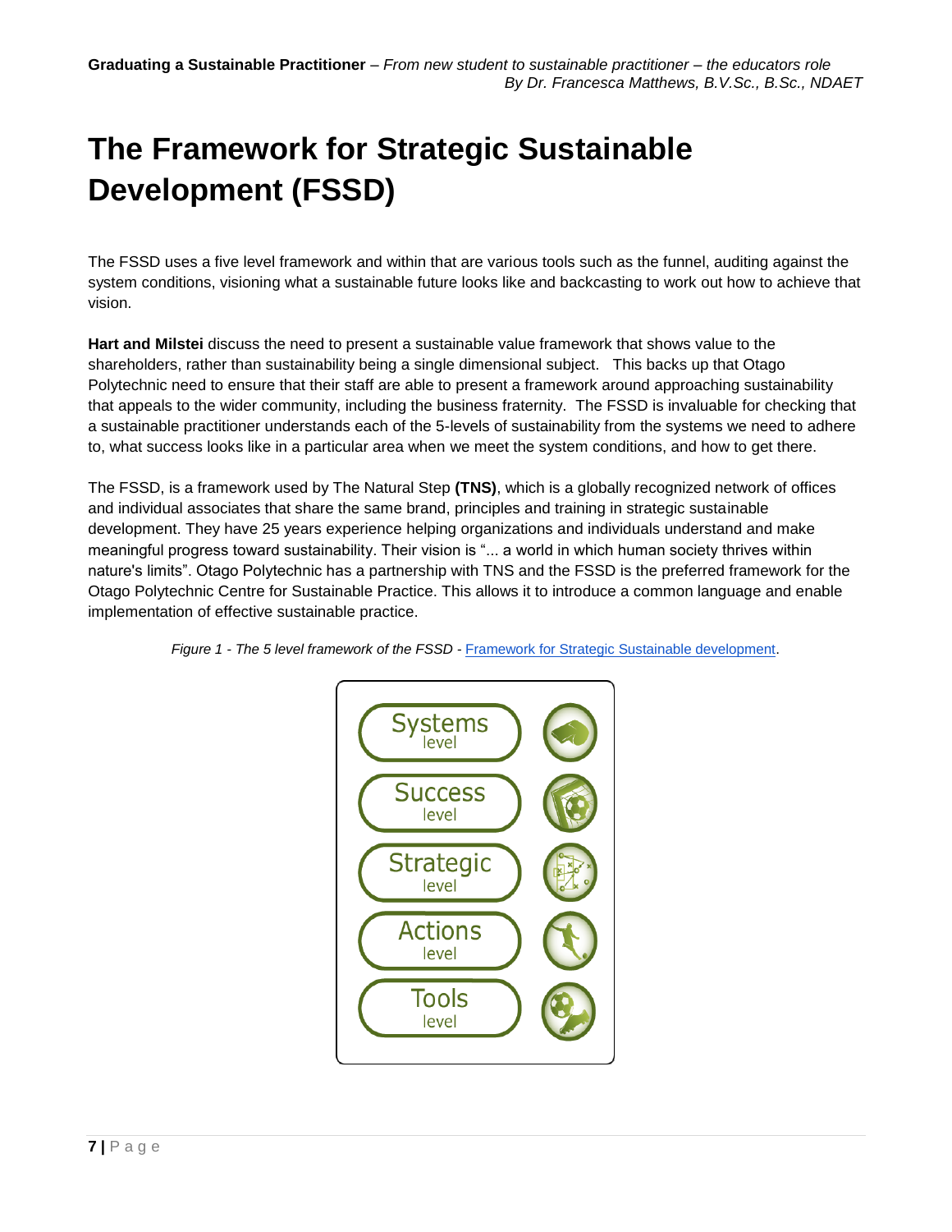# The Framework for Strategic Sustainable Development (FSSD)

The FSSD uses a five level framework and within that are various tools such as the funnel, auditing against the system conditions, visioning what a sustainable future looks like and backcasting to work out how to achieve that vision.

**Hart and Milstei** discuss the need to present a sustainable value framework that shows value to the shareholders, rather than sustainability being a single dimensional subject. This backs up that Otago Polytechnic need to ensure that their staff are able to present a framework around approaching sustainability that appeals to the wider community, including the business fraternity. The FSSD is invaluable for checking that a sustainable practitioner understands each of the 5-levels of sustainability from the systems we need to adhere to, what success looks like in a particular area when we meet the system conditions, and how to get there.

The FSSD, is a framework used by The Natural Step **(TNS)**, which is a globally recognized network of offices and individual associates that share the same brand, principles and training in strategic sustainable development. They have 25 years experience helping organizations and individuals understand and make meaningful progress toward sustainability. Their vision is "... a world in which human society thrives within nature's limits". Otago Polytechnic has a partnership with TNS and the FSSD is the preferred framework for the Otago Polytechnic Centre for Sustainable Practice. This allows it to introduce a common language and enable implementation of effective sustainable practice.

*Figure 1 - The 5 level framework of the FSSD -* [Framework for Strategic Sustainable development](Framework for Strategic Sustainable development).

Systems level

Success level

Strategic level

Actions level

Tools level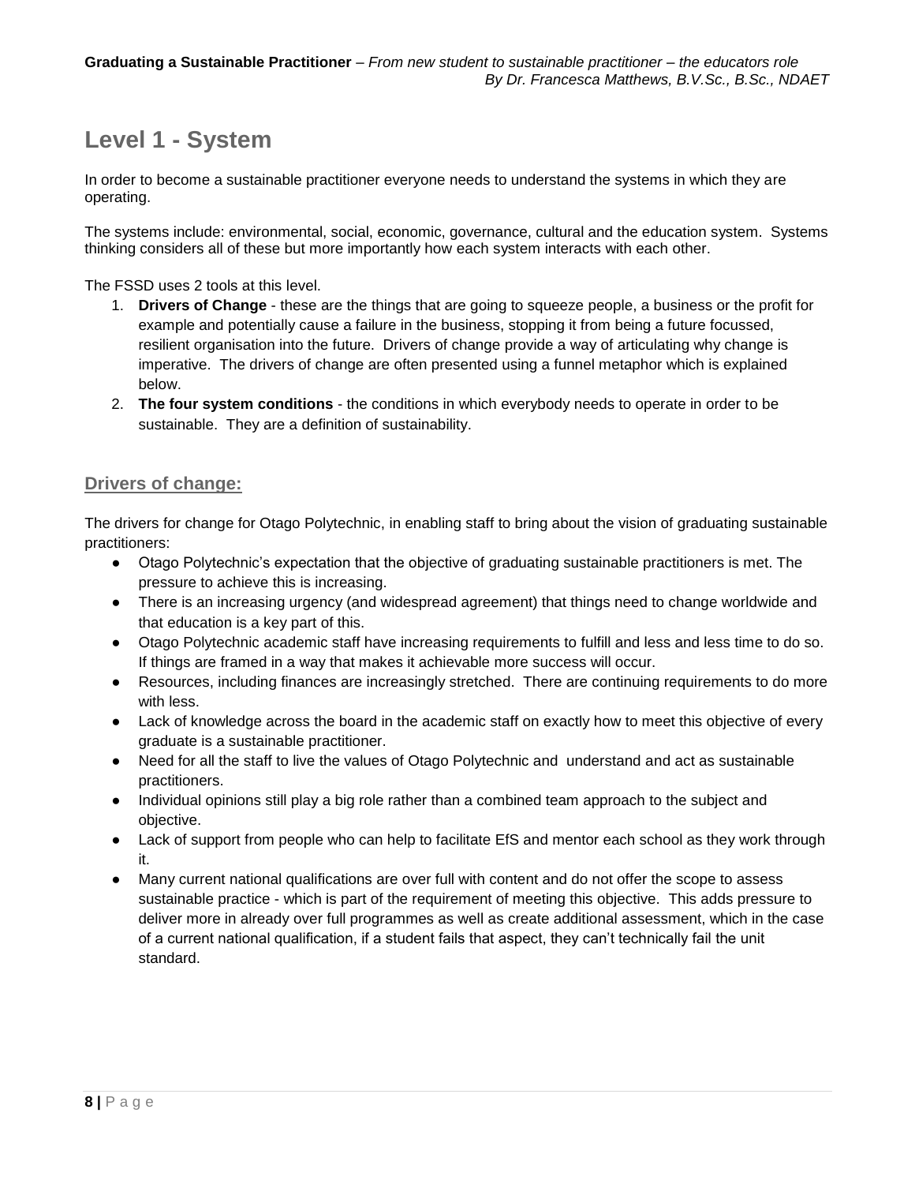# Level 1 - System

In order to become a sustainable practitioner everyone needs to understand the systems in which they are operating.

The systems include: environmental, social, economic, governance, cultural and the education system. Systems thinking considers all of these but more importantly how each system interacts with each other.

The FSSD uses 2 tools at this level.

1. **Drivers of Change** - these are the things that are going to squeeze people, a business or the profit for example and potentially cause a failure in the business, stopping it from being a future focussed, resilient organisation into the future. Drivers of change provide a way of articulating why change is imperative. The drivers of change are often presented using a funnel metaphor which is explained below.
2. **The four system conditions** - the conditions in which everybody needs to operate in order to be sustainable. They are a definition of sustainability.

## Drivers of change:

The drivers for change for Otago Polytechnic, in enabling staff to bring about the vision of graduating sustainable practitioners:

- Otago Polytechnic's expectation that the objective of graduating sustainable practitioners is met. The pressure to achieve this is increasing.
- There is an increasing urgency (and widespread agreement) that things need to change worldwide and that education is a key part of this.
- Otago Polytechnic academic staff have increasing requirements to fulfill and less and less time to do so. If things are framed in a way that makes it achievable more success will occur.
- Resources, including finances are increasingly stretched. There are continuing requirements to do more with less.
- Lack of knowledge across the board in the academic staff on exactly how to meet this objective of every graduate is a sustainable practitioner.
- Need for all the staff to live the values of Otago Polytechnic and understand and act as sustainable practitioners.
- Individual opinions still play a big role rather than a combined team approach to the subject and objective.
- Lack of support from people who can help to facilitate EfS and mentor each school as they work through it.
- Many current national qualifications are over full with content and do not offer the scope to assess sustainable practice - which is part of the requirement of meeting this objective. This adds pressure to deliver more in already over full programmes as well as create additional assessment, which in the case of a current national qualification, if a student fails that aspect, they can't technically fail the unit standard.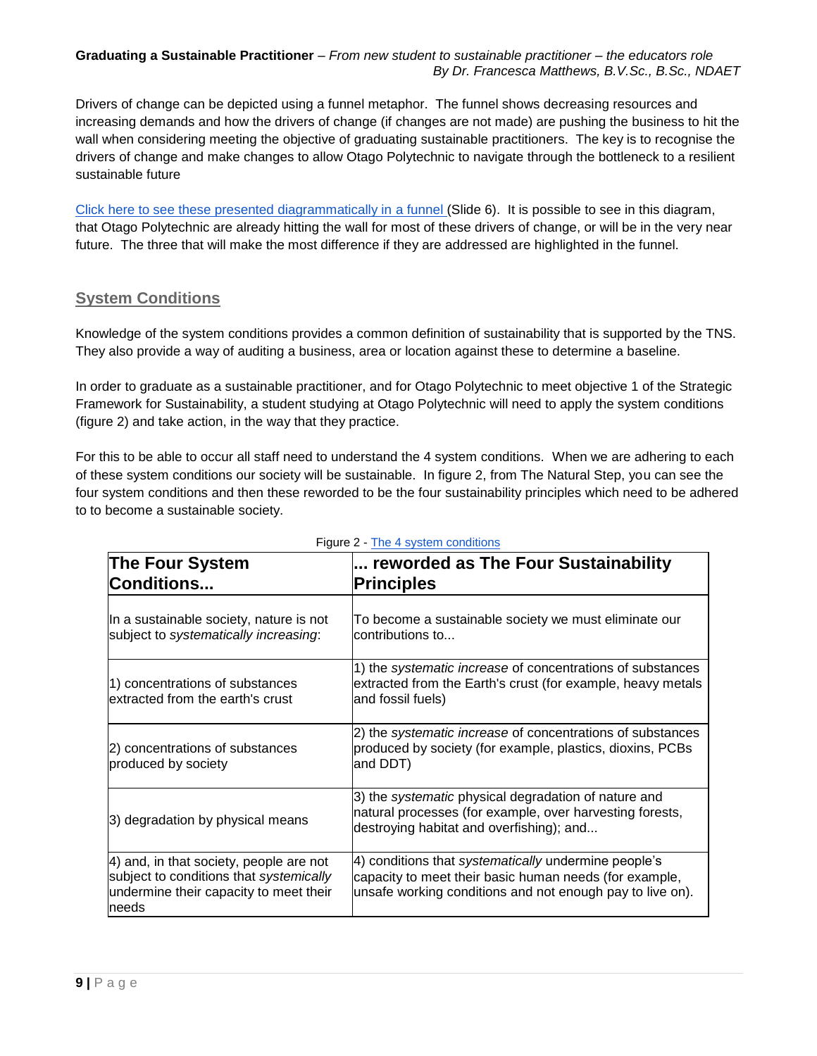Drivers of change can be depicted using a funnel metaphor. The funnel shows decreasing resources and increasing demands and how the drivers of change (if changes are not made) are pushing the business to hit the wall when considering meeting the objective of graduating sustainable practitioners. The key is to recognise the drivers of change and make changes to allow Otago Polytechnic to navigate through the bottleneck to a resilient sustainable future

Click here to see these presented diagrammatically in a funnel (Slide 6). It is possible to see in this diagram, that Otago Polytechnic are already hitting the wall for most of these drivers of change, or will be in the very near future. The three that will make the most difference if they are addressed are highlighted in the funnel.

## System Conditions

Knowledge of the system conditions provides a common definition of sustainability that is supported by the TNS. They also provide a way of auditing a business, area or location against these to determine a baseline.

In order to graduate as a sustainable practitioner, and for Otago Polytechnic to meet objective 1 of the Strategic Framework for Sustainability, a student studying at Otago Polytechnic will need to apply the system conditions (figure 2) and take action, in the way that they practice.

For this to be able to occur all staff need to understand the 4 system conditions. When we are adhering to each of these system conditions our society will be sustainable. In figure 2, from The Natural Step, you can see the four system conditions and then these reworded to be the four sustainability principles which need to be adhered to to become a sustainable society.

Figure 2 - The 4 system conditions

| **The Four System Conditions...** | **... reworded as The Four Sustainability Principles** |
|---|---|
| In a sustainable society, nature is not subject to *systematically increasing*: | To become a sustainable society we must eliminate our contributions to... |
| 1) concentrations of substances extracted from the earth's crust | 1) the *systematic increase* of concentrations of substances extracted from the Earth's crust (for example, heavy metals and fossil fuels) |
| 2) concentrations of substances produced by society | 2) the *systematic increase* of concentrations of substances produced by society (for example, plastics, dioxins, PCBs and DDT) |
| 3) degradation by physical means | 3) the *systematic* physical degradation of nature and natural processes (for example, over harvesting forests, destroying habitat and overfishing); and... |
| 4) and, in that society, people are not subject to conditions that *systemically* undermine their capacity to meet their needs | 4) conditions that *systematically* undermine people's capacity to meet their basic human needs (for example, unsafe working conditions and not enough pay to live on). |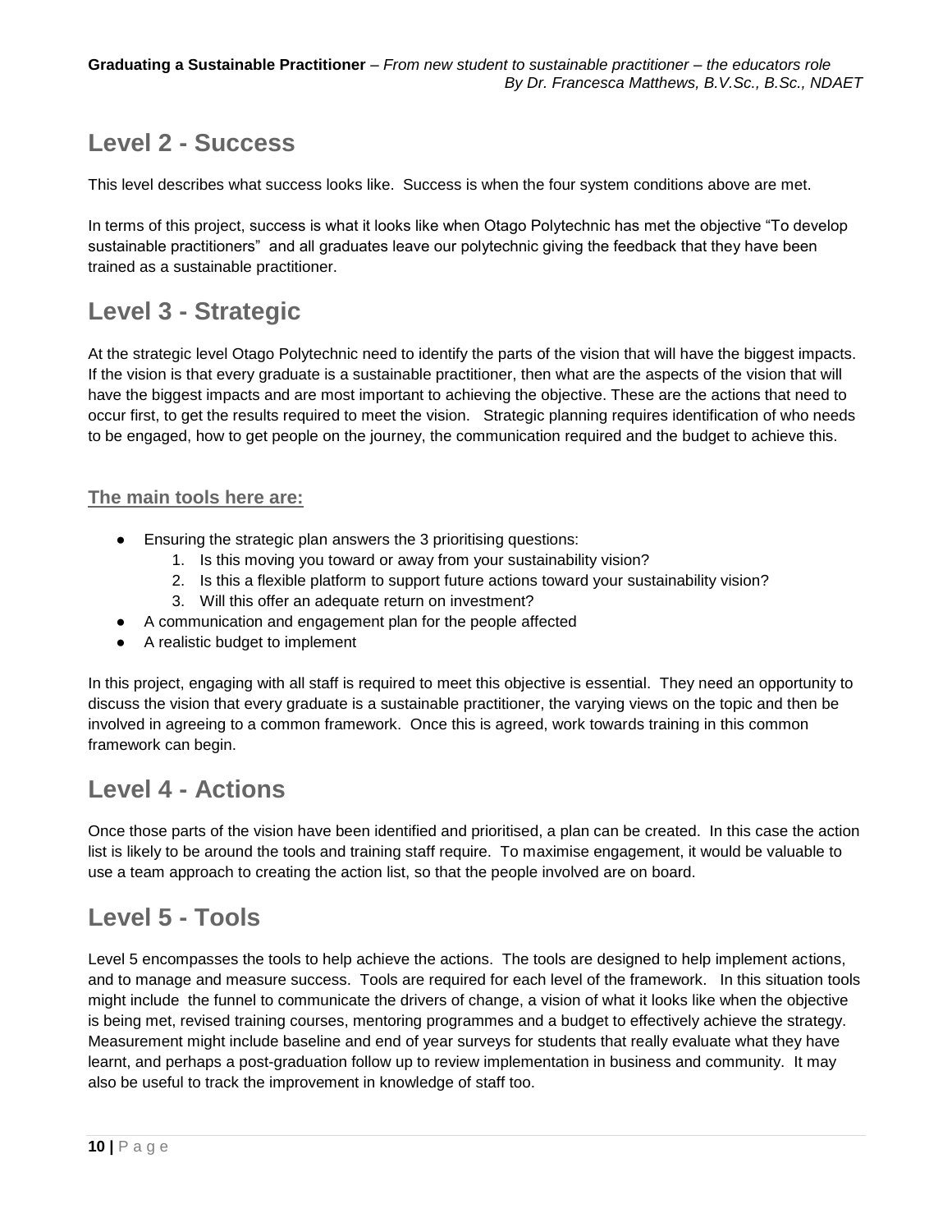## Level 2 - Success

This level describes what success looks like. Success is when the four system conditions above are met.

In terms of this project, success is what it looks like when Otago Polytechnic has met the objective "To develop sustainable practitioners" and all graduates leave our polytechnic giving the feedback that they have been trained as a sustainable practitioner.

## Level 3 - Strategic

At the strategic level Otago Polytechnic need to identify the parts of the vision that will have the biggest impacts. If the vision is that every graduate is a sustainable practitioner, then what are the aspects of the vision that will have the biggest impacts and are most important to achieving the objective. These are the actions that need to occur first, to get the results required to meet the vision. Strategic planning requires identification of who needs to be engaged, how to get people on the journey, the communication required and the budget to achieve this.

### The main tools here are:

- Ensuring the strategic plan answers the 3 prioritising questions:
    1. Is this moving you toward or away from your sustainability vision?
    2. Is this a flexible platform to support future actions toward your sustainability vision?
    3. Will this offer an adequate return on investment?
- A communication and engagement plan for the people affected
- A realistic budget to implement

In this project, engaging with all staff is required to meet this objective is essential. They need an opportunity to discuss the vision that every graduate is a sustainable practitioner, the varying views on the topic and then be involved in agreeing to a common framework. Once this is agreed, work towards training in this common framework can begin.

## Level 4 - Actions

Once those parts of the vision have been identified and prioritised, a plan can be created. In this case the action list is likely to be around the tools and training staff require. To maximise engagement, it would be valuable to use a team approach to creating the action list, so that the people involved are on board.

## Level 5 - Tools

Level 5 encompasses the tools to help achieve the actions. The tools are designed to help implement actions, and to manage and measure success. Tools are required for each level of the framework. In this situation tools might include the funnel to communicate the drivers of change, a vision of what it looks like when the objective is being met, revised training courses, mentoring programmes and a budget to effectively achieve the strategy. Measurement might include baseline and end of year surveys for students that really evaluate what they have learnt, and perhaps a post-graduation follow up to review implementation in business and community. It may also be useful to track the improvement in knowledge of staff too.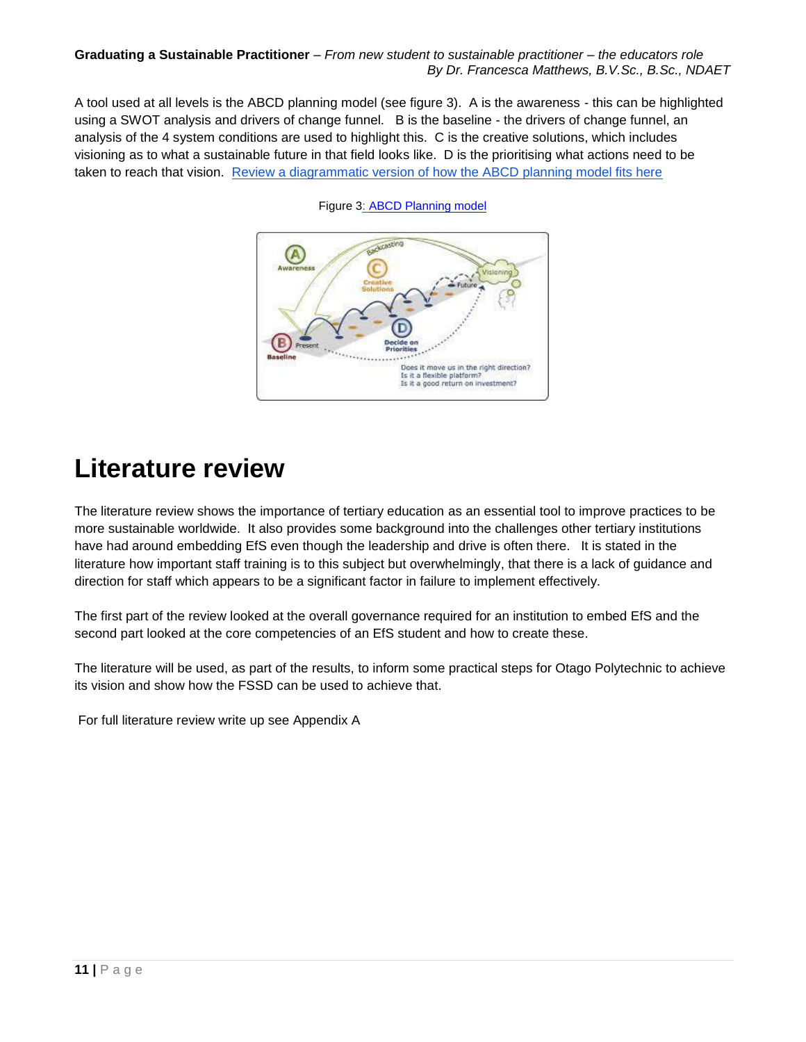A tool used at all levels is the ABCD planning model (see figure 3). A is the awareness - this can be highlighted using a SWOT analysis and drivers of change funnel. B is the baseline - the drivers of change funnel, an analysis of the 4 system conditions are used to highlight this. C is the creative solutions, which includes visioning as to what a sustainable future in that field looks like. D is the prioritising what actions need to be taken to reach that vision. Review a diagrammatic version of how the ABCD planning model fits here

Figure 3: ABCD Planning model

# Literature review

The literature review shows the importance of tertiary education as an essential tool to improve practices to be more sustainable worldwide. It also provides some background into the challenges other tertiary institutions have had around embedding EfS even though the leadership and drive is often there. It is stated in the literature how important staff training is to this subject but overwhelmingly, that there is a lack of guidance and direction for staff which appears to be a significant factor in failure to implement effectively.

The first part of the review looked at the overall governance required for an institution to embed EfS and the second part looked at the core competencies of an EfS student and how to create these.

The literature will be used, as part of the results, to inform some practical steps for Otago Polytechnic to achieve its vision and show how the FSSD can be used to achieve that.

For full literature review write up see Appendix A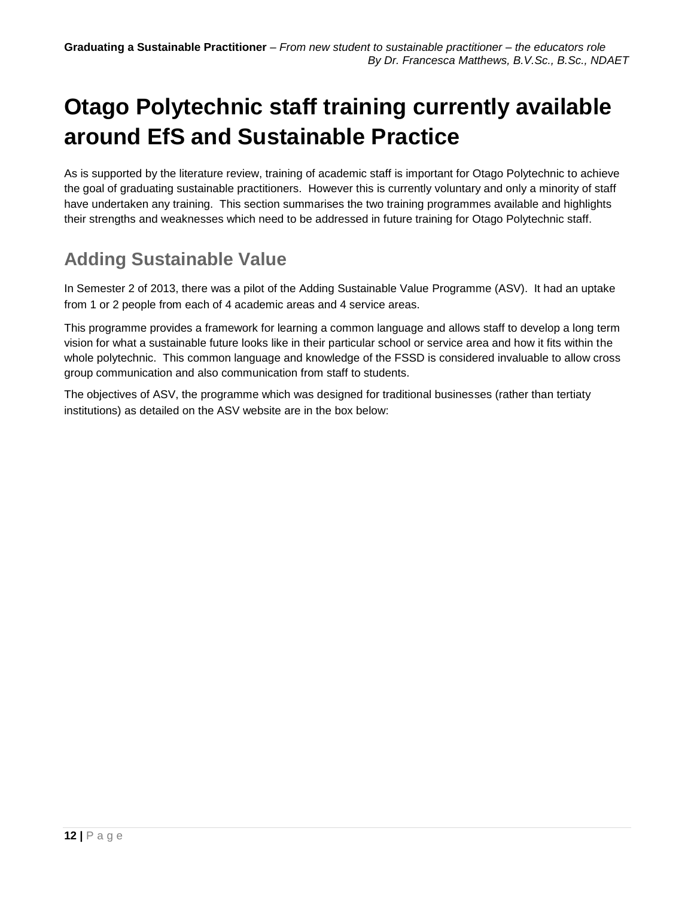# Otago Polytechnic staff training currently available around EfS and Sustainable Practice

As is supported by the literature review, training of academic staff is important for Otago Polytechnic to achieve the goal of graduating sustainable practitioners. However this is currently voluntary and only a minority of staff have undertaken any training. This section summarises the two training programmes available and highlights their strengths and weaknesses which need to be addressed in future training for Otago Polytechnic staff.

## Adding Sustainable Value

In Semester 2 of 2013, there was a pilot of the Adding Sustainable Value Programme (ASV). It had an uptake from 1 or 2 people from each of 4 academic areas and 4 service areas.

This programme provides a framework for learning a common language and allows staff to develop a long term vision for what a sustainable future looks like in their particular school or service area and how it fits within the whole polytechnic. This common language and knowledge of the FSSD is considered invaluable to allow cross group communication and also communication from staff to students.

The objectives of ASV, the programme which was designed for traditional businesses (rather than tertiaty institutions) as detailed on the ASV website are in the box below: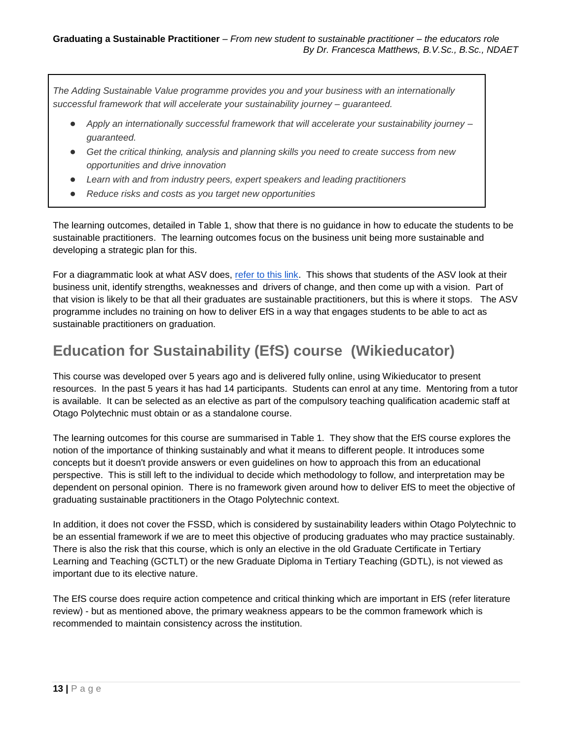*The Adding Sustainable Value programme provides you and your business with an internationally successful framework that will accelerate your sustainability journey – guaranteed.*

- *Apply an internationally successful framework that will accelerate your sustainability journey – guaranteed.*
- *Get the critical thinking, analysis and planning skills you need to create success from new opportunities and drive innovation*
- *Learn with and from industry peers, expert speakers and leading practitioners*
- *Reduce risks and costs as you target new opportunities*

The learning outcomes, detailed in Table 1, show that there is no guidance in how to educate the students to be sustainable practitioners. The learning outcomes focus on the business unit being more sustainable and developing a strategic plan for this.

For a diagrammatic look at what ASV does, refer to this link. This shows that students of the ASV look at their business unit, identify strengths, weaknesses and drivers of change, and then come up with a vision. Part of that vision is likely to be that all their graduates are sustainable practitioners, but this is where it stops. The ASV programme includes no training on how to deliver EfS in a way that engages students to be able to act as sustainable practitioners on graduation.

## Education for Sustainability (EfS) course (Wikieducator)

This course was developed over 5 years ago and is delivered fully online, using Wikieducator to present resources. In the past 5 years it has had 14 participants. Students can enrol at any time. Mentoring from a tutor is available. It can be selected as an elective as part of the compulsory teaching qualification academic staff at Otago Polytechnic must obtain or as a standalone course.

The learning outcomes for this course are summarised in Table 1. They show that the EfS course explores the notion of the importance of thinking sustainably and what it means to different people. It introduces some concepts but it doesn't provide answers or even guidelines on how to approach this from an educational perspective. This is still left to the individual to decide which methodology to follow, and interpretation may be dependent on personal opinion. There is no framework given around how to deliver EfS to meet the objective of graduating sustainable practitioners in the Otago Polytechnic context.

In addition, it does not cover the FSSD, which is considered by sustainability leaders within Otago Polytechnic to be an essential framework if we are to meet this objective of producing graduates who may practice sustainably. There is also the risk that this course, which is only an elective in the old Graduate Certificate in Tertiary Learning and Teaching (GCTLT) or the new Graduate Diploma in Tertiary Teaching (GDTL), is not viewed as important due to its elective nature.

The EfS course does require action competence and critical thinking which are important in EfS (refer literature review) - but as mentioned above, the primary weakness appears to be the common framework which is recommended to maintain consistency across the institution.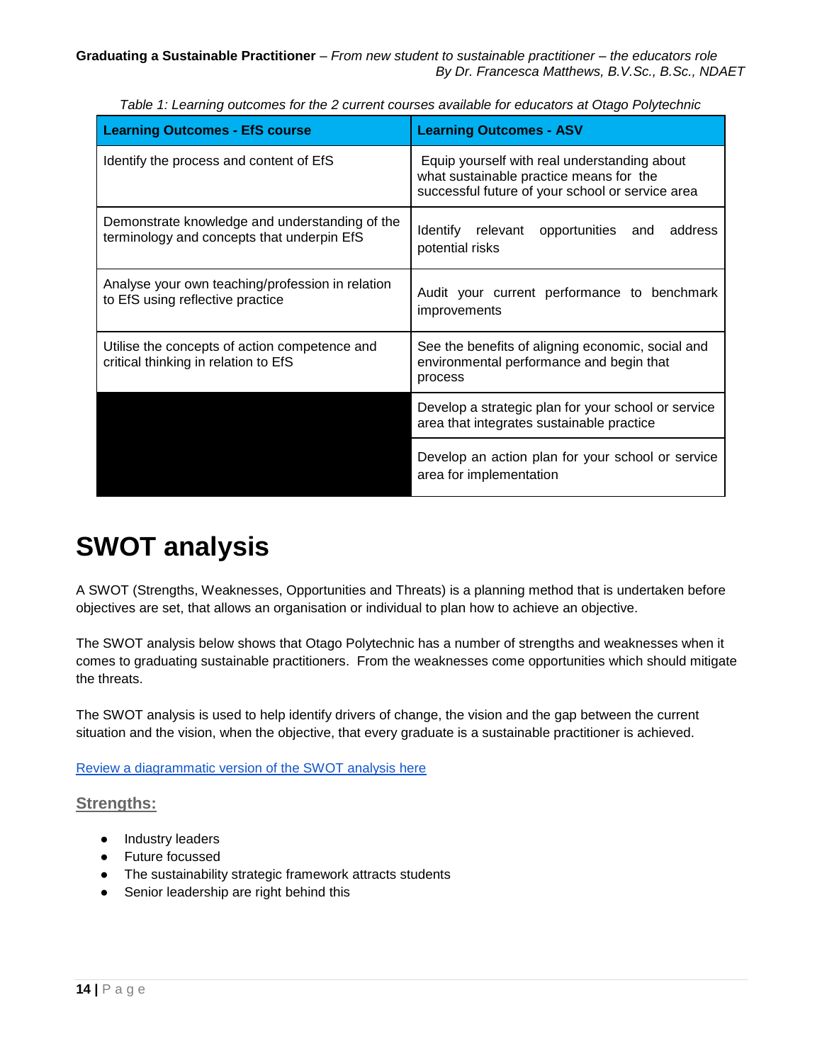*Table 1: Learning outcomes for the 2 current courses available for educators at Otago Polytechnic*

| Learning Outcomes - EfS course | Learning Outcomes - ASV |
| --- | --- |
| Identify the process and content of EfS | Equip yourself with real understanding about what sustainable practice means for the successful future of your school or service area |
| Demonstrate knowledge and understanding of the terminology and concepts that underpin EfS | Identify relevant opportunities and address potential risks |
| Analyse your own teaching/profession in relation to EfS using reflective practice | Audit your current performance to benchmark improvements |
| Utilise the concepts of action competence and critical thinking in relation to EfS | See the benefits of aligning economic, social and environmental performance and begin that process |
| | Develop a strategic plan for your school or service area that integrates sustainable practice |
| | Develop an action plan for your school or service area for implementation |

# SWOT analysis

A SWOT (Strengths, Weaknesses, Opportunities and Threats) is a planning method that is undertaken before objectives are set, that allows an organisation or individual to plan how to achieve an objective.

The SWOT analysis below shows that Otago Polytechnic has a number of strengths and weaknesses when it comes to graduating sustainable practitioners. From the weaknesses come opportunities which should mitigate the threats.

The SWOT analysis is used to help identify drivers of change, the vision and the gap between the current situation and the vision, when the objective, that every graduate is a sustainable practitioner is achieved.

[Review a diagrammatic version of the SWOT analysis here]

## Strengths:

- Industry leaders
- Future focussed
- The sustainability strategic framework attracts students
- Senior leadership are right behind this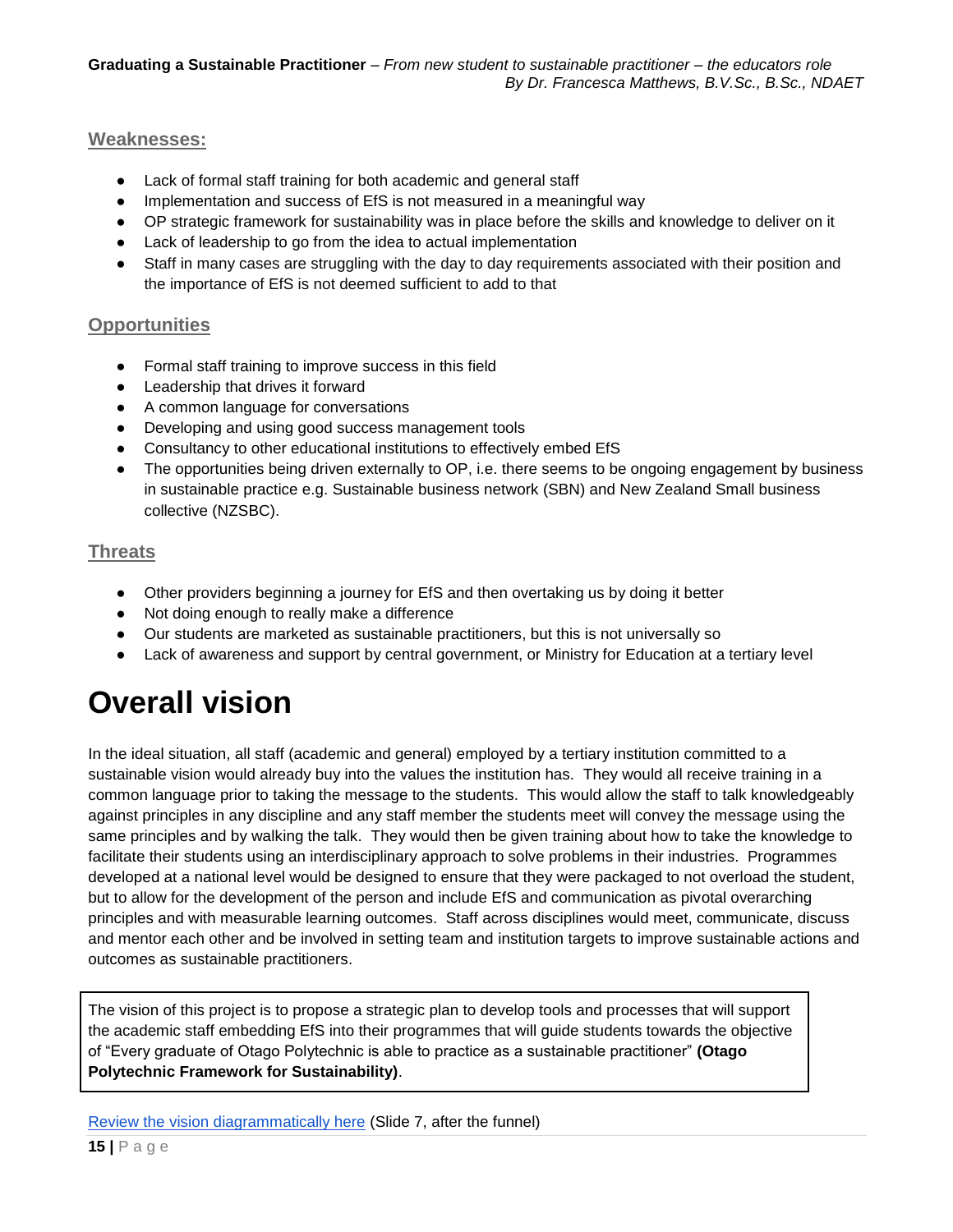## Weaknesses:

- Lack of formal staff training for both academic and general staff
- Implementation and success of EfS is not measured in a meaningful way
- OP strategic framework for sustainability was in place before the skills and knowledge to deliver on it
- Lack of leadership to go from the idea to actual implementation
- Staff in many cases are struggling with the day to day requirements associated with their position and the importance of EfS is not deemed sufficient to add to that

## Opportunities

- Formal staff training to improve success in this field
- Leadership that drives it forward
- A common language for conversations
- Developing and using good success management tools
- Consultancy to other educational institutions to effectively embed EfS
- The opportunities being driven externally to OP, i.e. there seems to be ongoing engagement by business in sustainable practice e.g. Sustainable business network (SBN) and New Zealand Small business collective (NZSBC).

## Threats

- Other providers beginning a journey for EfS and then overtaking us by doing it better
- Not doing enough to really make a difference
- Our students are marketed as sustainable practitioners, but this is not universally so
- Lack of awareness and support by central government, or Ministry for Education at a tertiary level

# Overall vision

In the ideal situation, all staff (academic and general) employed by a tertiary institution committed to a sustainable vision would already buy into the values the institution has. They would all receive training in a common language prior to taking the message to the students. This would allow the staff to talk knowledgeably against principles in any discipline and any staff member the students meet will convey the message using the same principles and by walking the talk. They would then be given training about how to take the knowledge to facilitate their students using an interdisciplinary approach to solve problems in their industries. Programmes developed at a national level would be designed to ensure that they were packaged to not overload the student, but to allow for the development of the person and include EfS and communication as pivotal overarching principles and with measurable learning outcomes. Staff across disciplines would meet, communicate, discuss and mentor each other and be involved in setting team and institution targets to improve sustainable actions and outcomes as sustainable practitioners.

The vision of this project is to propose a strategic plan to develop tools and processes that will support the academic staff embedding EfS into their programmes that will guide students towards the objective of "Every graduate of Otago Polytechnic is able to practice as a sustainable practitioner" **(Otago Polytechnic Framework for Sustainability)**.

[Review the vision diagrammatically here](#) (Slide 7, after the funnel)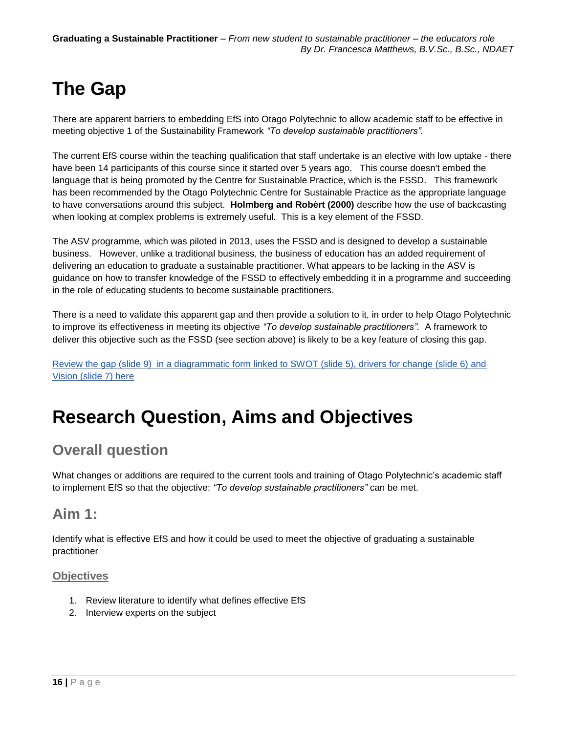# The Gap

There are apparent barriers to embedding EfS into Otago Polytechnic to allow academic staff to be effective in meeting objective 1 of the Sustainability Framework *"To develop sustainable practitioners".*

The current EfS course within the teaching qualification that staff undertake is an elective with low uptake - there have been 14 participants of this course since it started over 5 years ago. This course doesn't embed the language that is being promoted by the Centre for Sustainable Practice, which is the FSSD. This framework has been recommended by the Otago Polytechnic Centre for Sustainable Practice as the appropriate language to have conversations around this subject. **Holmberg and Robèrt (2000)** describe how the use of backcasting when looking at complex problems is extremely useful. This is a key element of the FSSD.

The ASV programme, which was piloted in 2013, uses the FSSD and is designed to develop a sustainable business. However, unlike a traditional business, the business of education has an added requirement of delivering an education to graduate a sustainable practitioner. What appears to be lacking in the ASV is guidance on how to transfer knowledge of the FSSD to effectively embedding it in a programme and succeeding in the role of educating students to become sustainable practitioners.

There is a need to validate this apparent gap and then provide a solution to it, in order to help Otago Polytechnic to improve its effectiveness in meeting its objective *"To develop sustainable practitioners".* A framework to deliver this objective such as the FSSD (see section above) is likely to be a key feature of closing this gap.

Review the gap (slide 9) in a diagrammatic form linked to SWOT (slide 5), drivers for change (slide 6) and Vision (slide 7) here

# Research Question, Aims and Objectives

## Overall question

What changes or additions are required to the current tools and training of Otago Polytechnic's academic staff to implement EfS so that the objective: *"To develop sustainable practitioners"* can be met.

## Aim 1:

Identify what is effective EfS and how it could be used to meet the objective of graduating a sustainable practitioner

### Objectives

1. Review literature to identify what defines effective EfS
2. Interview experts on the subject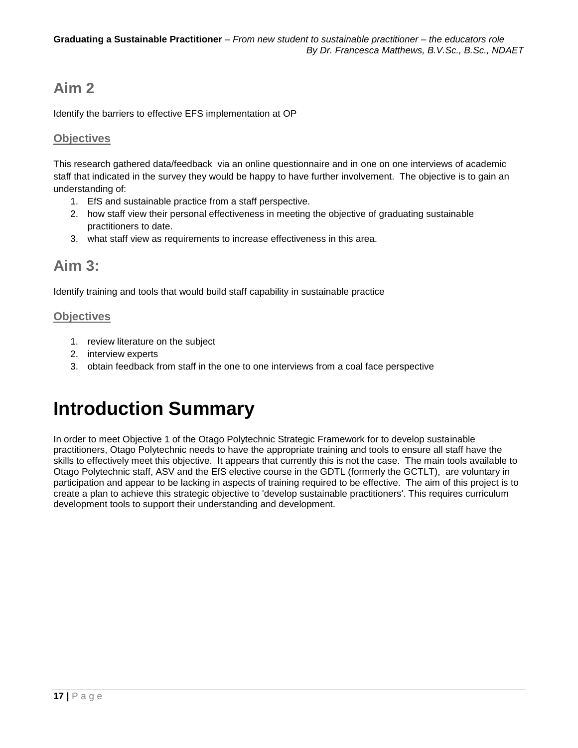## Aim 2

Identify the barriers to effective EFS implementation at OP

### Objectives

This research gathered data/feedback via an online questionnaire and in one on one interviews of academic staff that indicated in the survey they would be happy to have further involvement. The objective is to gain an understanding of:

1. EfS and sustainable practice from a staff perspective.
2. how staff view their personal effectiveness in meeting the objective of graduating sustainable practitioners to date.
3. what staff view as requirements to increase effectiveness in this area.

## Aim 3:

Identify training and tools that would build staff capability in sustainable practice

### Objectives

1. review literature on the subject
2. interview experts
3. obtain feedback from staff in the one to one interviews from a coal face perspective

# Introduction Summary

In order to meet Objective 1 of the Otago Polytechnic Strategic Framework for to develop sustainable practitioners, Otago Polytechnic needs to have the appropriate training and tools to ensure all staff have the skills to effectively meet this objective. It appears that currently this is not the case. The main tools available to Otago Polytechnic staff, ASV and the EfS elective course in the GDTL (formerly the GCTLT), are voluntary in participation and appear to be lacking in aspects of training required to be effective. The aim of this project is to create a plan to achieve this strategic objective to 'develop sustainable practitioners'. This requires curriculum development tools to support their understanding and development.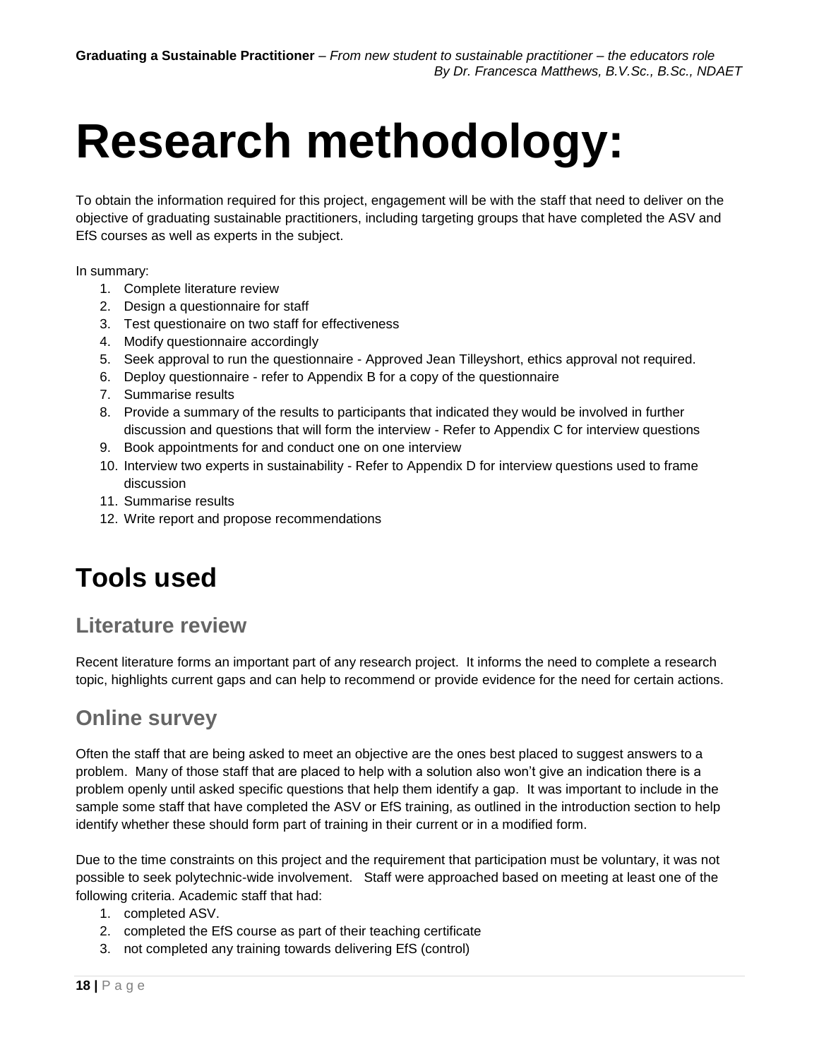# Research methodology:

To obtain the information required for this project, engagement will be with the staff that need to deliver on the objective of graduating sustainable practitioners, including targeting groups that have completed the ASV and EfS courses as well as experts in the subject.

In summary:

1. Complete literature review
2. Design a questionnaire for staff
3. Test questionaire on two staff for effectiveness
4. Modify questionnaire accordingly
5. Seek approval to run the questionnaire - Approved Jean Tilleyshort, ethics approval not required.
6. Deploy questionnaire - refer to Appendix B for a copy of the questionnaire
7. Summarise results
8. Provide a summary of the results to participants that indicated they would be involved in further discussion and questions that will form the interview - Refer to Appendix C for interview questions
9. Book appointments for and conduct one on one interview
10. Interview two experts in sustainability - Refer to Appendix D for interview questions used to frame discussion
11. Summarise results
12. Write report and propose recommendations

## Tools used

### Literature review

Recent literature forms an important part of any research project. It informs the need to complete a research topic, highlights current gaps and can help to recommend or provide evidence for the need for certain actions.

### Online survey

Often the staff that are being asked to meet an objective are the ones best placed to suggest answers to a problem. Many of those staff that are placed to help with a solution also won't give an indication there is a problem openly until asked specific questions that help them identify a gap. It was important to include in the sample some staff that have completed the ASV or EfS training, as outlined in the introduction section to help identify whether these should form part of training in their current or in a modified form.

Due to the time constraints on this project and the requirement that participation must be voluntary, it was not possible to seek polytechnic-wide involvement. Staff were approached based on meeting at least one of the following criteria. Academic staff that had:

1. completed ASV.
2. completed the EfS course as part of their teaching certificate
3. not completed any training towards delivering EfS (control)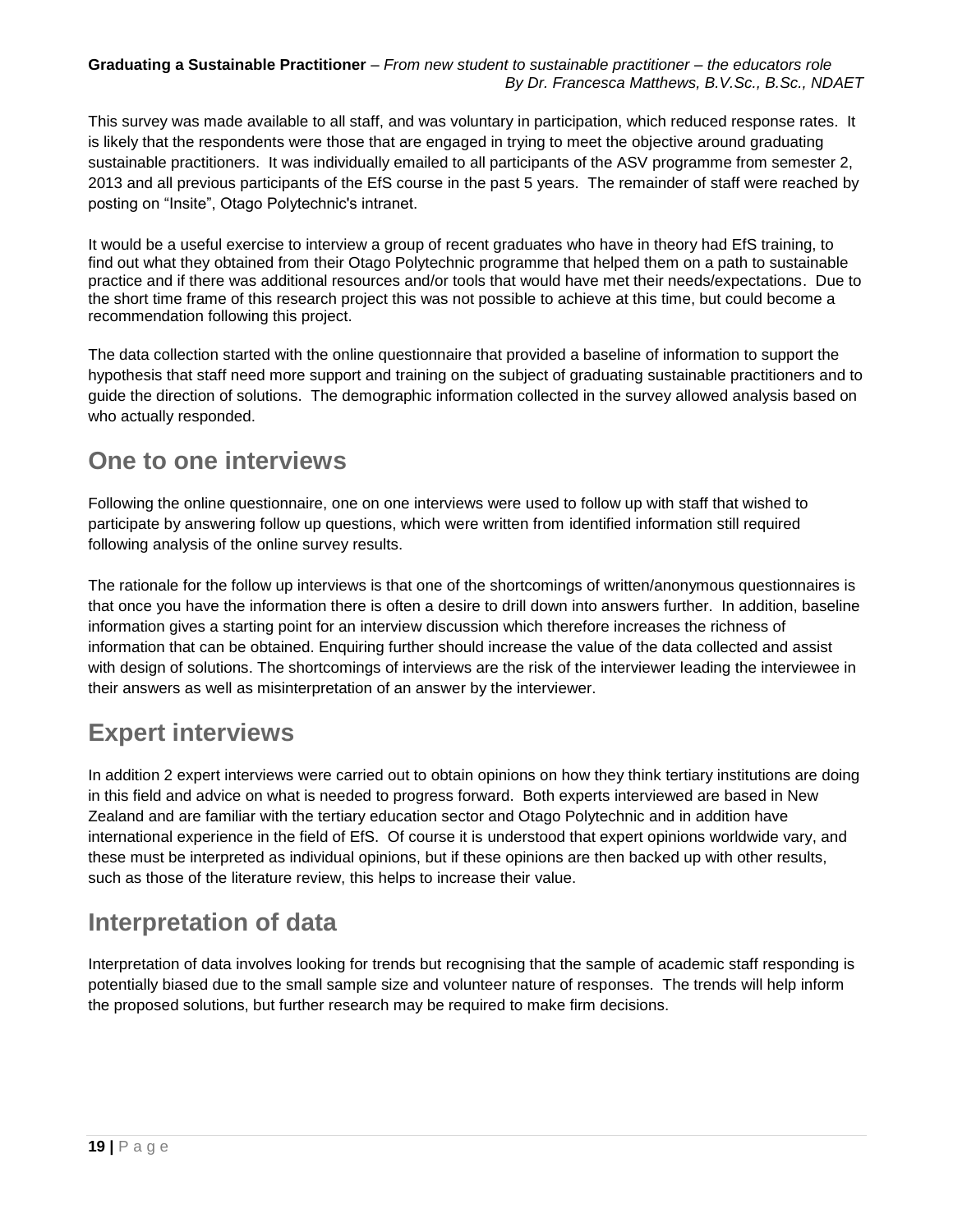This survey was made available to all staff, and was voluntary in participation, which reduced response rates. It is likely that the respondents were those that are engaged in trying to meet the objective around graduating sustainable practitioners. It was individually emailed to all participants of the ASV programme from semester 2, 2013 and all previous participants of the EfS course in the past 5 years. The remainder of staff were reached by posting on “Insite”, Otago Polytechnic's intranet.

It would be a useful exercise to interview a group of recent graduates who have in theory had EfS training, to find out what they obtained from their Otago Polytechnic programme that helped them on a path to sustainable practice and if there was additional resources and/or tools that would have met their needs/expectations. Due to the short time frame of this research project this was not possible to achieve at this time, but could become a recommendation following this project.

The data collection started with the online questionnaire that provided a baseline of information to support the hypothesis that staff need more support and training on the subject of graduating sustainable practitioners and to guide the direction of solutions. The demographic information collected in the survey allowed analysis based on who actually responded.

## One to one interviews

Following the online questionnaire, one on one interviews were used to follow up with staff that wished to participate by answering follow up questions, which were written from identified information still required following analysis of the online survey results.

The rationale for the follow up interviews is that one of the shortcomings of written/anonymous questionnaires is that once you have the information there is often a desire to drill down into answers further. In addition, baseline information gives a starting point for an interview discussion which therefore increases the richness of information that can be obtained. Enquiring further should increase the value of the data collected and assist with design of solutions. The shortcomings of interviews are the risk of the interviewer leading the interviewee in their answers as well as misinterpretation of an answer by the interviewer.

## Expert interviews

In addition 2 expert interviews were carried out to obtain opinions on how they think tertiary institutions are doing in this field and advice on what is needed to progress forward. Both experts interviewed are based in New Zealand and are familiar with the tertiary education sector and Otago Polytechnic and in addition have international experience in the field of EfS. Of course it is understood that expert opinions worldwide vary, and these must be interpreted as individual opinions, but if these opinions are then backed up with other results, such as those of the literature review, this helps to increase their value.

## Interpretation of data

Interpretation of data involves looking for trends but recognising that the sample of academic staff responding is potentially biased due to the small sample size and volunteer nature of responses. The trends will help inform the proposed solutions, but further research may be required to make firm decisions.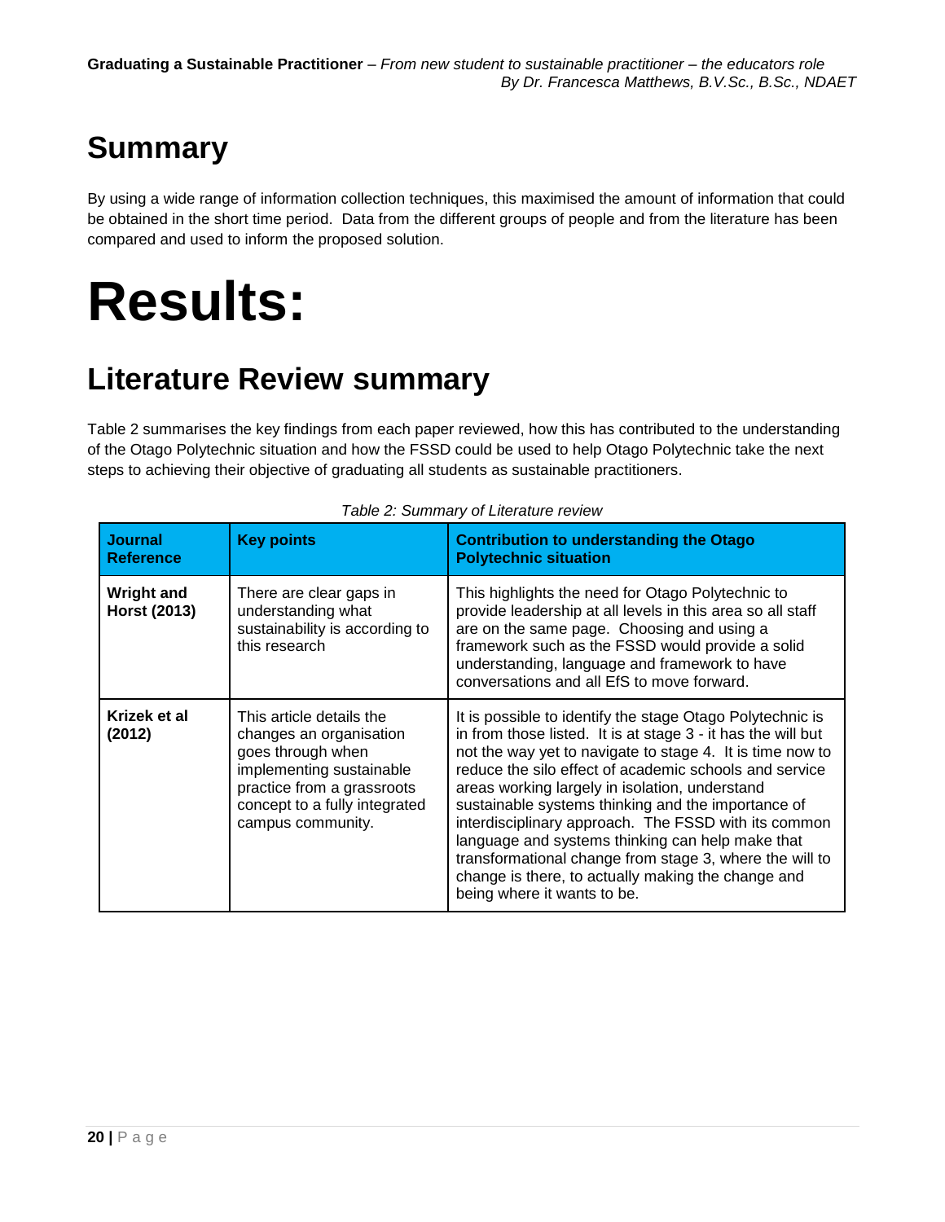## Summary

By using a wide range of information collection techniques, this maximised the amount of information that could be obtained in the short time period. Data from the different groups of people and from the literature has been compared and used to inform the proposed solution.

# Results:

## Literature Review summary

Table 2 summarises the key findings from each paper reviewed, how this has contributed to the understanding of the Otago Polytechnic situation and how the FSSD could be used to help Otago Polytechnic take the next steps to achieving their objective of graduating all students as sustainable practitioners.

*Table 2: Summary of Literature review*

| Journal Reference | Key points | Contribution to understanding the Otago Polytechnic situation |
|---|---|---|
| **Wright and Horst (2013)** | There are clear gaps in understanding what sustainability is according to this research | This highlights the need for Otago Polytechnic to provide leadership at all levels in this area so all staff are on the same page. Choosing and using a framework such as the FSSD would provide a solid understanding, language and framework to have conversations and all EfS to move forward. |
| **Krizek et al (2012)** | This article details the changes an organisation goes through when implementing sustainable practice from a grassroots concept to a fully integrated campus community. | It is possible to identify the stage Otago Polytechnic is in from those listed. It is at stage 3 - it has the will but not the way yet to navigate to stage 4. It is time now to reduce the silo effect of academic schools and service areas working largely in isolation, understand sustainable systems thinking and the importance of interdisciplinary approach. The FSSD with its common language and systems thinking can help make that transformational change from stage 3, where the will to change is there, to actually making the change and being where it wants to be. |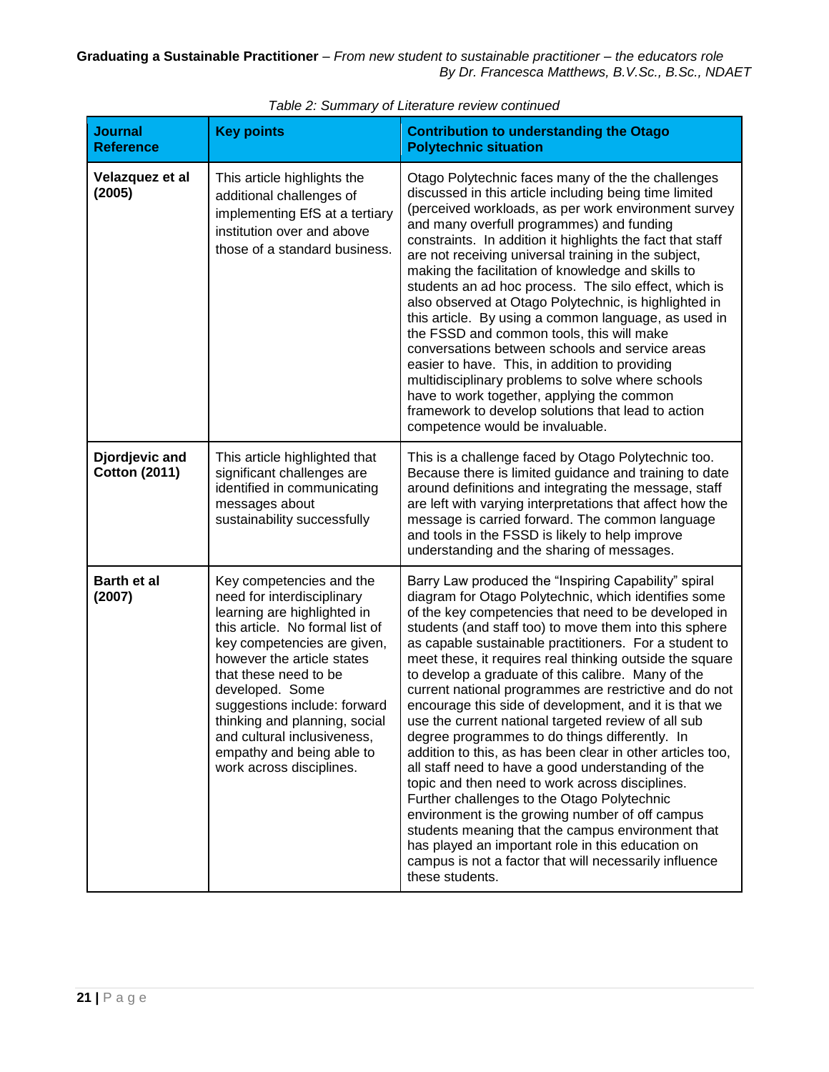*Table 2: Summary of Literature review continued*

| Journal Reference | Key points | Contribution to understanding the Otago Polytechnic situation |
|---|---|---|
| **Velazquez et al (2005)** | This article highlights the additional challenges of implementing EfS at a tertiary institution over and above those of a standard business. | Otago Polytechnic faces many of the the challenges discussed in this article including being time limited (perceived workloads, as per work environment survey and many overfull programmes) and funding constraints. In addition it highlights the fact that staff are not receiving universal training in the subject, making the facilitation of knowledge and skills to students an ad hoc process. The silo effect, which is also observed at Otago Polytechnic, is highlighted in this article. By using a common language, as used in the FSSD and common tools, this will make conversations between schools and service areas easier to have. This, in addition to providing multidisciplinary problems to solve where schools have to work together, applying the common framework to develop solutions that lead to action competence would be invaluable. |
| **Djordjevic and Cotton (2011)** | This article highlighted that significant challenges are identified in communicating messages about sustainability successfully | This is a challenge faced by Otago Polytechnic too. Because there is limited guidance and training to date around definitions and integrating the message, staff are left with varying interpretations that affect how the message is carried forward. The common language and tools in the FSSD is likely to help improve understanding and the sharing of messages. |
| **Barth et al (2007)** | Key competencies and the need for interdisciplinary learning are highlighted in this article. No formal list of key competencies are given, however the article states that these need to be developed. Some suggestions include: forward thinking and planning, social and cultural inclusiveness, empathy and being able to work across disciplines. | Barry Law produced the "Inspiring Capability" spiral diagram for Otago Polytechnic, which identifies some of the key competencies that need to be developed in students (and staff too) to move them into this sphere as capable sustainable practitioners. For a student to meet these, it requires real thinking outside the square to develop a graduate of this calibre. Many of the current national programmes are restrictive and do not encourage this side of development, and it is that we use the current national targeted review of all sub degree programmes to do things differently. In addition to this, as has been clear in other articles too, all staff need to have a good understanding of the topic and then need to work across disciplines. Further challenges to the Otago Polytechnic environment is the growing number of off campus students meaning that the campus environment that has played an important role in this education on campus is not a factor that will necessarily influence these students. |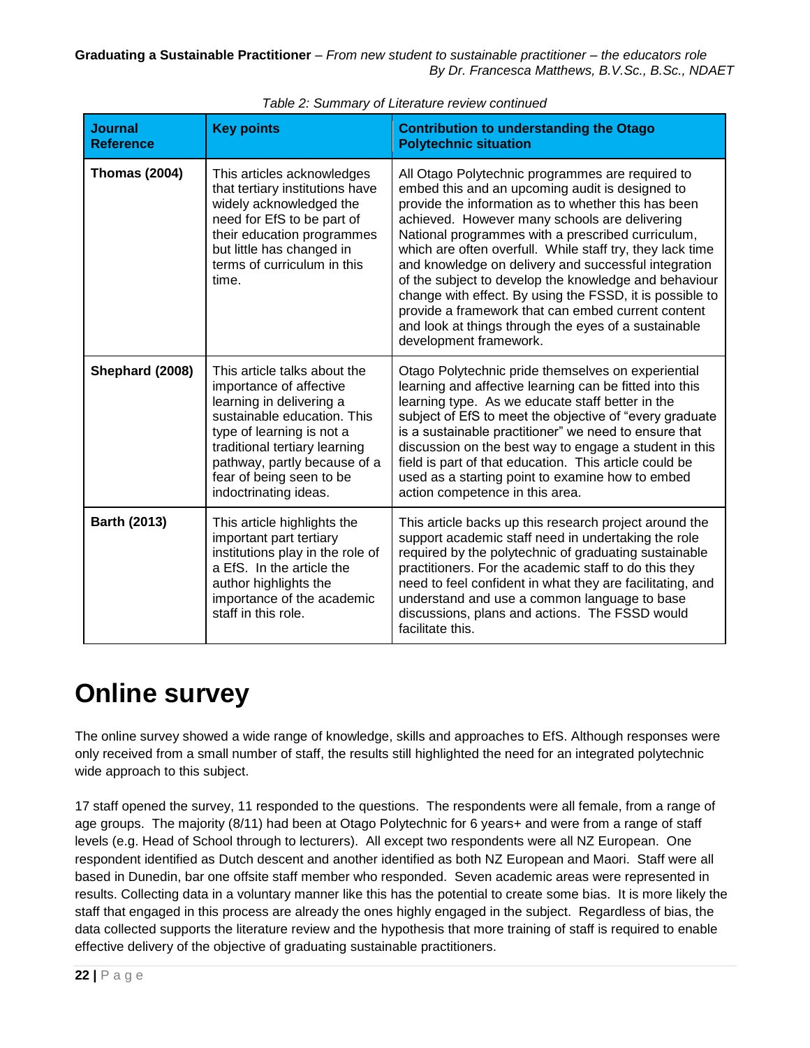*Table 2: Summary of Literature review continued*

| Journal Reference | Key points | Contribution to understanding the Otago Polytechnic situation |
|---|---|---|
| **Thomas (2004)** | This articles acknowledges that tertiary institutions have widely acknowledged the need for EfS to be part of their education programmes but little has changed in terms of curriculum in this time. | All Otago Polytechnic programmes are required to embed this and an upcoming audit is designed to provide the information as to whether this has been achieved. However many schools are delivering National programmes with a prescribed curriculum, which are often overfull. While staff try, they lack time and knowledge on delivery and successful integration of the subject to develop the knowledge and behaviour change with effect. By using the FSSD, it is possible to provide a framework that can embed current content and look at things through the eyes of a sustainable development framework. |
| **Shephard (2008)** | This article talks about the importance of affective learning in delivering a sustainable education. This type of learning is not a traditional tertiary learning pathway, partly because of a fear of being seen to be indoctrinating ideas. | Otago Polytechnic pride themselves on experiential learning and affective learning can be fitted into this learning type. As we educate staff better in the subject of EfS to meet the objective of "every graduate is a sustainable practitioner" we need to ensure that discussion on the best way to engage a student in this field is part of that education. This article could be used as a starting point to examine how to embed action competence in this area. |
| **Barth (2013)** | This article highlights the important part tertiary institutions play in the role of a EfS. In the article the author highlights the importance of the academic staff in this role. | This article backs up this research project around the support academic staff need in undertaking the role required by the polytechnic of graduating sustainable practitioners. For the academic staff to do this they need to feel confident in what they are facilitating, and understand and use a common language to base discussions, plans and actions. The FSSD would facilitate this. |

# Online survey

The online survey showed a wide range of knowledge, skills and approaches to EfS. Although responses were only received from a small number of staff, the results still highlighted the need for an integrated polytechnic wide approach to this subject.

17 staff opened the survey, 11 responded to the questions. The respondents were all female, from a range of age groups. The majority (8/11) had been at Otago Polytechnic for 6 years+ and were from a range of staff levels (e.g. Head of School through to lecturers). All except two respondents were all NZ European. One respondent identified as Dutch descent and another identified as both NZ European and Maori. Staff were all based in Dunedin, bar one offsite staff member who responded. Seven academic areas were represented in results. Collecting data in a voluntary manner like this has the potential to create some bias. It is more likely the staff that engaged in this process are already the ones highly engaged in the subject. Regardless of bias, the data collected supports the literature review and the hypothesis that more training of staff is required to enable effective delivery of the objective of graduating sustainable practitioners.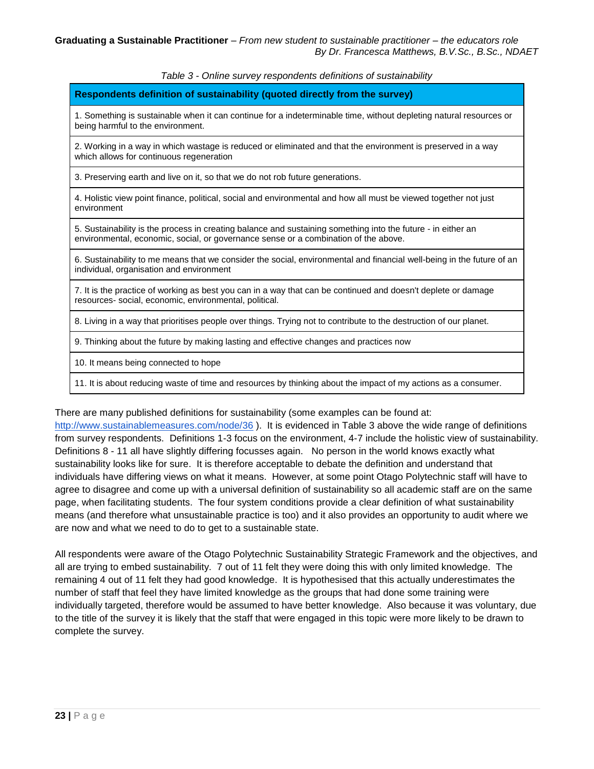*Table 3 - Online survey respondents definitions of sustainability*

| Respondents definition of sustainability (quoted directly from the survey) |
|---|
| 1. Something is sustainable when it can continue for a indeterminable time, without depleting natural resources or being harmful to the environment. |
| 2. Working in a way in which wastage is reduced or eliminated and that the environment is preserved in a way which allows for continuous regeneration |
| 3. Preserving earth and live on it, so that we do not rob future generations. |
| 4. Holistic view point finance, political, social and environmental and how all must be viewed together not just environment |
| 5. Sustainability is the process in creating balance and sustaining something into the future - in either an environmental, economic, social, or governance sense or a combination of the above. |
| 6. Sustainability to me means that we consider the social, environmental and financial well-being in the future of an individual, organisation and environment |
| 7. It is the practice of working as best you can in a way that can be continued and doesn't deplete or damage resources- social, economic, environmental, political. |
| 8. Living in a way that prioritises people over things. Trying not to contribute to the destruction of our planet. |
| 9. Thinking about the future by making lasting and effective changes and practices now |
| 10. It means being connected to hope |
| 11. It is about reducing waste of time and resources by thinking about the impact of my actions as a consumer. |

There are many published definitions for sustainability (some examples can be found at: http://www.sustainablemeasures.com/node/36 ). It is evidenced in Table 3 above the wide range of definitions from survey respondents. Definitions 1-3 focus on the environment, 4-7 include the holistic view of sustainability. Definitions 8 - 11 all have slightly differing focusses again. No person in the world knows exactly what sustainability looks like for sure. It is therefore acceptable to debate the definition and understand that individuals have differing views on what it means. However, at some point Otago Polytechnic staff will have to agree to disagree and come up with a universal definition of sustainability so all academic staff are on the same page, when facilitating students. The four system conditions provide a clear definition of what sustainability means (and therefore what unsustainable practice is too) and it also provides an opportunity to audit where we are now and what we need to do to get to a sustainable state.

All respondents were aware of the Otago Polytechnic Sustainability Strategic Framework and the objectives, and all are trying to embed sustainability. 7 out of 11 felt they were doing this with only limited knowledge. The remaining 4 out of 11 felt they had good knowledge. It is hypothesised that this actually underestimates the number of staff that feel they have limited knowledge as the groups that had done some training were individually targeted, therefore would be assumed to have better knowledge. Also because it was voluntary, due to the title of the survey it is likely that the staff that were engaged in this topic were more likely to be drawn to complete the survey.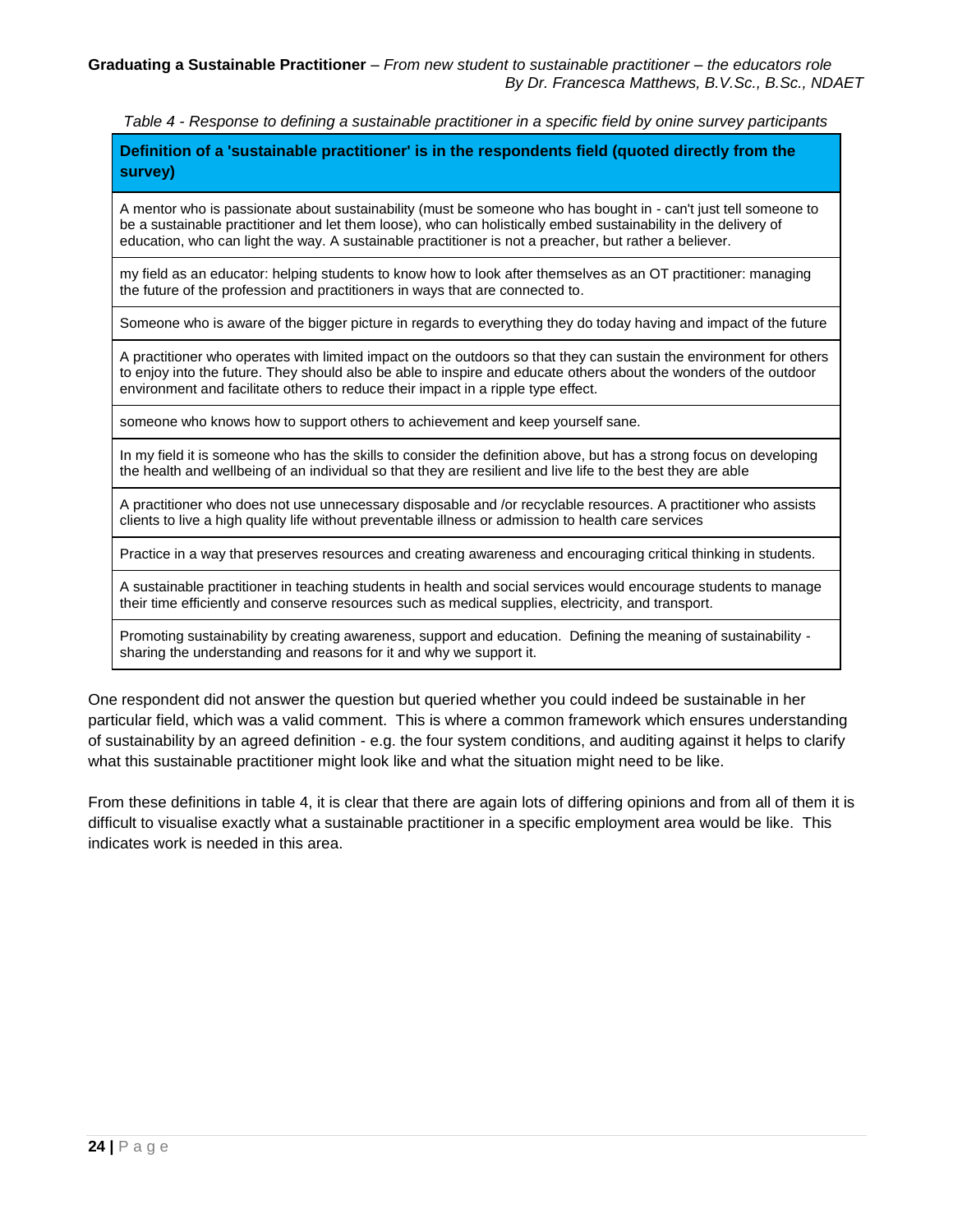*Table 4 - Response to defining a sustainable practitioner in a specific field by onine survey participants*

| Definition of a 'sustainable practitioner' is in the respondents field (quoted directly from the survey) |
|---|
| A mentor who is passionate about sustainability (must be someone who has bought in - can't just tell someone to be a sustainable practitioner and let them loose), who can holistically embed sustainability in the delivery of education, who can light the way. A sustainable practitioner is not a preacher, but rather a believer. |
| my field as an educator: helping students to know how to look after themselves as an OT practitioner: managing the future of the profession and practitioners in ways that are connected to. |
| Someone who is aware of the bigger picture in regards to everything they do today having and impact of the future |
| A practitioner who operates with limited impact on the outdoors so that they can sustain the environment for others to enjoy into the future. They should also be able to inspire and educate others about the wonders of the outdoor environment and facilitate others to reduce their impact in a ripple type effect. |
| someone who knows how to support others to achievement and keep yourself sane. |
| In my field it is someone who has the skills to consider the definition above, but has a strong focus on developing the health and wellbeing of an individual so that they are resilient and live life to the best they are able |
| A practitioner who does not use unnecessary disposable and /or recyclable resources. A practitioner who assists clients to live a high quality life without preventable illness or admission to health care services |
| Practice in a way that preserves resources and creating awareness and encouraging critical thinking in students. |
| A sustainable practitioner in teaching students in health and social services would encourage students to manage their time efficiently and conserve resources such as medical supplies, electricity, and transport. |
| Promoting sustainability by creating awareness, support and education. Defining the meaning of sustainability - sharing the understanding and reasons for it and why we support it. |

One respondent did not answer the question but queried whether you could indeed be sustainable in her particular field, which was a valid comment. This is where a common framework which ensures understanding of sustainability by an agreed definition - e.g. the four system conditions, and auditing against it helps to clarify what this sustainable practitioner might look like and what the situation might need to be like.

From these definitions in table 4, it is clear that there are again lots of differing opinions and from all of them it is difficult to visualise exactly what a sustainable practitioner in a specific employment area would be like. This indicates work is needed in this area.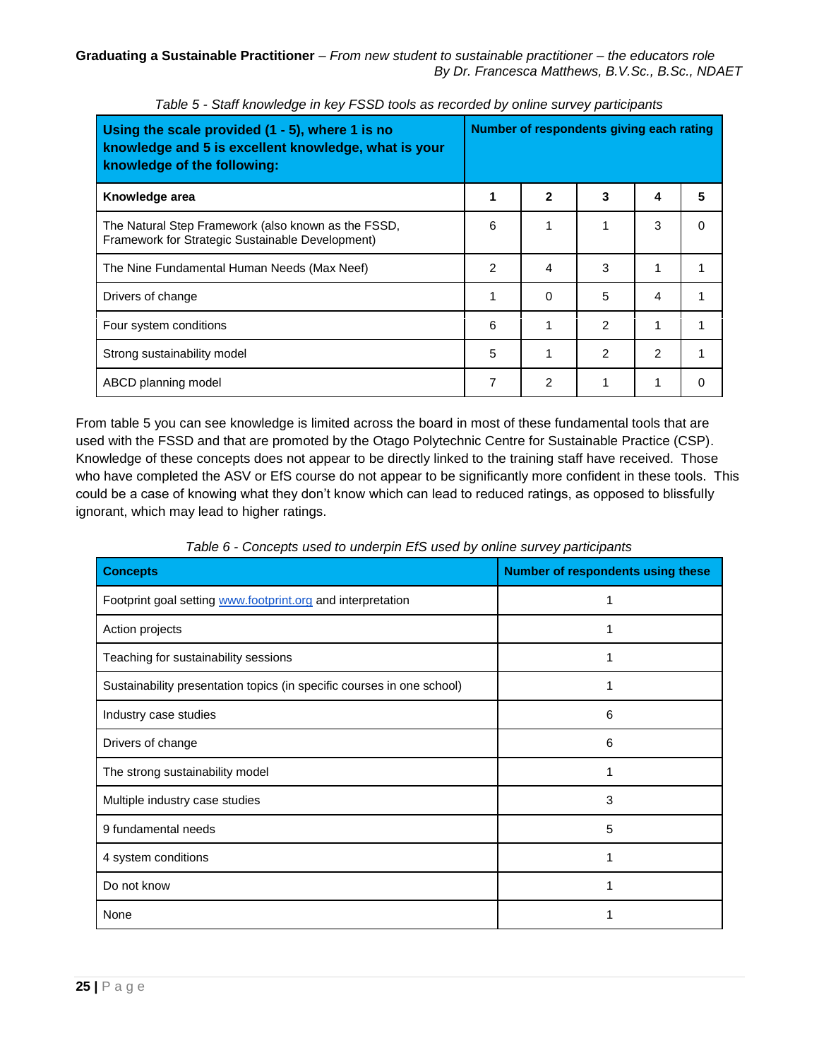*Table 5 - Staff knowledge in key FSSD tools as recorded by online survey participants*

| **Using the scale provided (1 - 5), where 1 is no knowledge and 5 is excellent knowledge, what is your knowledge of the following:** | **Number of respondents giving each rating** | | | | |
|---|---|---|---|---|---|
| **Knowledge area** | **1** | **2** | **3** | **4** | **5** |
| The Natural Step Framework (also known as the FSSD, Framework for Strategic Sustainable Development) | 6 | 1 | 1 | 3 | 0 |
| The Nine Fundamental Human Needs (Max Neef) | 2 | 4 | 3 | 1 | 1 |
| Drivers of change | 1 | 0 | 5 | 4 | 1 |
| Four system conditions | 6 | 1 | 2 | 1 | 1 |
| Strong sustainability model | 5 | 1 | 2 | 2 | 1 |
| ABCD planning model | 7 | 2 | 1 | 1 | 0 |

From table 5 you can see knowledge is limited across the board in most of these fundamental tools that are used with the FSSD and that are promoted by the Otago Polytechnic Centre for Sustainable Practice (CSP). Knowledge of these concepts does not appear to be directly linked to the training staff have received. Those who have completed the ASV or EfS course do not appear to be significantly more confident in these tools. This could be a case of knowing what they don't know which can lead to reduced ratings, as opposed to blissfully ignorant, which may lead to higher ratings.

*Table 6 - Concepts used to underpin EfS used by online survey participants*

| **Concepts** | **Number of respondents using these** |
|---|---|
| Footprint goal setting www.footprint.org and interpretation | 1 |
| Action projects | 1 |
| Teaching for sustainability sessions | 1 |
| Sustainability presentation topics (in specific courses in one school) | 1 |
| Industry case studies | 6 |
| Drivers of change | 6 |
| The strong sustainability model | 1 |
| Multiple industry case studies | 3 |
| 9 fundamental needs | 5 |
| 4 system conditions | 1 |
| Do not know | 1 |
| None | 1 |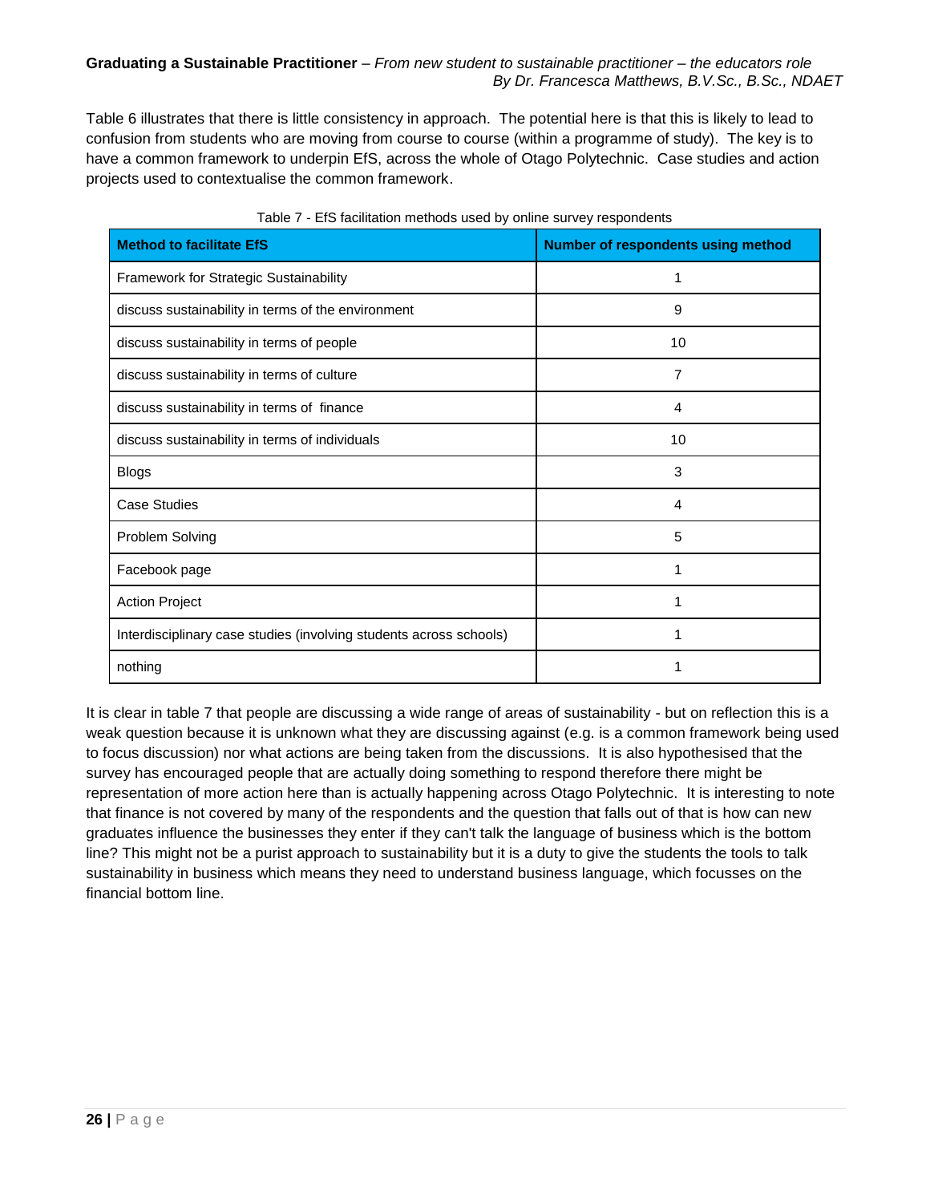Table 6 illustrates that there is little consistency in approach. The potential here is that this is likely to lead to confusion from students who are moving from course to course (within a programme of study). The key is to have a common framework to underpin EfS, across the whole of Otago Polytechnic. Case studies and action projects used to contextualise the common framework.

Table 7 - EfS facilitation methods used by online survey respondents

| Method to facilitate EfS | Number of respondents using method |
|---|---|
| Framework for Strategic Sustainability | 1 |
| discuss sustainability in terms of the environment | 9 |
| discuss sustainability in terms of people | 10 |
| discuss sustainability in terms of culture | 7 |
| discuss sustainability in terms of finance | 4 |
| discuss sustainability in terms of individuals | 10 |
| Blogs | 3 |
| Case Studies | 4 |
| Problem Solving | 5 |
| Facebook page | 1 |
| Action Project | 1 |
| Interdisciplinary case studies (involving students across schools) | 1 |
| nothing | 1 |

It is clear in table 7 that people are discussing a wide range of areas of sustainability - but on reflection this is a weak question because it is unknown what they are discussing against (e.g. is a common framework being used to focus discussion) nor what actions are being taken from the discussions. It is also hypothesised that the survey has encouraged people that are actually doing something to respond therefore there might be representation of more action here than is actually happening across Otago Polytechnic. It is interesting to note that finance is not covered by many of the respondents and the question that falls out of that is how can new graduates influence the businesses they enter if they can't talk the language of business which is the bottom line? This might not be a purist approach to sustainability but it is a duty to give the students the tools to talk sustainability in business which means they need to understand business language, which focusses on the financial bottom line.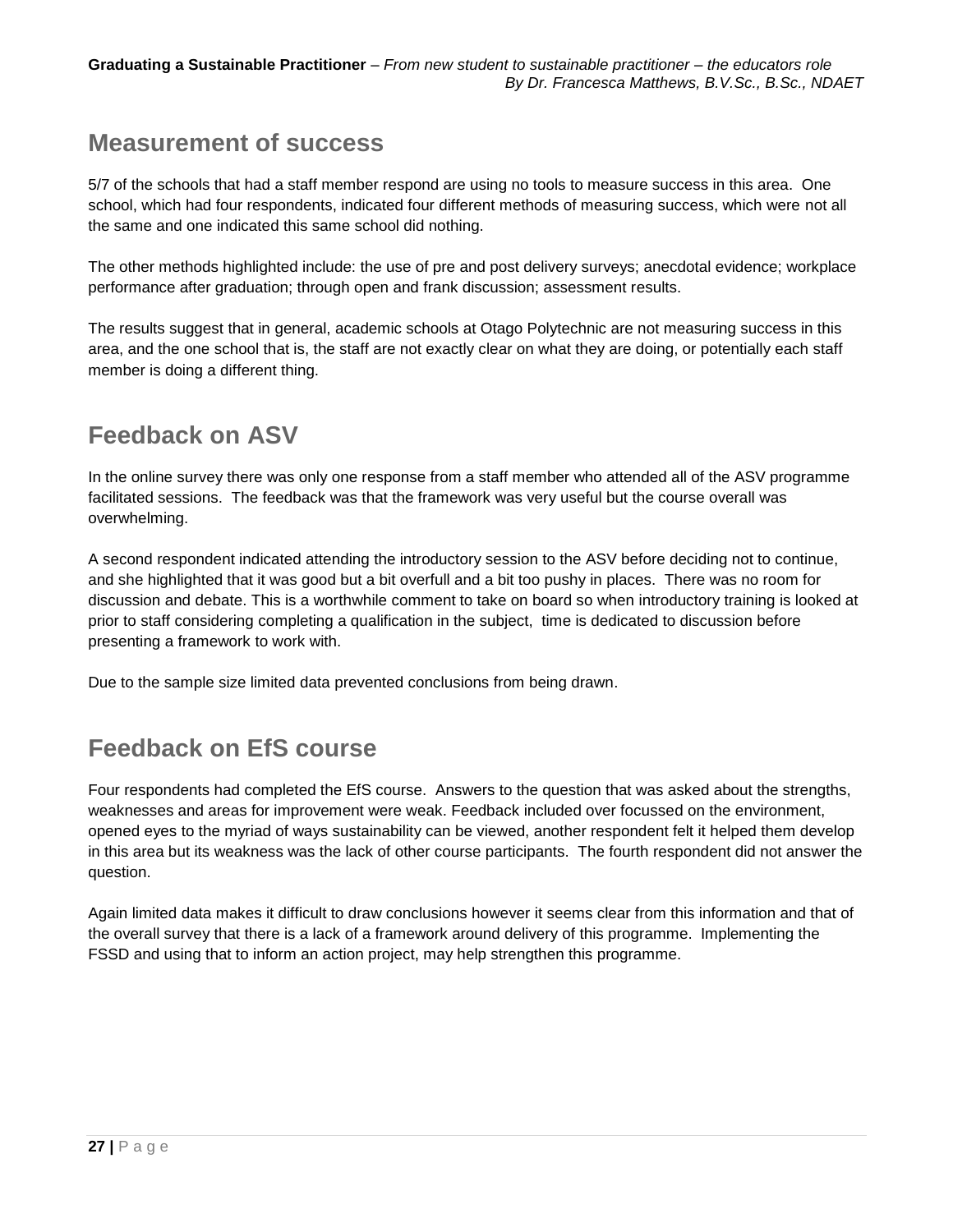## Measurement of success

5/7 of the schools that had a staff member respond are using no tools to measure success in this area. One school, which had four respondents, indicated four different methods of measuring success, which were not all the same and one indicated this same school did nothing.

The other methods highlighted include: the use of pre and post delivery surveys; anecdotal evidence; workplace performance after graduation; through open and frank discussion; assessment results.

The results suggest that in general, academic schools at Otago Polytechnic are not measuring success in this area, and the one school that is, the staff are not exactly clear on what they are doing, or potentially each staff member is doing a different thing.

## Feedback on ASV

In the online survey there was only one response from a staff member who attended all of the ASV programme facilitated sessions. The feedback was that the framework was very useful but the course overall was overwhelming.

A second respondent indicated attending the introductory session to the ASV before deciding not to continue, and she highlighted that it was good but a bit overfull and a bit too pushy in places. There was no room for discussion and debate. This is a worthwhile comment to take on board so when introductory training is looked at prior to staff considering completing a qualification in the subject, time is dedicated to discussion before presenting a framework to work with.

Due to the sample size limited data prevented conclusions from being drawn.

## Feedback on EfS course

Four respondents had completed the EfS course. Answers to the question that was asked about the strengths, weaknesses and areas for improvement were weak. Feedback included over focussed on the environment, opened eyes to the myriad of ways sustainability can be viewed, another respondent felt it helped them develop in this area but its weakness was the lack of other course participants. The fourth respondent did not answer the question.

Again limited data makes it difficult to draw conclusions however it seems clear from this information and that of the overall survey that there is a lack of a framework around delivery of this programme. Implementing the FSSD and using that to inform an action project, may help strengthen this programme.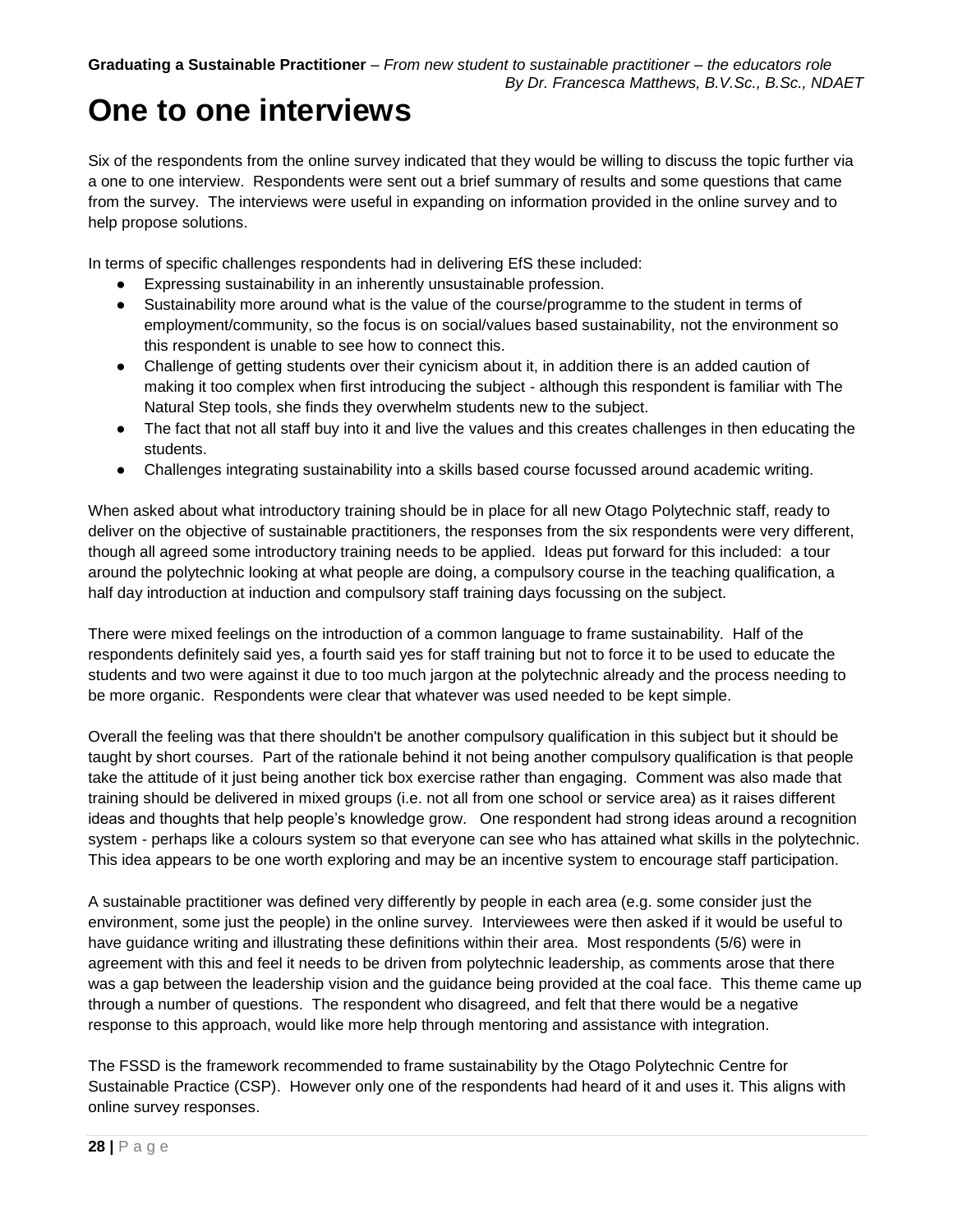# One to one interviews

Six of the respondents from the online survey indicated that they would be willing to discuss the topic further via a one to one interview. Respondents were sent out a brief summary of results and some questions that came from the survey. The interviews were useful in expanding on information provided in the online survey and to help propose solutions.

In terms of specific challenges respondents had in delivering EfS these included:

- Expressing sustainability in an inherently unsustainable profession.
- Sustainability more around what is the value of the course/programme to the student in terms of employment/community, so the focus is on social/values based sustainability, not the environment so this respondent is unable to see how to connect this.
- Challenge of getting students over their cynicism about it, in addition there is an added caution of making it too complex when first introducing the subject - although this respondent is familiar with The Natural Step tools, she finds they overwhelm students new to the subject.
- The fact that not all staff buy into it and live the values and this creates challenges in then educating the students.
- Challenges integrating sustainability into a skills based course focussed around academic writing.

When asked about what introductory training should be in place for all new Otago Polytechnic staff, ready to deliver on the objective of sustainable practitioners, the responses from the six respondents were very different, though all agreed some introductory training needs to be applied. Ideas put forward for this included: a tour around the polytechnic looking at what people are doing, a compulsory course in the teaching qualification, a half day introduction at induction and compulsory staff training days focussing on the subject.

There were mixed feelings on the introduction of a common language to frame sustainability. Half of the respondents definitely said yes, a fourth said yes for staff training but not to force it to be used to educate the students and two were against it due to too much jargon at the polytechnic already and the process needing to be more organic. Respondents were clear that whatever was used needed to be kept simple.

Overall the feeling was that there shouldn't be another compulsory qualification in this subject but it should be taught by short courses. Part of the rationale behind it not being another compulsory qualification is that people take the attitude of it just being another tick box exercise rather than engaging. Comment was also made that training should be delivered in mixed groups (i.e. not all from one school or service area) as it raises different ideas and thoughts that help people's knowledge grow. One respondent had strong ideas around a recognition system - perhaps like a colours system so that everyone can see who has attained what skills in the polytechnic. This idea appears to be one worth exploring and may be an incentive system to encourage staff participation.

A sustainable practitioner was defined very differently by people in each area (e.g. some consider just the environment, some just the people) in the online survey. Interviewees were then asked if it would be useful to have guidance writing and illustrating these definitions within their area. Most respondents (5/6) were in agreement with this and feel it needs to be driven from polytechnic leadership, as comments arose that there was a gap between the leadership vision and the guidance being provided at the coal face. This theme came up through a number of questions. The respondent who disagreed, and felt that there would be a negative response to this approach, would like more help through mentoring and assistance with integration.

The FSSD is the framework recommended to frame sustainability by the Otago Polytechnic Centre for Sustainable Practice (CSP). However only one of the respondents had heard of it and uses it. This aligns with online survey responses.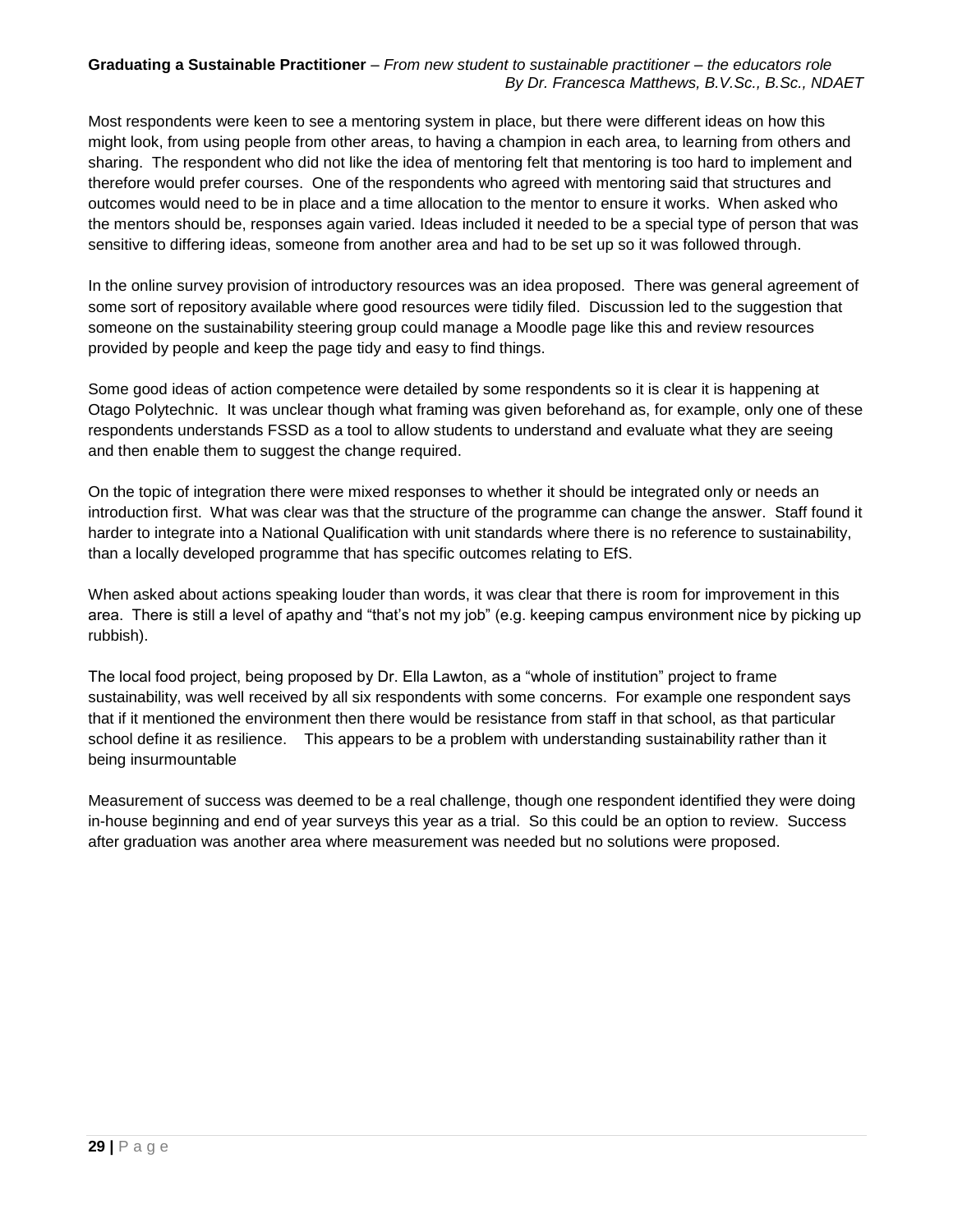Most respondents were keen to see a mentoring system in place, but there were different ideas on how this might look, from using people from other areas, to having a champion in each area, to learning from others and sharing. The respondent who did not like the idea of mentoring felt that mentoring is too hard to implement and therefore would prefer courses. One of the respondents who agreed with mentoring said that structures and outcomes would need to be in place and a time allocation to the mentor to ensure it works. When asked who the mentors should be, responses again varied. Ideas included it needed to be a special type of person that was sensitive to differing ideas, someone from another area and had to be set up so it was followed through.

In the online survey provision of introductory resources was an idea proposed. There was general agreement of some sort of repository available where good resources were tidily filed. Discussion led to the suggestion that someone on the sustainability steering group could manage a Moodle page like this and review resources provided by people and keep the page tidy and easy to find things.

Some good ideas of action competence were detailed by some respondents so it is clear it is happening at Otago Polytechnic. It was unclear though what framing was given beforehand as, for example, only one of these respondents understands FSSD as a tool to allow students to understand and evaluate what they are seeing and then enable them to suggest the change required.

On the topic of integration there were mixed responses to whether it should be integrated only or needs an introduction first. What was clear was that the structure of the programme can change the answer. Staff found it harder to integrate into a National Qualification with unit standards where there is no reference to sustainability, than a locally developed programme that has specific outcomes relating to EfS.

When asked about actions speaking louder than words, it was clear that there is room for improvement in this area. There is still a level of apathy and "that's not my job" (e.g. keeping campus environment nice by picking up rubbish).

The local food project, being proposed by Dr. Ella Lawton, as a "whole of institution" project to frame sustainability, was well received by all six respondents with some concerns. For example one respondent says that if it mentioned the environment then there would be resistance from staff in that school, as that particular school define it as resilience. This appears to be a problem with understanding sustainability rather than it being insurmountable

Measurement of success was deemed to be a real challenge, though one respondent identified they were doing in-house beginning and end of year surveys this year as a trial. So this could be an option to review. Success after graduation was another area where measurement was needed but no solutions were proposed.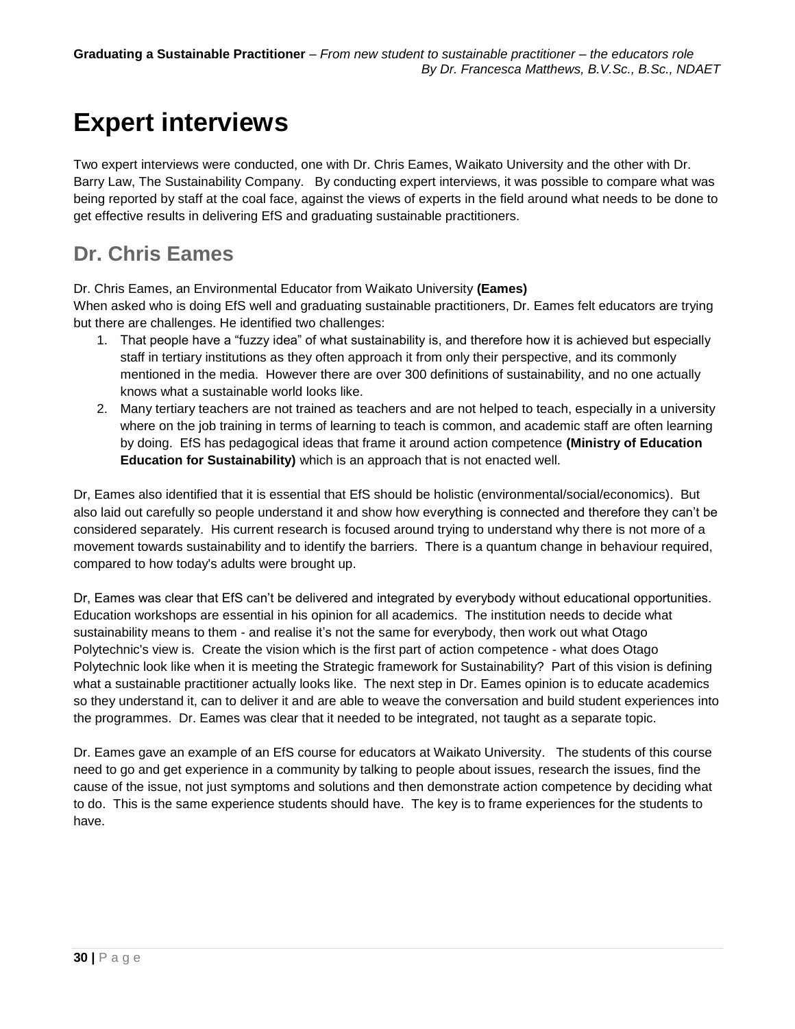# Expert interviews

Two expert interviews were conducted, one with Dr. Chris Eames, Waikato University and the other with Dr. Barry Law, The Sustainability Company. By conducting expert interviews, it was possible to compare what was being reported by staff at the coal face, against the views of experts in the field around what needs to be done to get effective results in delivering EfS and graduating sustainable practitioners.

## Dr. Chris Eames

Dr. Chris Eames, an Environmental Educator from Waikato University **(Eames)**
When asked who is doing EfS well and graduating sustainable practitioners, Dr. Eames felt educators are trying but there are challenges. He identified two challenges:

1. That people have a "fuzzy idea" of what sustainability is, and therefore how it is achieved but especially staff in tertiary institutions as they often approach it from only their perspective, and its commonly mentioned in the media. However there are over 300 definitions of sustainability, and no one actually knows what a sustainable world looks like.
2. Many tertiary teachers are not trained as teachers and are not helped to teach, especially in a university where on the job training in terms of learning to teach is common, and academic staff are often learning by doing. EfS has pedagogical ideas that frame it around action competence **(Ministry of Education Education for Sustainability)** which is an approach that is not enacted well.

Dr, Eames also identified that it is essential that EfS should be holistic (environmental/social/economics). But also laid out carefully so people understand it and show how everything is connected and therefore they can't be considered separately. His current research is focused around trying to understand why there is not more of a movement towards sustainability and to identify the barriers. There is a quantum change in behaviour required, compared to how today's adults were brought up.

Dr, Eames was clear that EfS can't be delivered and integrated by everybody without educational opportunities. Education workshops are essential in his opinion for all academics. The institution needs to decide what sustainability means to them - and realise it's not the same for everybody, then work out what Otago Polytechnic's view is. Create the vision which is the first part of action competence - what does Otago Polytechnic look like when it is meeting the Strategic framework for Sustainability? Part of this vision is defining what a sustainable practitioner actually looks like. The next step in Dr. Eames opinion is to educate academics so they understand it, can to deliver it and are able to weave the conversation and build student experiences into the programmes. Dr. Eames was clear that it needed to be integrated, not taught as a separate topic.

Dr. Eames gave an example of an EfS course for educators at Waikato University. The students of this course need to go and get experience in a community by talking to people about issues, research the issues, find the cause of the issue, not just symptoms and solutions and then demonstrate action competence by deciding what to do. This is the same experience students should have. The key is to frame experiences for the students to have.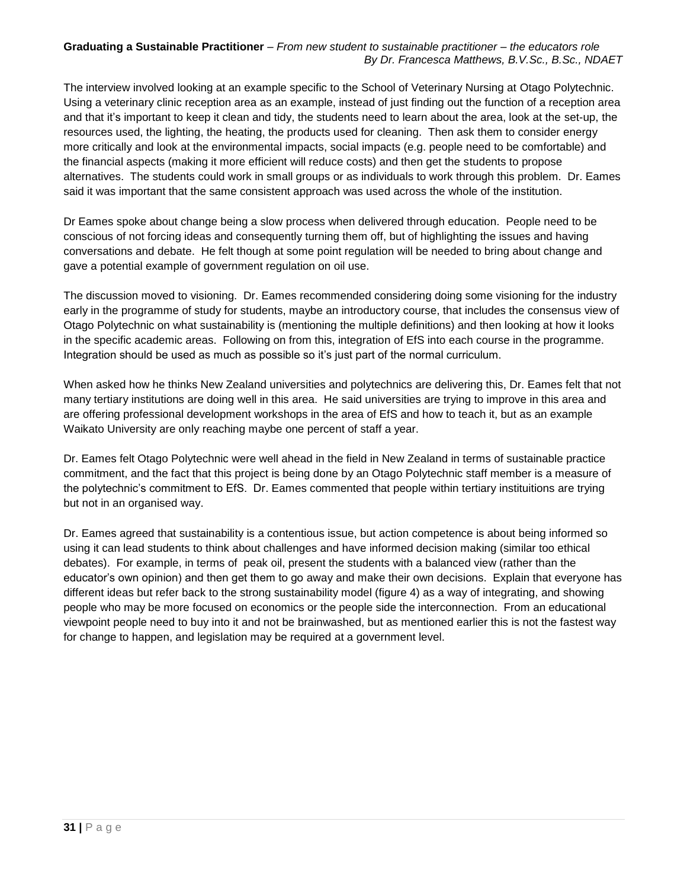The interview involved looking at an example specific to the School of Veterinary Nursing at Otago Polytechnic. Using a veterinary clinic reception area as an example, instead of just finding out the function of a reception area and that it's important to keep it clean and tidy, the students need to learn about the area, look at the set-up, the resources used, the lighting, the heating, the products used for cleaning. Then ask them to consider energy more critically and look at the environmental impacts, social impacts (e.g. people need to be comfortable) and the financial aspects (making it more efficient will reduce costs) and then get the students to propose alternatives. The students could work in small groups or as individuals to work through this problem. Dr. Eames said it was important that the same consistent approach was used across the whole of the institution.

Dr Eames spoke about change being a slow process when delivered through education. People need to be conscious of not forcing ideas and consequently turning them off, but of highlighting the issues and having conversations and debate. He felt though at some point regulation will be needed to bring about change and gave a potential example of government regulation on oil use.

The discussion moved to visioning. Dr. Eames recommended considering doing some visioning for the industry early in the programme of study for students, maybe an introductory course, that includes the consensus view of Otago Polytechnic on what sustainability is (mentioning the multiple definitions) and then looking at how it looks in the specific academic areas. Following on from this, integration of EfS into each course in the programme. Integration should be used as much as possible so it's just part of the normal curriculum.

When asked how he thinks New Zealand universities and polytechnics are delivering this, Dr. Eames felt that not many tertiary institutions are doing well in this area. He said universities are trying to improve in this area and are offering professional development workshops in the area of EfS and how to teach it, but as an example Waikato University are only reaching maybe one percent of staff a year.

Dr. Eames felt Otago Polytechnic were well ahead in the field in New Zealand in terms of sustainable practice commitment, and the fact that this project is being done by an Otago Polytechnic staff member is a measure of the polytechnic's commitment to EfS. Dr. Eames commented that people within tertiary instituitions are trying but not in an organised way.

Dr. Eames agreed that sustainability is a contentious issue, but action competence is about being informed so using it can lead students to think about challenges and have informed decision making (similar too ethical debates). For example, in terms of peak oil, present the students with a balanced view (rather than the educator's own opinion) and then get them to go away and make their own decisions. Explain that everyone has different ideas but refer back to the strong sustainability model (figure 4) as a way of integrating, and showing people who may be more focused on economics or the people side the interconnection. From an educational viewpoint people need to buy into it and not be brainwashed, but as mentioned earlier this is not the fastest way for change to happen, and legislation may be required at a government level.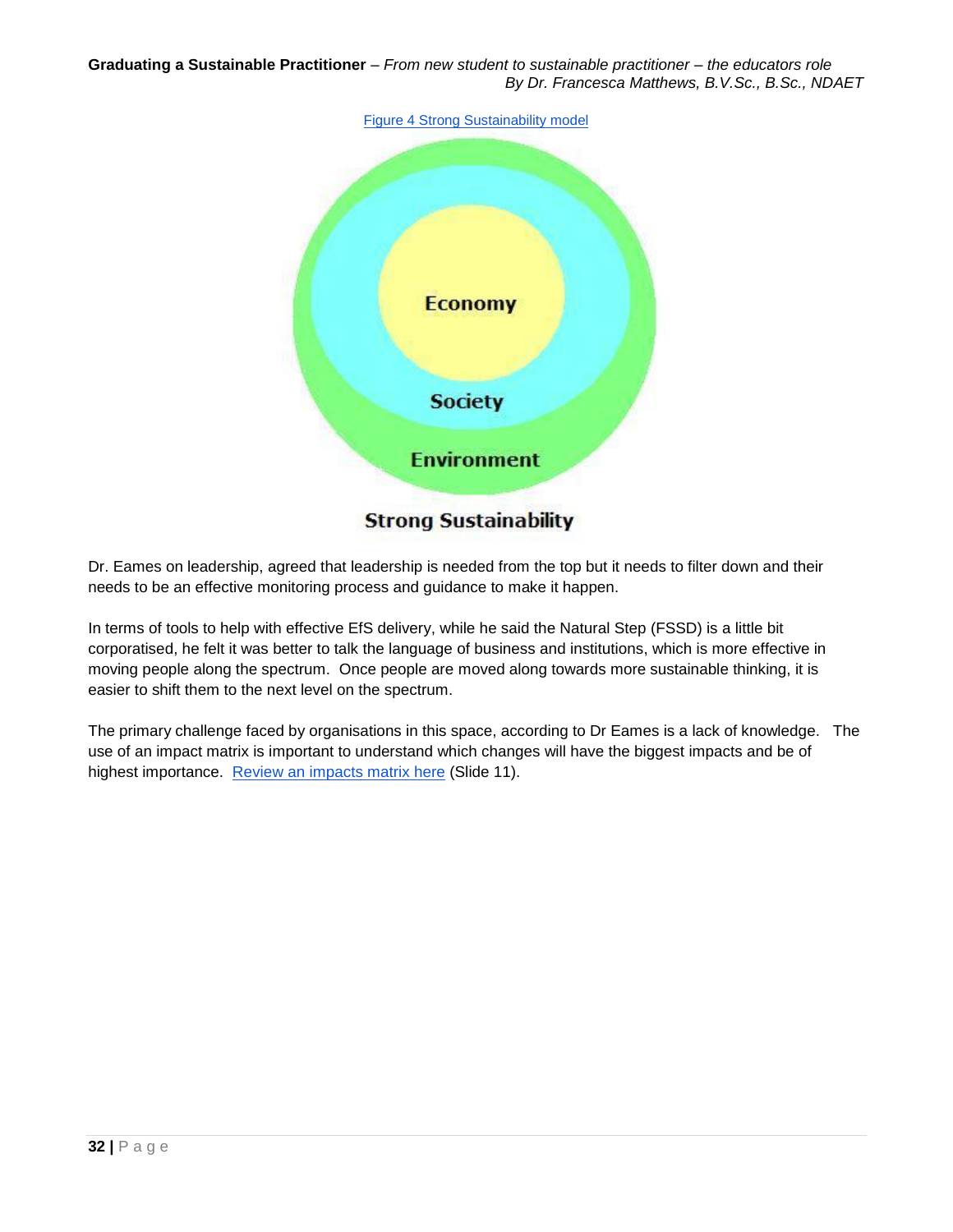Figure 4 Strong Sustainability model

Economy

Society

Environment

Strong Sustainability

Dr. Eames on leadership, agreed that leadership is needed from the top but it needs to filter down and their needs to be an effective monitoring process and guidance to make it happen.

In terms of tools to help with effective EfS delivery, while he said the Natural Step (FSSD) is a little bit corporatised, he felt it was better to talk the language of business and institutions, which is more effective in moving people along the spectrum. Once people are moved along towards more sustainable thinking, it is easier to shift them to the next level on the spectrum.

The primary challenge faced by organisations in this space, according to Dr Eames is a lack of knowledge. The use of an impact matrix is important to understand which changes will have the biggest impacts and be of highest importance. Review an impacts matrix here (Slide 11).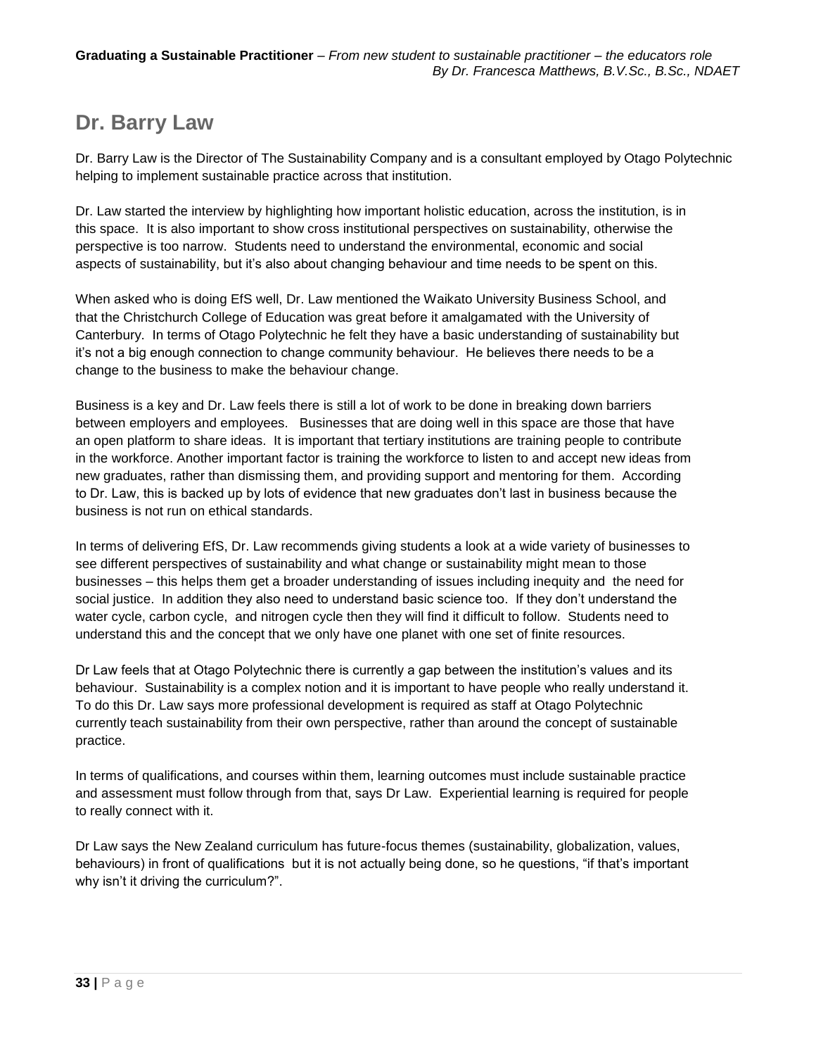## Dr. Barry Law

Dr. Barry Law is the Director of The Sustainability Company and is a consultant employed by Otago Polytechnic helping to implement sustainable practice across that institution.

Dr. Law started the interview by highlighting how important holistic education, across the institution, is in this space. It is also important to show cross institutional perspectives on sustainability, otherwise the perspective is too narrow. Students need to understand the environmental, economic and social aspects of sustainability, but it's also about changing behaviour and time needs to be spent on this.

When asked who is doing EfS well, Dr. Law mentioned the Waikato University Business School, and that the Christchurch College of Education was great before it amalgamated with the University of Canterbury. In terms of Otago Polytechnic he felt they have a basic understanding of sustainability but it's not a big enough connection to change community behaviour. He believes there needs to be a change to the business to make the behaviour change.

Business is a key and Dr. Law feels there is still a lot of work to be done in breaking down barriers between employers and employees. Businesses that are doing well in this space are those that have an open platform to share ideas. It is important that tertiary institutions are training people to contribute in the workforce. Another important factor is training the workforce to listen to and accept new ideas from new graduates, rather than dismissing them, and providing support and mentoring for them. According to Dr. Law, this is backed up by lots of evidence that new graduates don't last in business because the business is not run on ethical standards.

In terms of delivering EfS, Dr. Law recommends giving students a look at a wide variety of businesses to see different perspectives of sustainability and what change or sustainability might mean to those businesses – this helps them get a broader understanding of issues including inequity and the need for social justice. In addition they also need to understand basic science too. If they don't understand the water cycle, carbon cycle, and nitrogen cycle then they will find it difficult to follow. Students need to understand this and the concept that we only have one planet with one set of finite resources.

Dr Law feels that at Otago Polytechnic there is currently a gap between the institution's values and its behaviour. Sustainability is a complex notion and it is important to have people who really understand it. To do this Dr. Law says more professional development is required as staff at Otago Polytechnic currently teach sustainability from their own perspective, rather than around the concept of sustainable practice.

In terms of qualifications, and courses within them, learning outcomes must include sustainable practice and assessment must follow through from that, says Dr Law. Experiential learning is required for people to really connect with it.

Dr Law says the New Zealand curriculum has future-focus themes (sustainability, globalization, values, behaviours) in front of qualifications but it is not actually being done, so he questions, "if that's important why isn't it driving the curriculum?".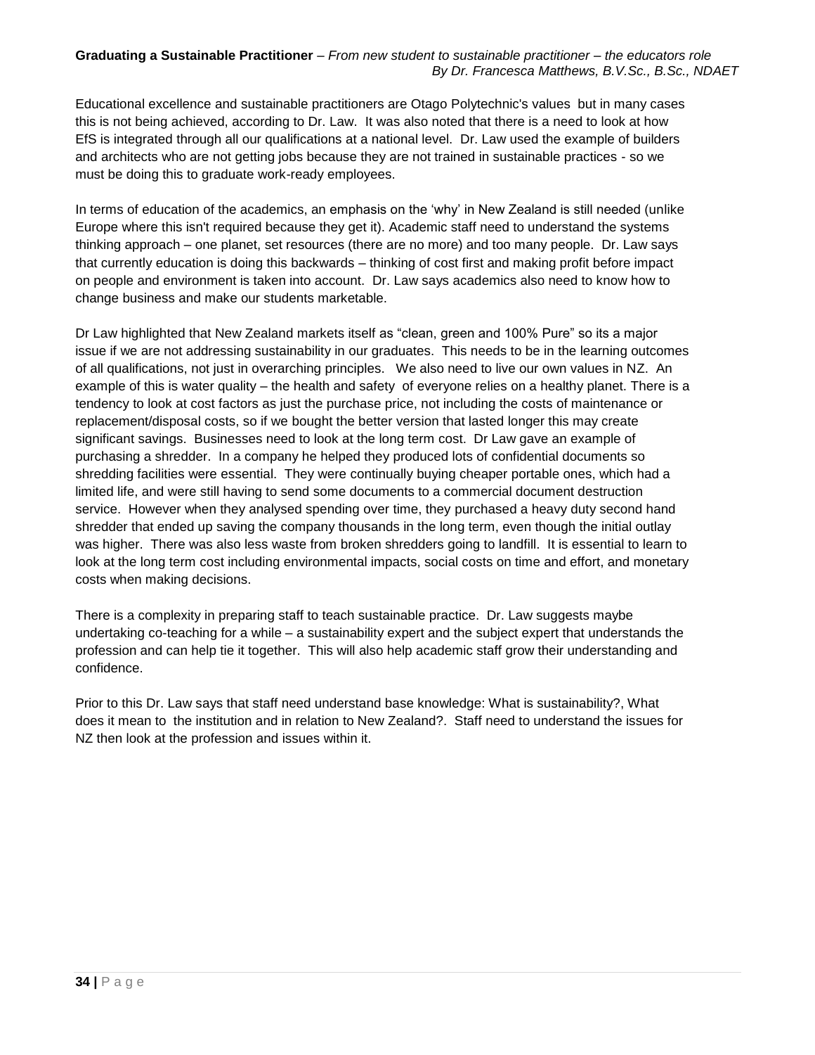Educational excellence and sustainable practitioners are Otago Polytechnic's values but in many cases this is not being achieved, according to Dr. Law. It was also noted that there is a need to look at how EfS is integrated through all our qualifications at a national level. Dr. Law used the example of builders and architects who are not getting jobs because they are not trained in sustainable practices - so we must be doing this to graduate work-ready employees.

In terms of education of the academics, an emphasis on the 'why' in New Zealand is still needed (unlike Europe where this isn't required because they get it). Academic staff need to understand the systems thinking approach – one planet, set resources (there are no more) and too many people. Dr. Law says that currently education is doing this backwards – thinking of cost first and making profit before impact on people and environment is taken into account. Dr. Law says academics also need to know how to change business and make our students marketable.

Dr Law highlighted that New Zealand markets itself as "clean, green and 100% Pure" so its a major issue if we are not addressing sustainability in our graduates. This needs to be in the learning outcomes of all qualifications, not just in overarching principles. We also need to live our own values in NZ. An example of this is water quality – the health and safety of everyone relies on a healthy planet. There is a tendency to look at cost factors as just the purchase price, not including the costs of maintenance or replacement/disposal costs, so if we bought the better version that lasted longer this may create significant savings. Businesses need to look at the long term cost. Dr Law gave an example of purchasing a shredder. In a company he helped they produced lots of confidential documents so shredding facilities were essential. They were continually buying cheaper portable ones, which had a limited life, and were still having to send some documents to a commercial document destruction service. However when they analysed spending over time, they purchased a heavy duty second hand shredder that ended up saving the company thousands in the long term, even though the initial outlay was higher. There was also less waste from broken shredders going to landfill. It is essential to learn to look at the long term cost including environmental impacts, social costs on time and effort, and monetary costs when making decisions.

There is a complexity in preparing staff to teach sustainable practice. Dr. Law suggests maybe undertaking co-teaching for a while – a sustainability expert and the subject expert that understands the profession and can help tie it together. This will also help academic staff grow their understanding and confidence.

Prior to this Dr. Law says that staff need understand base knowledge: What is sustainability?, What does it mean to the institution and in relation to New Zealand?. Staff need to understand the issues for NZ then look at the profession and issues within it.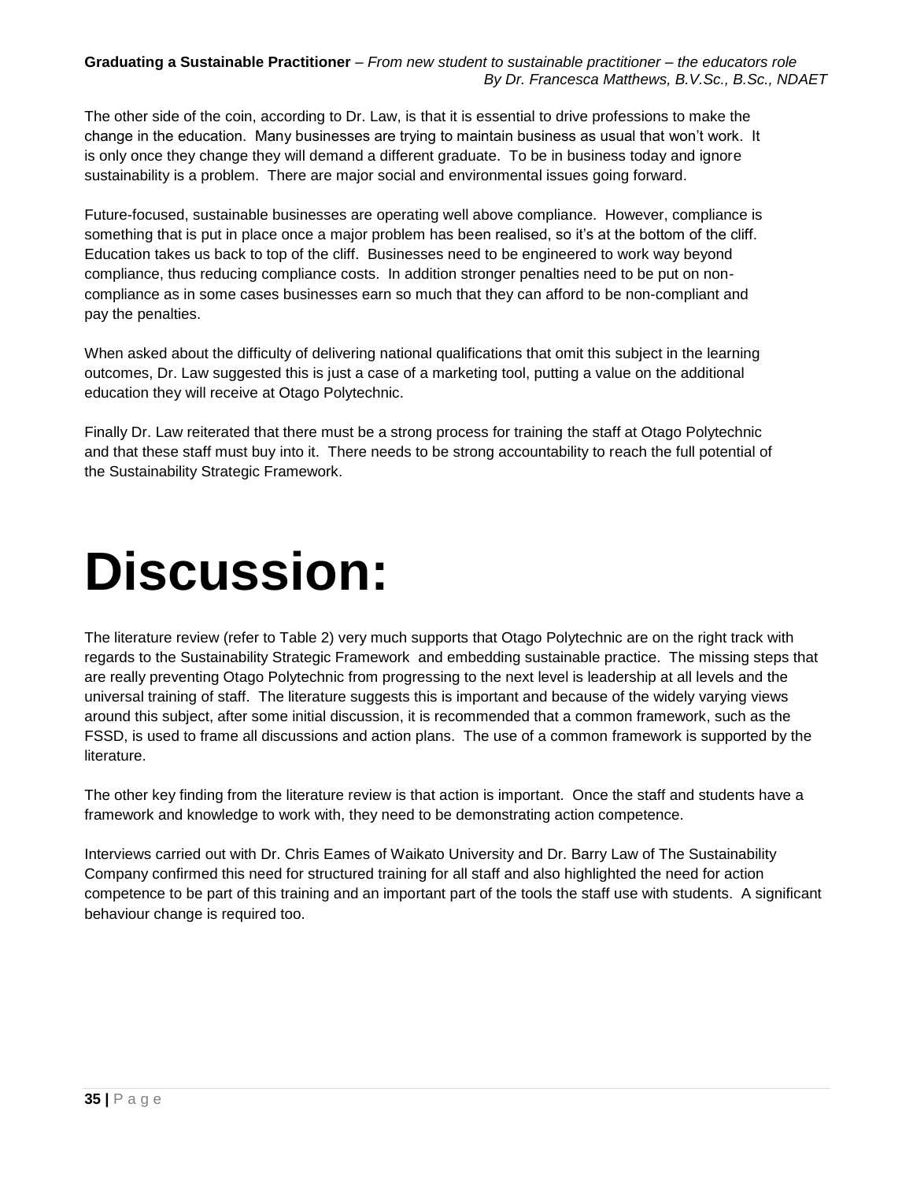The other side of the coin, according to Dr. Law, is that it is essential to drive professions to make the change in the education. Many businesses are trying to maintain business as usual that won't work. It is only once they change they will demand a different graduate. To be in business today and ignore sustainability is a problem. There are major social and environmental issues going forward.

Future-focused, sustainable businesses are operating well above compliance. However, compliance is something that is put in place once a major problem has been realised, so it's at the bottom of the cliff. Education takes us back to top of the cliff. Businesses need to be engineered to work way beyond compliance, thus reducing compliance costs. In addition stronger penalties need to be put on non-compliance as in some cases businesses earn so much that they can afford to be non-compliant and pay the penalties.

When asked about the difficulty of delivering national qualifications that omit this subject in the learning outcomes, Dr. Law suggested this is just a case of a marketing tool, putting a value on the additional education they will receive at Otago Polytechnic.

Finally Dr. Law reiterated that there must be a strong process for training the staff at Otago Polytechnic and that these staff must buy into it. There needs to be strong accountability to reach the full potential of the Sustainability Strategic Framework.

# Discussion:

The literature review (refer to Table 2) very much supports that Otago Polytechnic are on the right track with regards to the Sustainability Strategic Framework and embedding sustainable practice. The missing steps that are really preventing Otago Polytechnic from progressing to the next level is leadership at all levels and the universal training of staff. The literature suggests this is important and because of the widely varying views around this subject, after some initial discussion, it is recommended that a common framework, such as the FSSD, is used to frame all discussions and action plans. The use of a common framework is supported by the literature.

The other key finding from the literature review is that action is important. Once the staff and students have a framework and knowledge to work with, they need to be demonstrating action competence.

Interviews carried out with Dr. Chris Eames of Waikato University and Dr. Barry Law of The Sustainability Company confirmed this need for structured training for all staff and also highlighted the need for action competence to be part of this training and an important part of the tools the staff use with students. A significant behaviour change is required too.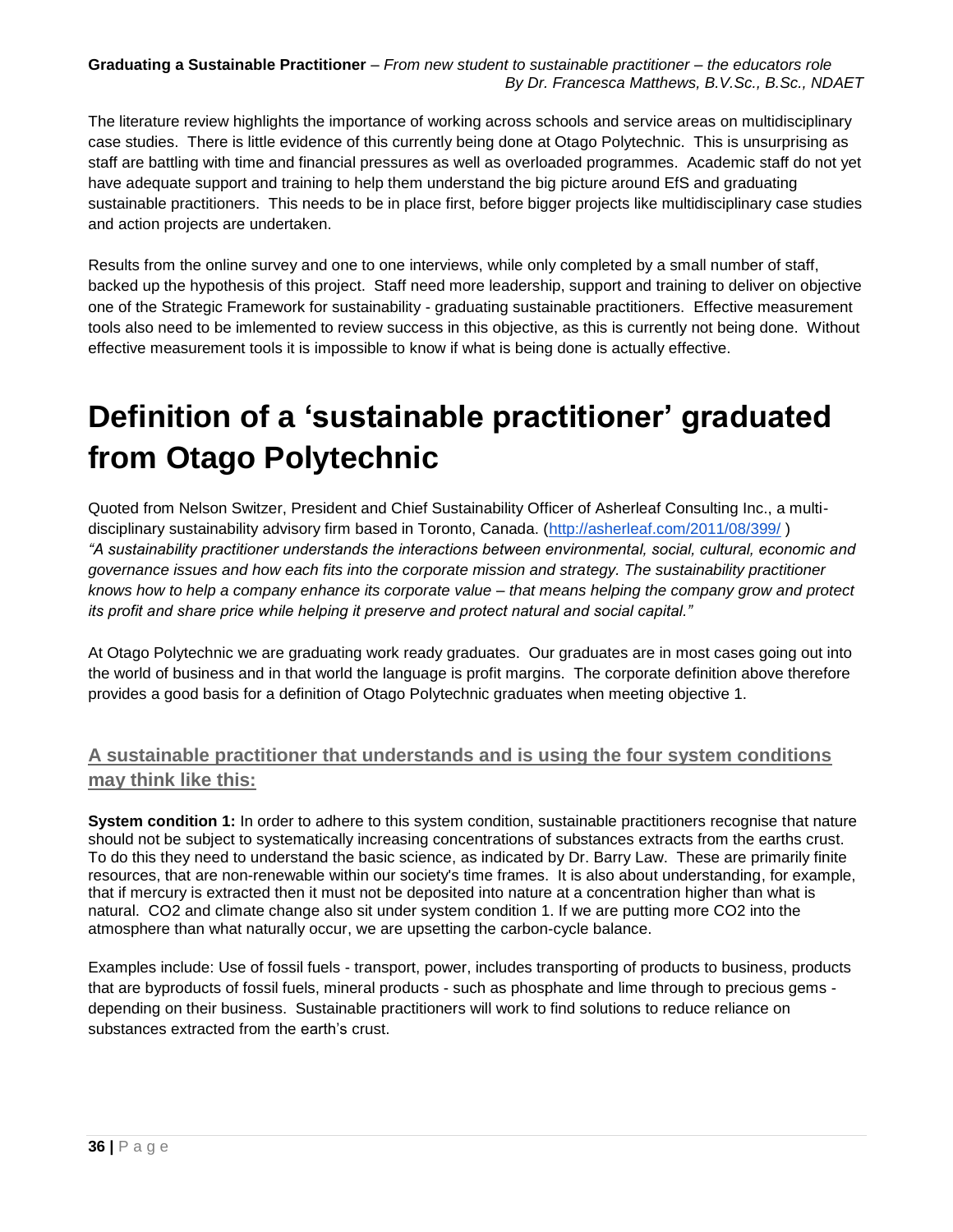The literature review highlights the importance of working across schools and service areas on multidisciplinary case studies. There is little evidence of this currently being done at Otago Polytechnic. This is unsurprising as staff are battling with time and financial pressures as well as overloaded programmes. Academic staff do not yet have adequate support and training to help them understand the big picture around EfS and graduating sustainable practitioners. This needs to be in place first, before bigger projects like multidisciplinary case studies and action projects are undertaken.

Results from the online survey and one to one interviews, while only completed by a small number of staff, backed up the hypothesis of this project. Staff need more leadership, support and training to deliver on objective one of the Strategic Framework for sustainability - graduating sustainable practitioners. Effective measurement tools also need to be imlemented to review success in this objective, as this is currently not being done. Without effective measurement tools it is impossible to know if what is being done is actually effective.

# Definition of a 'sustainable practitioner' graduated from Otago Polytechnic

Quoted from Nelson Switzer, President and Chief Sustainability Officer of Asherleaf Consulting Inc., a multi-disciplinary sustainability advisory firm based in Toronto, Canada. (http://asherleaf.com/2011/08/399/ )
*"A sustainability practitioner understands the interactions between environmental, social, cultural, economic and governance issues and how each fits into the corporate mission and strategy. The sustainability practitioner knows how to help a company enhance its corporate value – that means helping the company grow and protect its profit and share price while helping it preserve and protect natural and social capital."*

At Otago Polytechnic we are graduating work ready graduates. Our graduates are in most cases going out into the world of business and in that world the language is profit margins. The corporate definition above therefore provides a good basis for a definition of Otago Polytechnic graduates when meeting objective 1.

## A sustainable practitioner that understands and is using the four system conditions may think like this:

**System condition 1:** In order to adhere to this system condition, sustainable practitioners recognise that nature should not be subject to systematically increasing concentrations of substances extracts from the earths crust. To do this they need to understand the basic science, as indicated by Dr. Barry Law. These are primarily finite resources, that are non-renewable within our society's time frames. It is also about understanding, for example, that if mercury is extracted then it must not be deposited into nature at a concentration higher than what is natural. CO2 and climate change also sit under system condition 1. If we are putting more CO2 into the atmosphere than what naturally occur, we are upsetting the carbon-cycle balance.

Examples include: Use of fossil fuels - transport, power, includes transporting of products to business, products that are byproducts of fossil fuels, mineral products - such as phosphate and lime through to precious gems - depending on their business. Sustainable practitioners will work to find solutions to reduce reliance on substances extracted from the earth's crust.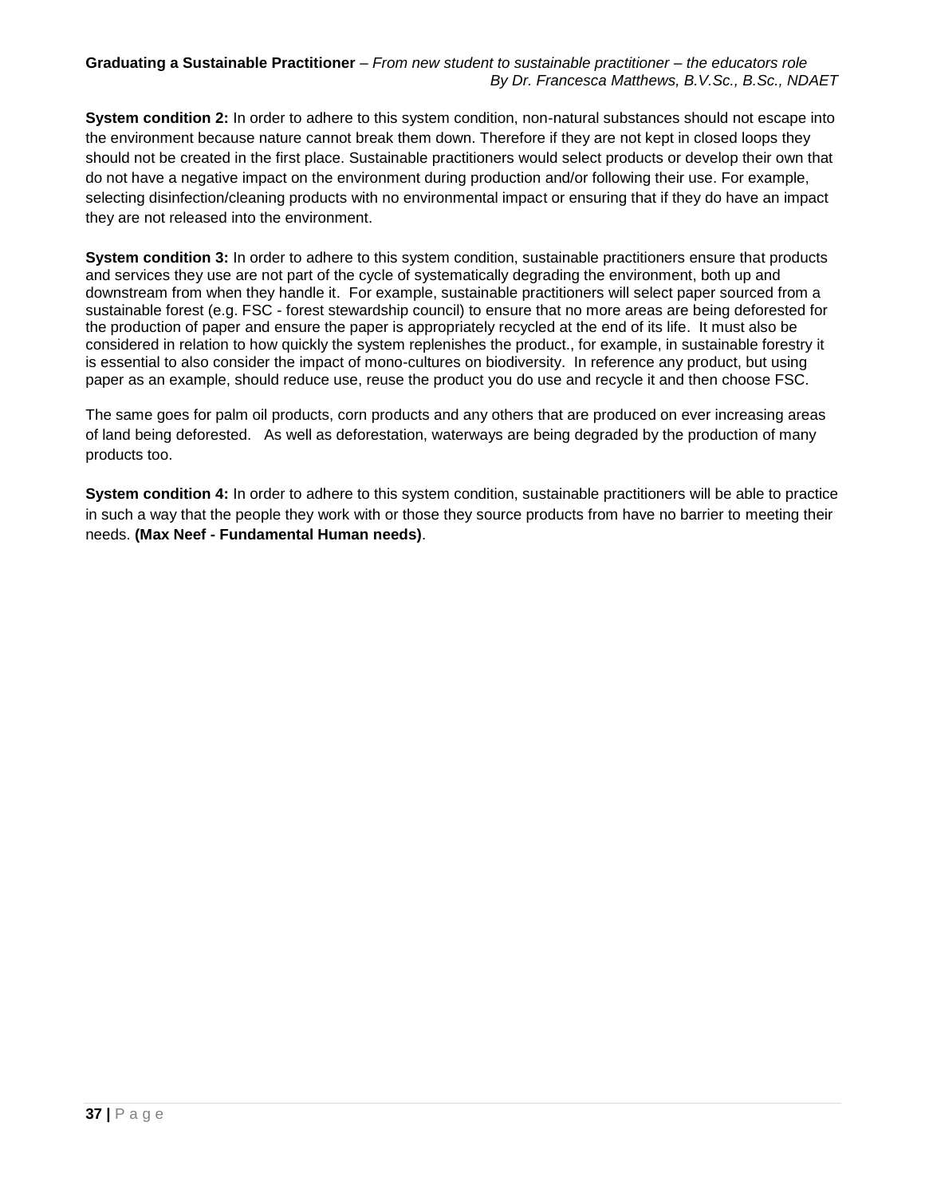**System condition 2:** In order to adhere to this system condition, non-natural substances should not escape into the environment because nature cannot break them down. Therefore if they are not kept in closed loops they should not be created in the first place. Sustainable practitioners would select products or develop their own that do not have a negative impact on the environment during production and/or following their use. For example, selecting disinfection/cleaning products with no environmental impact or ensuring that if they do have an impact they are not released into the environment.

**System condition 3:** In order to adhere to this system condition, sustainable practitioners ensure that products and services they use are not part of the cycle of systematically degrading the environment, both up and downstream from when they handle it. For example, sustainable practitioners will select paper sourced from a sustainable forest (e.g. FSC - forest stewardship council) to ensure that no more areas are being deforested for the production of paper and ensure the paper is appropriately recycled at the end of its life. It must also be considered in relation to how quickly the system replenishes the product., for example, in sustainable forestry it is essential to also consider the impact of mono-cultures on biodiversity. In reference any product, but using paper as an example, should reduce use, reuse the product you do use and recycle it and then choose FSC.

The same goes for palm oil products, corn products and any others that are produced on ever increasing areas of land being deforested. As well as deforestation, waterways are being degraded by the production of many products too.

**System condition 4:** In order to adhere to this system condition, sustainable practitioners will be able to practice in such a way that the people they work with or those they source products from have no barrier to meeting their needs. **(Max Neef - Fundamental Human needs)**.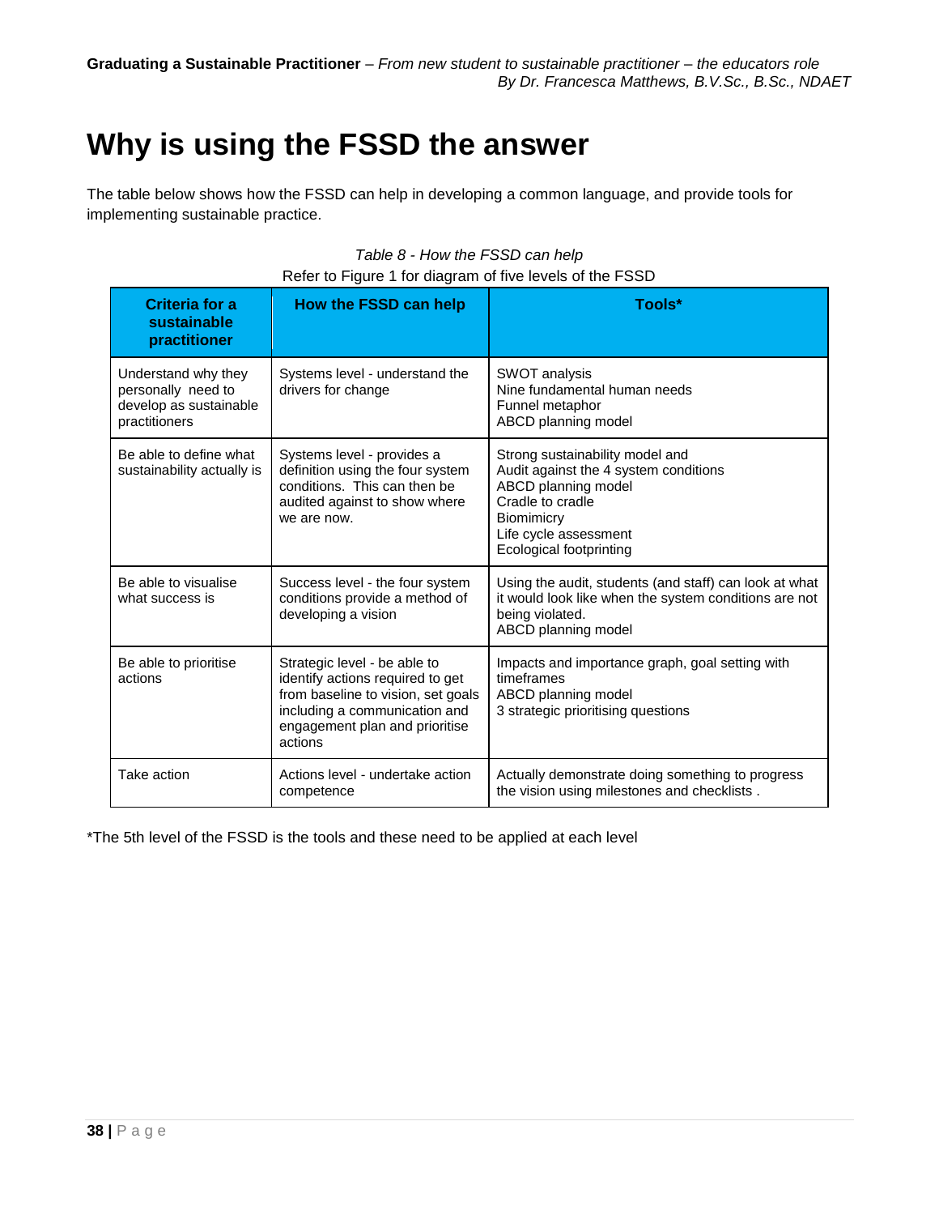# Why is using the FSSD the answer

The table below shows how the FSSD can help in developing a common language, and provide tools for implementing sustainable practice.

*Table 8 - How the FSSD can help*

Refer to Figure 1 for diagram of five levels of the FSSD

| Criteria for a sustainable practitioner | How the FSSD can help | Tools* |
|---|---|---|
| Understand why they personally need to develop as sustainable practitioners | Systems level - understand the drivers for change | SWOT analysis<br>Nine fundamental human needs<br>Funnel metaphor<br>ABCD planning model |
| Be able to define what sustainability actually is | Systems level - provides a definition using the four system conditions. This can then be audited against to show where we are now. | Strong sustainability model and<br>Audit against the 4 system conditions<br>ABCD planning model<br>Cradle to cradle<br>Biomimicry<br>Life cycle assessment<br>Ecological footprinting |
| Be able to visualise what success is | Success level - the four system conditions provide a method of developing a vision | Using the audit, students (and staff) can look at what it would look like when the system conditions are not being violated.<br>ABCD planning model |
| Be able to prioritise actions | Strategic level - be able to identify actions required to get from baseline to vision, set goals including a communication and engagement plan and prioritise actions | Impacts and importance graph, goal setting with timeframes<br>ABCD planning model<br>3 strategic prioritising questions |
| Take action | Actions level - undertake action competence | Actually demonstrate doing something to progress the vision using milestones and checklists . |

*The 5th level of the FSSD is the tools and these need to be applied at each level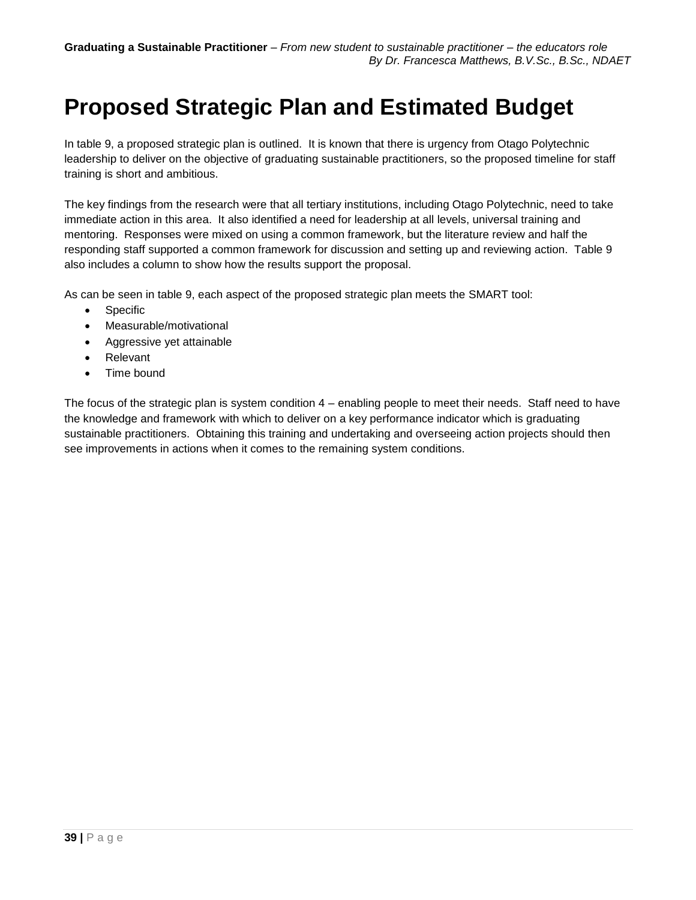# Proposed Strategic Plan and Estimated Budget

In table 9, a proposed strategic plan is outlined. It is known that there is urgency from Otago Polytechnic leadership to deliver on the objective of graduating sustainable practitioners, so the proposed timeline for staff training is short and ambitious.

The key findings from the research were that all tertiary institutions, including Otago Polytechnic, need to take immediate action in this area. It also identified a need for leadership at all levels, universal training and mentoring. Responses were mixed on using a common framework, but the literature review and half the responding staff supported a common framework for discussion and setting up and reviewing action. Table 9 also includes a column to show how the results support the proposal.

As can be seen in table 9, each aspect of the proposed strategic plan meets the SMART tool:

- Specific
- Measurable/motivational
- Aggressive yet attainable
- Relevant
- Time bound

The focus of the strategic plan is system condition 4 – enabling people to meet their needs. Staff need to have the knowledge and framework with which to deliver on a key performance indicator which is graduating sustainable practitioners. Obtaining this training and undertaking and overseeing action projects should then see improvements in actions when it comes to the remaining system conditions.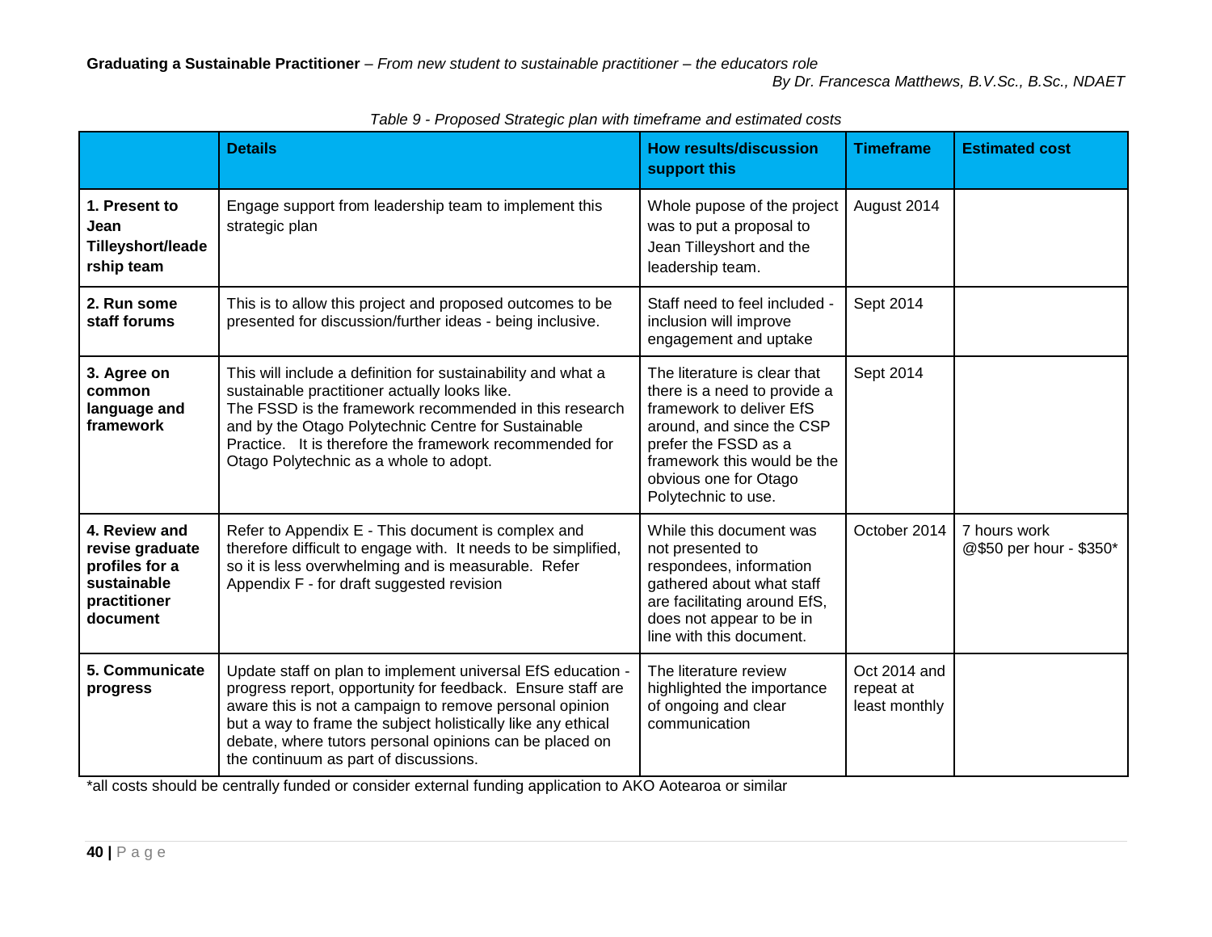*Table 9 - Proposed Strategic plan with timeframe and estimated costs*

| | Details | How results/discussion support this | Timeframe | Estimated cost |
|---|---|---|---|---|
| **1. Present to Jean Tilleyshort/leadership team** | Engage support from leadership team to implement this strategic plan | Whole pupose of the project was to put a proposal to Jean Tilleyshort and the leadership team. | August 2014 | |
| **2. Run some staff forums** | This is to allow this project and proposed outcomes to be presented for discussion/further ideas - being inclusive. | Staff need to feel included - inclusion will improve engagement and uptake | Sept 2014 | |
| **3. Agree on common language and framework** | This will include a definition for sustainability and what a sustainable practitioner actually looks like.<br>The FSSD is the framework recommended in this research and by the Otago Polytechnic Centre for Sustainable Practice. It is therefore the framework recommended for Otago Polytechnic as a whole to adopt. | The literature is clear that there is a need to provide a framework to deliver EfS around, and since the CSP prefer the FSSD as a framework this would be the obvious one for Otago Polytechnic to use. | Sept 2014 | |
| **4. Review and revise graduate profiles for a sustainable practitioner document** | Refer to Appendix E - This document is complex and therefore difficult to engage with. It needs to be simplified, so it is less overwhelming and is measurable. Refer Appendix F - for draft suggested revision | While this document was not presented to respondees, information gathered about what staff are facilitating around EfS, does not appear to be in line with this document. | October 2014 | 7 hours work @$50 per hour - $350* |
| **5. Communicate progress** | Update staff on plan to implement universal EfS education - progress report, opportunity for feedback. Ensure staff are aware this is not a campaign to remove personal opinion but a way to frame the subject holistically like any ethical debate, where tutors personal opinions can be placed on the continuum as part of discussions. | The literature review highlighted the importance of ongoing and clear communication | Oct 2014 and repeat at least monthly | |

*all costs should be centrally funded or consider external funding application to AKO Aotearoa or similar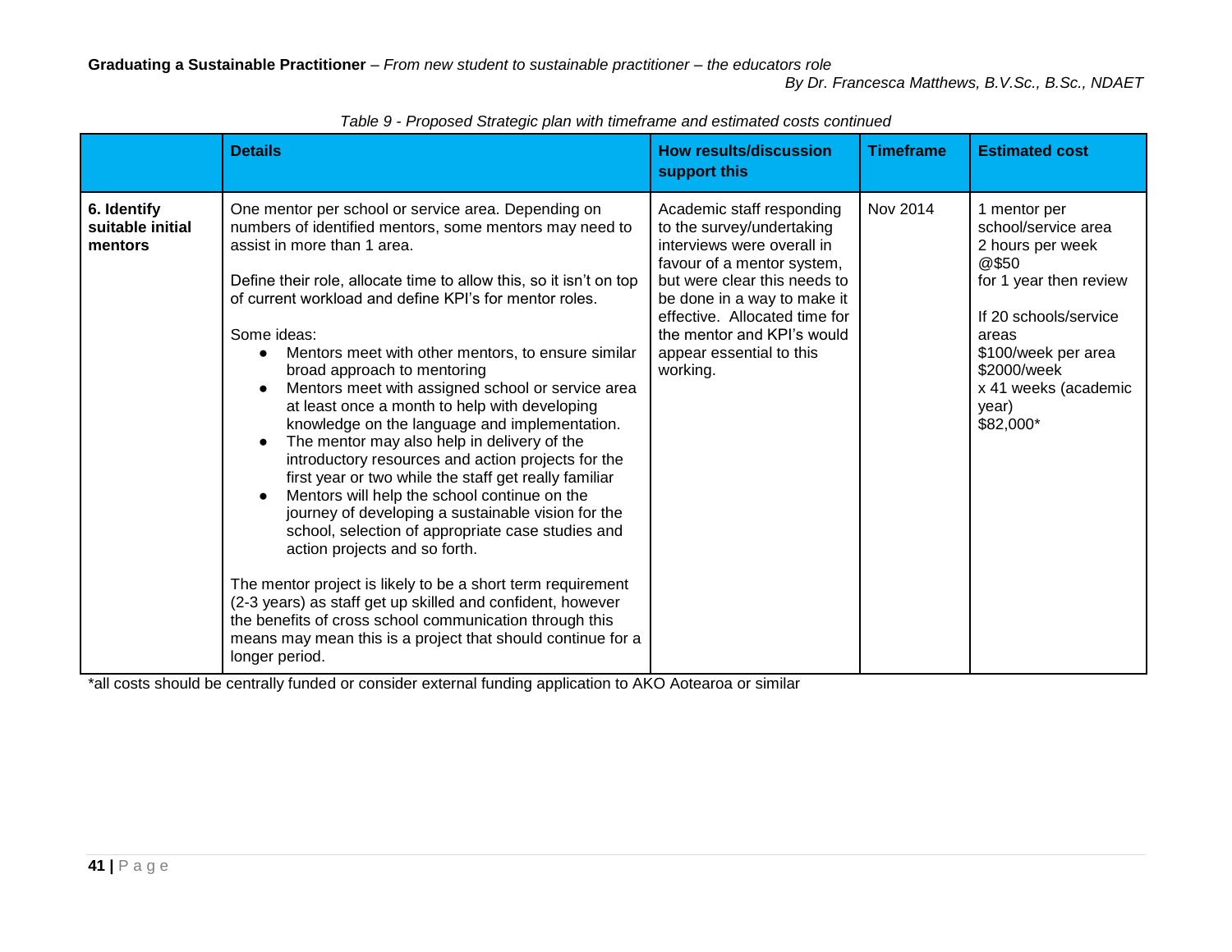*Table 9 - Proposed Strategic plan with timeframe and estimated costs continued*

| | Details | How results/discussion support this | Timeframe | Estimated cost |
|---|---|---|---|---|
| **6. Identify suitable initial mentors** | One mentor per school or service area. Depending on numbers of identified mentors, some mentors may need to assist in more than 1 area.<br><br>Define their role, allocate time to allow this, so it isn't on top of current workload and define KPI's for mentor roles.<br><br>Some ideas:<br>• Mentors meet with other mentors, to ensure similar broad approach to mentoring<br>• Mentors meet with assigned school or service area at least once a month to help with developing knowledge on the language and implementation.<br>• The mentor may also help in delivery of the introductory resources and action projects for the first year or two while the staff get really familiar<br>• Mentors will help the school continue on the journey of developing a sustainable vision for the school, selection of appropriate case studies and action projects and so forth.<br><br>The mentor project is likely to be a short term requirement (2-3 years) as staff get up skilled and confident, however the benefits of cross school communication through this means may mean this is a project that should continue for a longer period. | Academic staff responding to the survey/undertaking interviews were overall in favour of a mentor system, but were clear this needs to be done in a way to make it effective. Allocated time for the mentor and KPI's would appear essential to this working. | Nov 2014 | 1 mentor per school/service area<br>2 hours per week @$50<br>for 1 year then review<br><br>If 20 schools/service areas<br>$100/week per area<br>$2000/week<br>x 41 weeks (academic year)<br>$82,000* |

*all costs should be centrally funded or consider external funding application to AKO Aotearoa or similar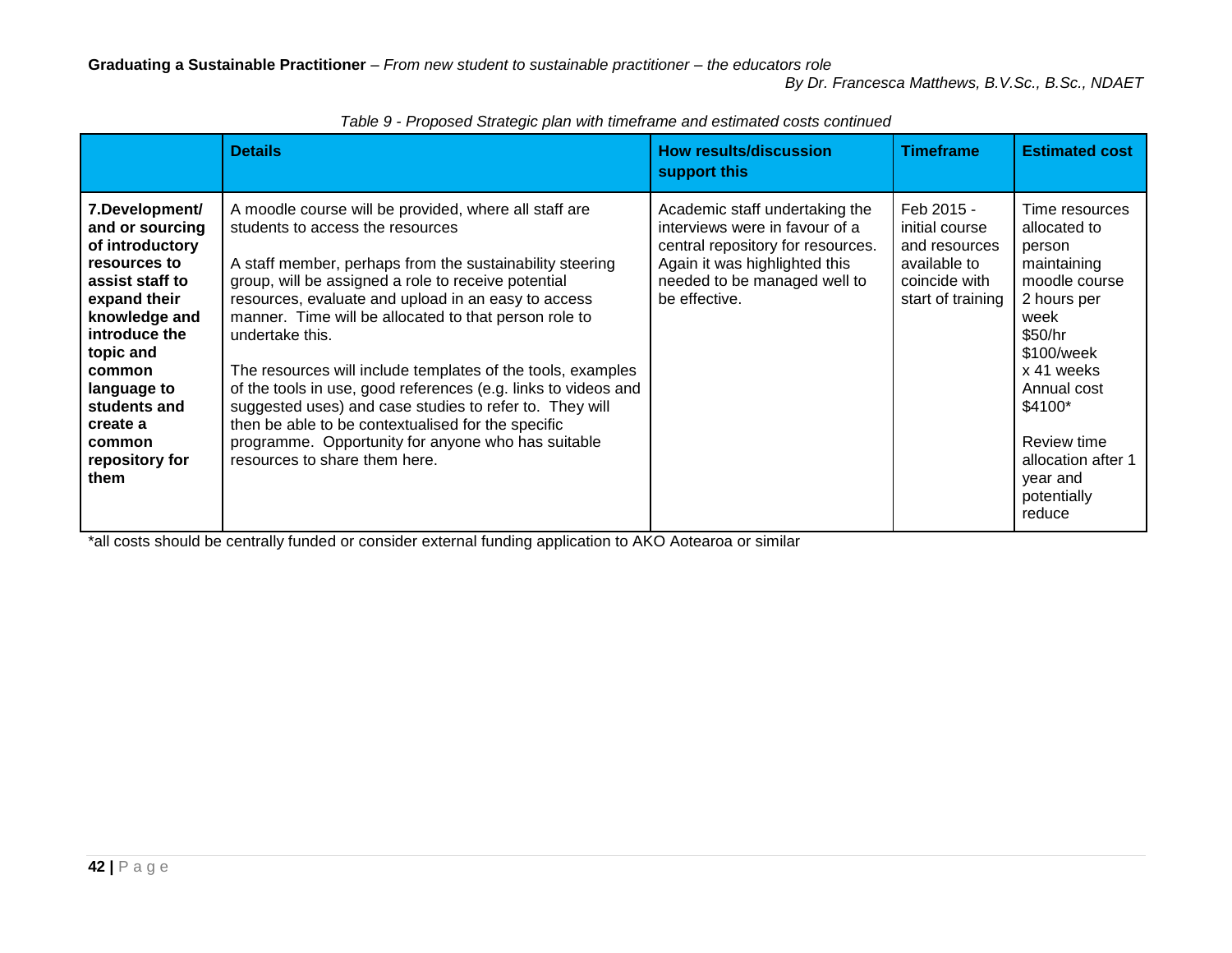*Table 9 - Proposed Strategic plan with timeframe and estimated costs continued*

| | Details | How results/discussion support this | Timeframe | Estimated cost |
|---|---|---|---|---|
| **7.Development/ and or sourcing of introductory resources to assist staff to expand their knowledge and introduce the topic and common language to students and create a common repository for them** | A moodle course will be provided, where all staff are students to access the resources<br><br>A staff member, perhaps from the sustainability steering group, will be assigned a role to receive potential resources, evaluate and upload in an easy to access manner. Time will be allocated to that person role to undertake this.<br><br>The resources will include templates of the tools, examples of the tools in use, good references (e.g. links to videos and suggested uses) and case studies to refer to. They will then be able to be contextualised for the specific programme. Opportunity for anyone who has suitable resources to share them here. | Academic staff undertaking the interviews were in favour of a central repository for resources. Again it was highlighted this needed to be managed well to be effective. | Feb 2015 - initial course and resources available to coincide with start of training | Time resources allocated to person maintaining moodle course 2 hours per week $50/hr $100/week x 41 weeks Annual cost $4100*<br><br>Review time allocation after 1 year and potentially reduce |

*all costs should be centrally funded or consider external funding application to AKO Aotearoa or similar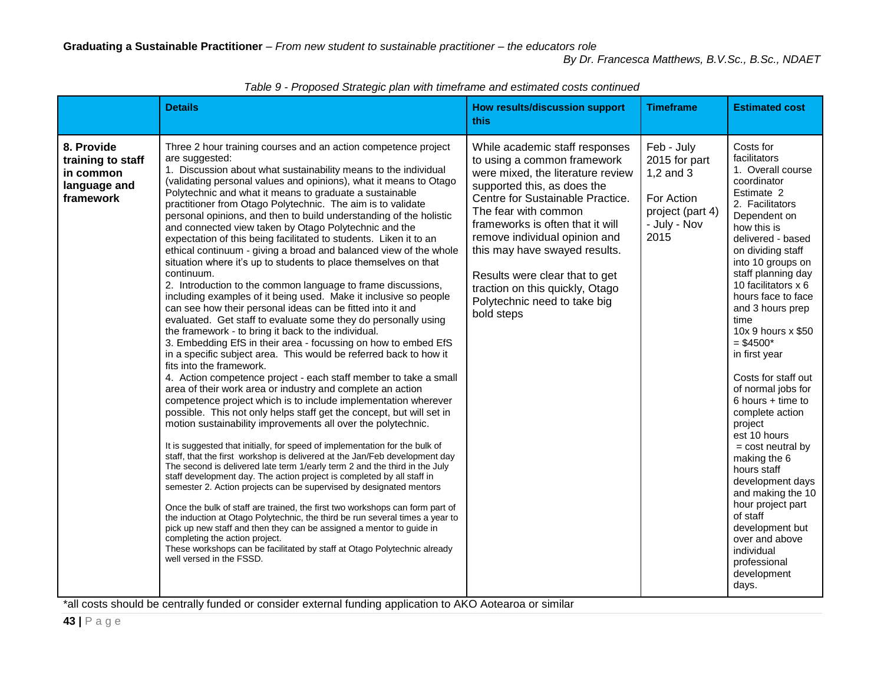*Table 9 - Proposed Strategic plan with timeframe and estimated costs continued*

| | Details | How results/discussion support this | Timeframe | Estimated cost |
|---|---|---|---|---|
| **8. Provide training to staff in common language and framework** | Three 2 hour training courses and an action competence project are suggested:<br>1. Discussion about what sustainability means to the individual (validating personal values and opinions), what it means to Otago Polytechnic and what it means to graduate a sustainable practitioner from Otago Polytechnic. The aim is to validate personal opinions, and then to build understanding of the holistic and connected view taken by Otago Polytechnic and the expectation of this being facilitated to students. Liken it to an ethical continuum - giving a broad and balanced view of the whole situation where it's up to students to place themselves on that continuum.<br>2. Introduction to the common language to frame discussions, including examples of it being used. Make it inclusive so people can see how their personal ideas can be fitted into it and evaluated. Get staff to evaluate some they do personally using the framework - to bring it back to the individual.<br>3. Embedding EfS in their area - focussing on how to embed EfS in a specific subject area. This would be referred back to how it fits into the framework.<br>4. Action competence project - each staff member to take a small area of their work area or industry and complete an action competence project which is to include implementation wherever possible. This not only helps staff get the concept, but will set in motion sustainability improvements all over the polytechnic.<br><br>It is suggested that initially, for speed of implementation for the bulk of staff, that the first workshop is delivered at the Jan/Feb development day The second is delivered late term 1/early term 2 and the third in the July staff development day. The action project is completed by all staff in semester 2. Action projects can be supervised by designated mentors<br><br>Once the bulk of staff are trained, the first two workshops can form part of the induction at Otago Polytechnic, the third be run several times a year to pick up new staff and then they can be assigned a mentor to guide in completing the action project.<br>These workshops can be facilitated by staff at Otago Polytechnic already well versed in the FSSD. | While academic staff responses to using a common framework were mixed, the literature review supported this, as does the Centre for Sustainable Practice. The fear with common frameworks is often that it will remove individual opinion and this may have swayed results.<br><br>Results were clear that to get traction on this quickly, Otago Polytechnic need to take big bold steps | Feb - July 2015 for part 1,2 and 3<br><br>For Action project (part 4) - July - Nov 2015 | Costs for facilitators<br>1. Overall course coordinator Estimate 2<br>2. Facilitators Dependent on how this is delivered - based on dividing staff into 10 groups on staff planning day 10 facilitators x 6 hours face to face and 3 hours prep time<br>10x 9 hours x $50 = $4500*<br>in first year<br><br>Costs for staff out of normal jobs for 6 hours + time to complete action project<br>est 10 hours<br>= cost neutral by making the 6 hours staff development days and making the 10 hour project part of staff development but over and above individual professional development days. |

*all costs should be centrally funded or consider external funding application to AKO Aotearoa or similar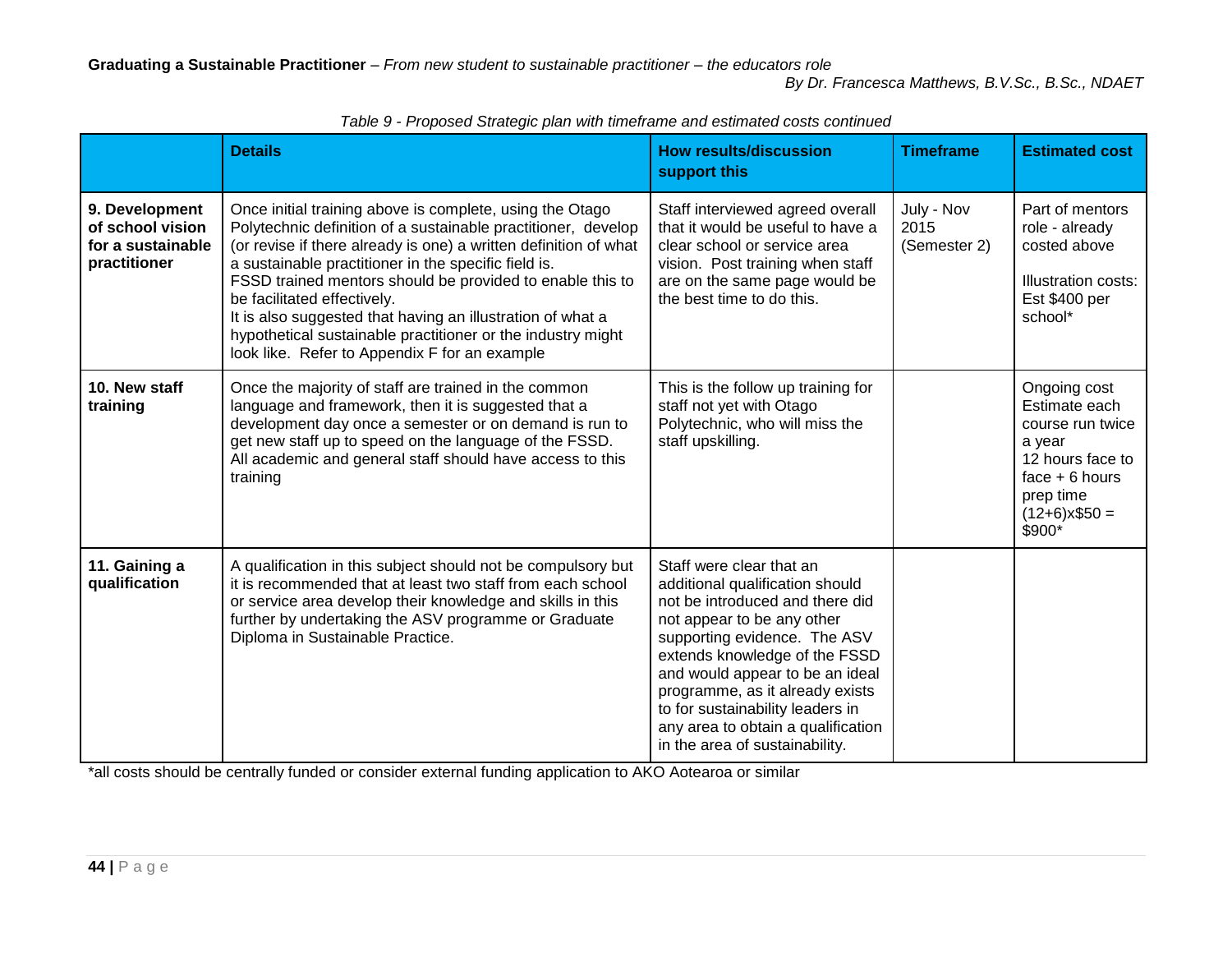*Table 9 - Proposed Strategic plan with timeframe and estimated costs continued*

| | Details | How results/discussion support this | Timeframe | Estimated cost |
|---|---|---|---|---|
| **9. Development of school vision for a sustainable practitioner** | Once initial training above is complete, using the Otago Polytechnic definition of a sustainable practitioner, develop (or revise if there already is one) a written definition of what a sustainable practitioner in the specific field is.<br>FSSD trained mentors should be provided to enable this to be facilitated effectively.<br>It is also suggested that having an illustration of what a hypothetical sustainable practitioner or the industry might look like. Refer to Appendix F for an example | Staff interviewed agreed overall that it would be useful to have a clear school or service area vision. Post training when staff are on the same page would be the best time to do this. | July - Nov 2015 (Semester 2) | Part of mentors role - already costed above<br><br>Illustration costs: Est $400 per school* |
| **10. New staff training** | Once the majority of staff are trained in the common language and framework, then it is suggested that a development day once a semester or on demand is run to get new staff up to speed on the language of the FSSD. All academic and general staff should have access to this training | This is the follow up training for staff not yet with Otago Polytechnic, who will miss the staff upskilling. | | Ongoing cost Estimate each course run twice a year<br>12 hours face to face + 6 hours prep time<br>(12+6)x$50 = $900* |
| **11. Gaining a qualification** | A qualification in this subject should not be compulsory but it is recommended that at least two staff from each school or service area develop their knowledge and skills in this further by undertaking the ASV programme or Graduate Diploma in Sustainable Practice. | Staff were clear that an additional qualification should not be introduced and there did not appear to be any other supporting evidence. The ASV extends knowledge of the FSSD and would appear to be an ideal programme, as it already exists to for sustainability leaders in any area to obtain a qualification in the area of sustainability. | | |

*all costs should be centrally funded or consider external funding application to AKO Aotearoa or similar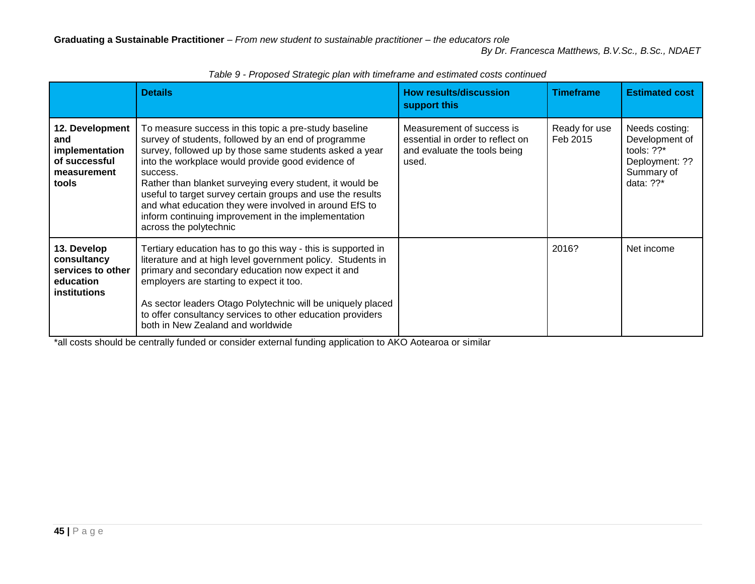*Table 9 - Proposed Strategic plan with timeframe and estimated costs continued*

| | Details | How results/discussion support this | Timeframe | Estimated cost |
|---|---|---|---|---|
| **12. Development and implementation of successful measurement tools** | To measure success in this topic a pre-study baseline survey of students, followed by an end of programme survey, followed up by those same students asked a year into the workplace would provide good evidence of success.<br>Rather than blanket surveying every student, it would be useful to target survey certain groups and use the results and what education they were involved in around EfS to inform continuing improvement in the implementation across the polytechnic | Measurement of success is essential in order to reflect on and evaluate the tools being used. | Ready for use Feb 2015 | Needs costing: Development of tools: ??*<br>Deployment: ??<br>Summary of data: ??* |
| **13. Develop consultancy services to other education institutions** | Tertiary education has to go this way - this is supported in literature and at high level government policy. Students in primary and secondary education now expect it and employers are starting to expect it too.<br><br>As sector leaders Otago Polytechnic will be uniquely placed to offer consultancy services to other education providers both in New Zealand and worldwide | | 2016? | Net income |

*all costs should be centrally funded or consider external funding application to AKO Aotearoa or similar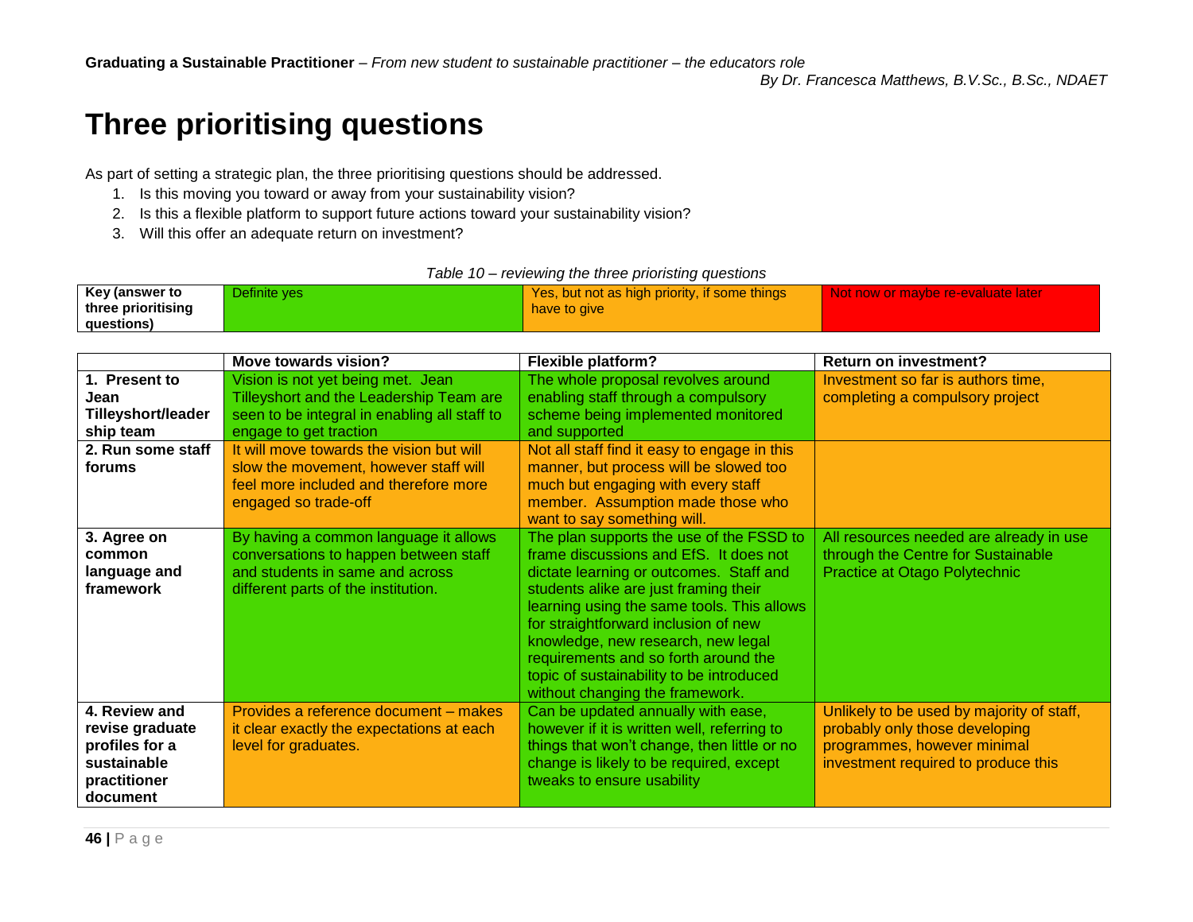# Three prioritising questions

As part of setting a strategic plan, the three prioritising questions should be addressed.

1. Is this moving you toward or away from your sustainability vision?
2. Is this a flexible platform to support future actions toward your sustainability vision?
3. Will this offer an adequate return on investment?

*Table 10 – reviewing the three prioristing questions*

| Key (answer to three prioritising questions) | Definite yes | Yes, but not as high priority, if some things have to give | Not now or maybe re-evaluate later |
|---|---|---|---|

| | Move towards vision? | Flexible platform? | Return on investment? |
|---|---|---|---|
| **1. Present to Jean Tilleyshort/leadership team** | Vision is not yet being met. Jean Tilleyshort and the Leadership Team are seen to be integral in enabling all staff to engage to get traction | The whole proposal revolves around enabling staff through a compulsory scheme being implemented monitored and supported | Investment so far is authors time, completing a compulsory project |
| **2. Run some staff forums** | It will move towards the vision but will slow the movement, however staff will feel more included and therefore more engaged so trade-off | Not all staff find it easy to engage in this manner, but process will be slowed too much but engaging with every staff member. Assumption made those who want to say something will. | |
| **3. Agree on common language and framework** | By having a common language it allows conversations to happen between staff and students in same and across different parts of the institution. | The plan supports the use of the FSSD to frame discussions and EfS. It does not dictate learning or outcomes. Staff and students alike are just framing their learning using the same tools. This allows for straightforward inclusion of new knowledge, new research, new legal requirements and so forth around the topic of sustainability to be introduced without changing the framework. | All resources needed are already in use through the Centre for Sustainable Practice at Otago Polytechnic |
| **4. Review and revise graduate profiles for a sustainable practitioner document** | Provides a reference document – makes it clear exactly the expectations at each level for graduates. | Can be updated annually with ease, however if it is written well, referring to things that won't change, then little or no change is likely to be required, except tweaks to ensure usability | Unlikely to be used by majority of staff, probably only those developing programmes, however minimal investment required to produce this |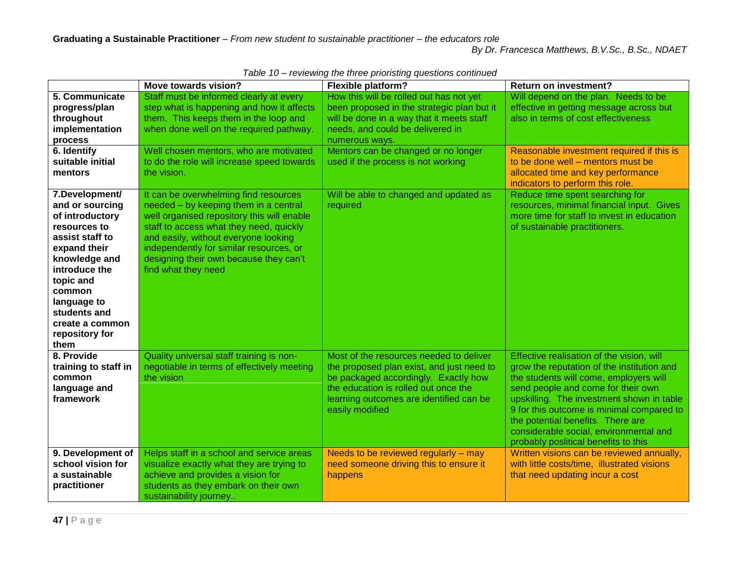*Table 10 – reviewing the three prioristing questions continued*

| | Move towards vision? | Flexible platform? | Return on investment? |
|---|---|---|---|
| **5. Communicate progress/plan throughout implementation process** | Staff must be informed clearly at every step what is happening and how it affects them. This keeps them in the loop and when done well on the required pathway. | How this will be rolled out has not yet been proposed in the strategic plan but it will be done in a way that it meets staff needs, and could be delivered in numerous ways. | Will depend on the plan. Needs to be effective in getting message across but also in terms of cost effectiveness |
| **6. Identify suitable initial mentors** | Well chosen mentors, who are motivated to do the role will increase speed towards the vision. | Mentors can be changed or no longer used if the process is not working | Reasonable investment required if this is to be done well – mentors must be allocated time and key performance indicators to perform this role. |
| **7.Development/ and or sourcing of introductory resources to assist staff to expand their knowledge and introduce the topic and common language to students and create a common repository for them** | It can be overwhelming find resources needed – by keeping them in a central well organised repository this will enable staff to access what they need, quickly and easily, without everyone looking independently for similar resources, or designing their own because they can't find what they need | Will be able to changed and updated as required | Reduce time spent searching for resources, minimal financial input. Gives more time for staff to invest in education of sustainable practitioners. |
| **8. Provide training to staff in common language and framework** | Quality universal staff training is non-negotiable in terms of effectively meeting the vision | Most of the resources needed to deliver the proposed plan exist, and just need to be packaged accordingly. Exactly how the education is rolled out once the learning outcomes are identified can be easily modified | Effective realisation of the vision, will grow the reputation of the institution and the students will come, employers will send people and come for their own upskilling. The investment shown in table 9 for this outcome is minimal compared to the potential benefits. There are considerable social, environmental and probably poslitical benefits to this |
| **9. Development of school vision for a sustainable practitioner** | Helps staff in a school and service areas visualize exactly what they are trying to achieve and provides a vision for students as they embark on their own sustainability journey.. | Needs to be reviewed regularly – may need someone driving this to ensure it happens | Written visions can be reviewed annually, with little costs/time, illustrated visions that need updating incur a cost |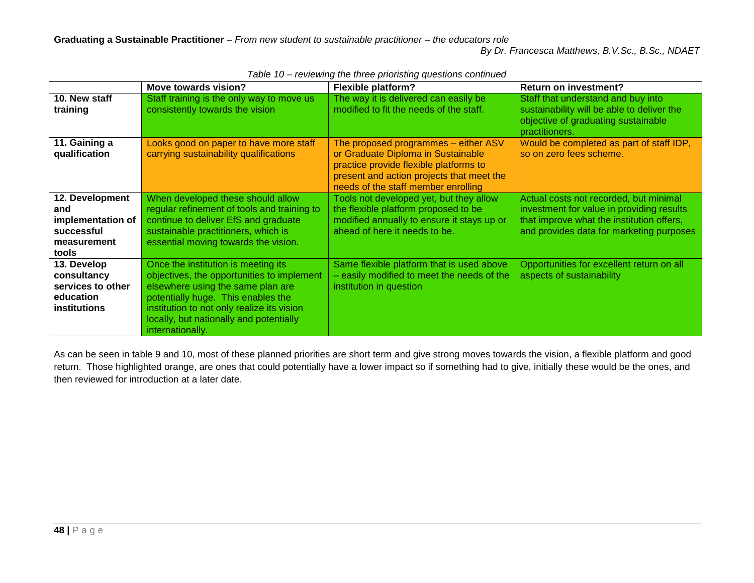*Table 10 – reviewing the three prioristing questions continued*

| | Move towards vision? | Flexible platform? | Return on investment? |
|---|---|---|---|
| **10. New staff training** | Staff training is the only way to move us consistently towards the vision | The way it is delivered can easily be modified to fit the needs of the staff. | Staff that understand and buy into sustainability will be able to deliver the objective of graduating sustainable practitioners. |
| **11. Gaining a qualification** | Looks good on paper to have more staff carrying sustainability qualifications | The proposed programmes – either ASV or Graduate Diploma in Sustainable practice provide flexible platforms to present and action projects that meet the needs of the staff member enrolling | Would be completed as part of staff IDP, so on zero fees scheme. |
| **12. Development and implementation of successful measurement tools** | When developed these should allow regular refinement of tools and training to continue to deliver EfS and graduate sustainable practitioners, which is essential moving towards the vision. | Tools not developed yet, but they allow the flexible platform proposed to be modified annually to ensure it stays up or ahead of here it needs to be. | Actual costs not recorded, but minimal investment for value in providing results that improve what the institution offers, and provides data for marketing purposes |
| **13. Develop consultancy services to other education institutions** | Once the institution is meeting its objectives, the opportunities to implement elsewhere using the same plan are potentially huge. This enables the institution to not only realize its vision locally, but nationally and potentially internationally. | Same flexible platform that is used above – easily modified to meet the needs of the institution in question | Opportunities for excellent return on all aspects of sustainability |

As can be seen in table 9 and 10, most of these planned priorities are short term and give strong moves towards the vision, a flexible platform and good return. Those highlighted orange, are ones that could potentially have a lower impact so if something had to give, initially these would be the ones, and then reviewed for introduction at a later date.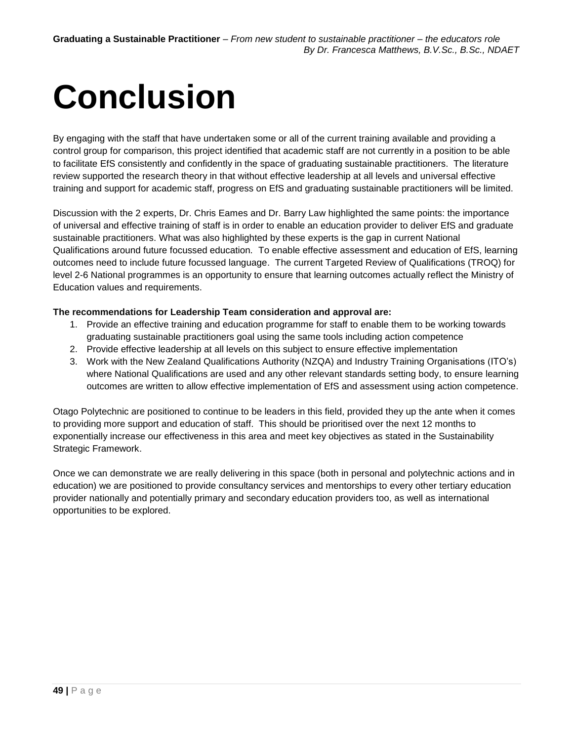# Conclusion

By engaging with the staff that have undertaken some or all of the current training available and providing a control group for comparison, this project identified that academic staff are not currently in a position to be able to facilitate EfS consistently and confidently in the space of graduating sustainable practitioners. The literature review supported the research theory in that without effective leadership at all levels and universal effective training and support for academic staff, progress on EfS and graduating sustainable practitioners will be limited.

Discussion with the 2 experts, Dr. Chris Eames and Dr. Barry Law highlighted the same points: the importance of universal and effective training of staff is in order to enable an education provider to deliver EfS and graduate sustainable practitioners. What was also highlighted by these experts is the gap in current National Qualifications around future focussed education. To enable effective assessment and education of EfS, learning outcomes need to include future focussed language. The current Targeted Review of Qualifications (TROQ) for level 2-6 National programmes is an opportunity to ensure that learning outcomes actually reflect the Ministry of Education values and requirements.

**The recommendations for Leadership Team consideration and approval are:**

1. Provide an effective training and education programme for staff to enable them to be working towards graduating sustainable practitioners goal using the same tools including action competence
2. Provide effective leadership at all levels on this subject to ensure effective implementation
3. Work with the New Zealand Qualifications Authority (NZQA) and Industry Training Organisations (ITO's) where National Qualifications are used and any other relevant standards setting body, to ensure learning outcomes are written to allow effective implementation of EfS and assessment using action competence.

Otago Polytechnic are positioned to continue to be leaders in this field, provided they up the ante when it comes to providing more support and education of staff. This should be prioritised over the next 12 months to exponentially increase our effectiveness in this area and meet key objectives as stated in the Sustainability Strategic Framework.

Once we can demonstrate we are really delivering in this space (both in personal and polytechnic actions and in education) we are positioned to provide consultancy services and mentorships to every other tertiary education provider nationally and potentially primary and secondary education providers too, as well as international opportunities to be explored.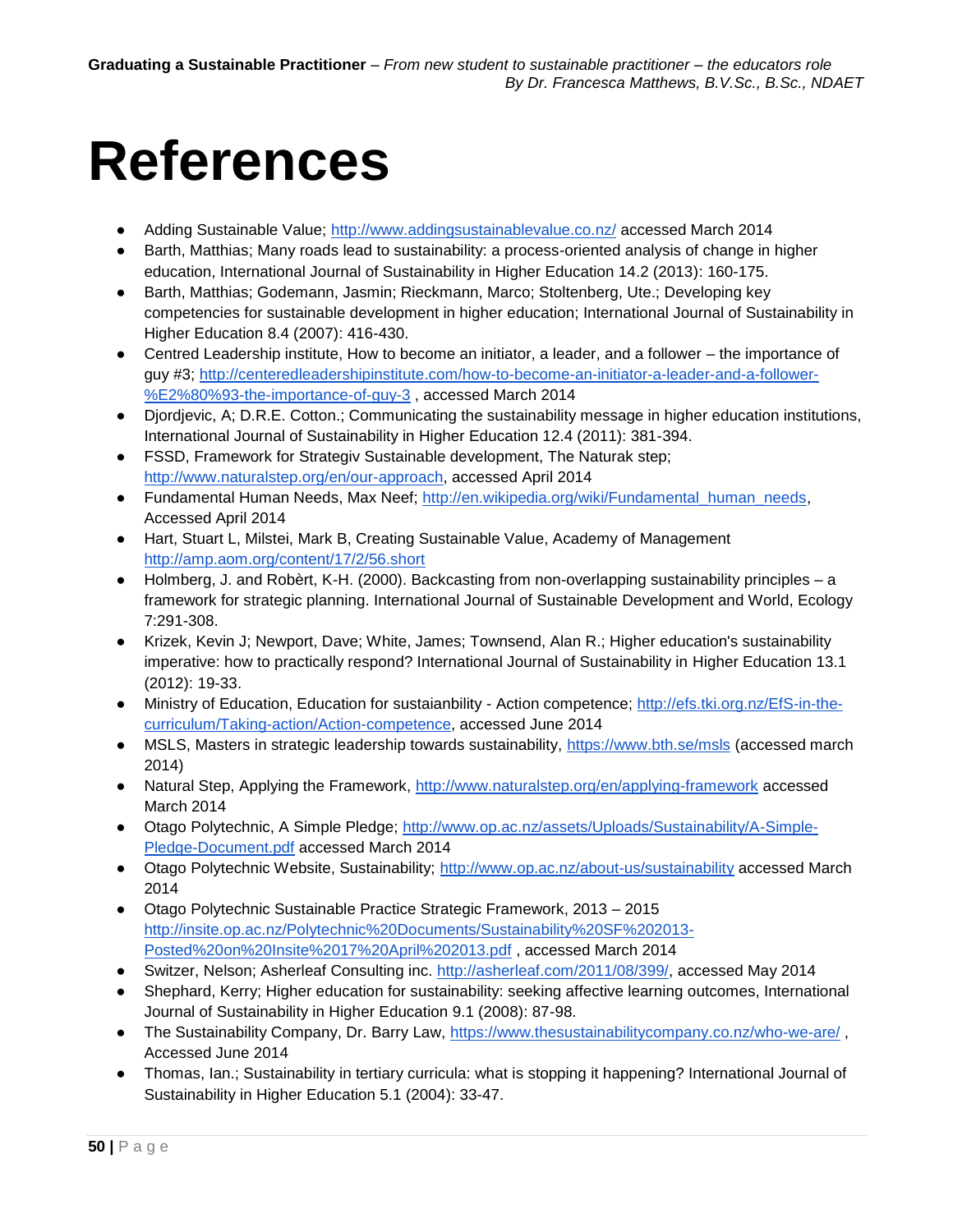# References

- Adding Sustainable Value; http://www.addingsustainablevalue.co.nz/ accessed March 2014
- Barth, Matthias; Many roads lead to sustainability: a process-oriented analysis of change in higher education, International Journal of Sustainability in Higher Education 14.2 (2013): 160-175.
- Barth, Matthias; Godemann, Jasmin; Rieckmann, Marco; Stoltenberg, Ute.; Developing key competencies for sustainable development in higher education; International Journal of Sustainability in Higher Education 8.4 (2007): 416-430.
- Centred Leadership institute, How to become an initiator, a leader, and a follower – the importance of guy #3; http://centeredleadershipinstitute.com/how-to-become-an-initiator-a-leader-and-a-follower-%E2%80%93-the-importance-of-guy-3 , accessed March 2014
- Djordjevic, A; D.R.E. Cotton.; Communicating the sustainability message in higher education institutions, International Journal of Sustainability in Higher Education 12.4 (2011): 381-394.
- FSSD, Framework for Strategiv Sustainable development, The Naturak step; http://www.naturalstep.org/en/our-approach, accessed April 2014
- Fundamental Human Needs, Max Neef; http://en.wikipedia.org/wiki/Fundamental_human_needs, Accessed April 2014
- Hart, Stuart L, Milstei, Mark B, Creating Sustainable Value, Academy of Management http://amp.aom.org/content/17/2/56.short
- Holmberg, J. and Robèrt, K-H. (2000). Backcasting from non-overlapping sustainability principles – a framework for strategic planning. International Journal of Sustainable Development and World, Ecology 7:291-308.
- Krizek, Kevin J; Newport, Dave; White, James; Townsend, Alan R.; Higher education's sustainability imperative: how to practically respond? International Journal of Sustainability in Higher Education 13.1 (2012): 19-33.
- Ministry of Education, Education for sustaianbility - Action competence; http://efs.tki.org.nz/EfS-in-the-curriculum/Taking-action/Action-competence, accessed June 2014
- MSLS, Masters in strategic leadership towards sustainability, https://www.bth.se/msls (accessed march 2014)
- Natural Step, Applying the Framework, http://www.naturalstep.org/en/applying-framework accessed March 2014
- Otago Polytechnic, A Simple Pledge; http://www.op.ac.nz/assets/Uploads/Sustainability/A-Simple-Pledge-Document.pdf accessed March 2014
- Otago Polytechnic Website, Sustainability; http://www.op.ac.nz/about-us/sustainability accessed March 2014
- Otago Polytechnic Sustainable Practice Strategic Framework, 2013 – 2015 http://insite.op.ac.nz/Polytechnic%20Documents/Sustainability%20SF%202013-Posted%20on%20Insite%2017%20April%202013.pdf , accessed March 2014
- Switzer, Nelson; Asherleaf Consulting inc. http://asherleaf.com/2011/08/399/, accessed May 2014
- Shephard, Kerry; Higher education for sustainability: seeking affective learning outcomes, International Journal of Sustainability in Higher Education 9.1 (2008): 87-98.
- The Sustainability Company, Dr. Barry Law, https://www.thesustainabilitycompany.co.nz/who-we-are/ , Accessed June 2014
- Thomas, Ian.; Sustainability in tertiary curricula: what is stopping it happening? International Journal of Sustainability in Higher Education 5.1 (2004): 33-47.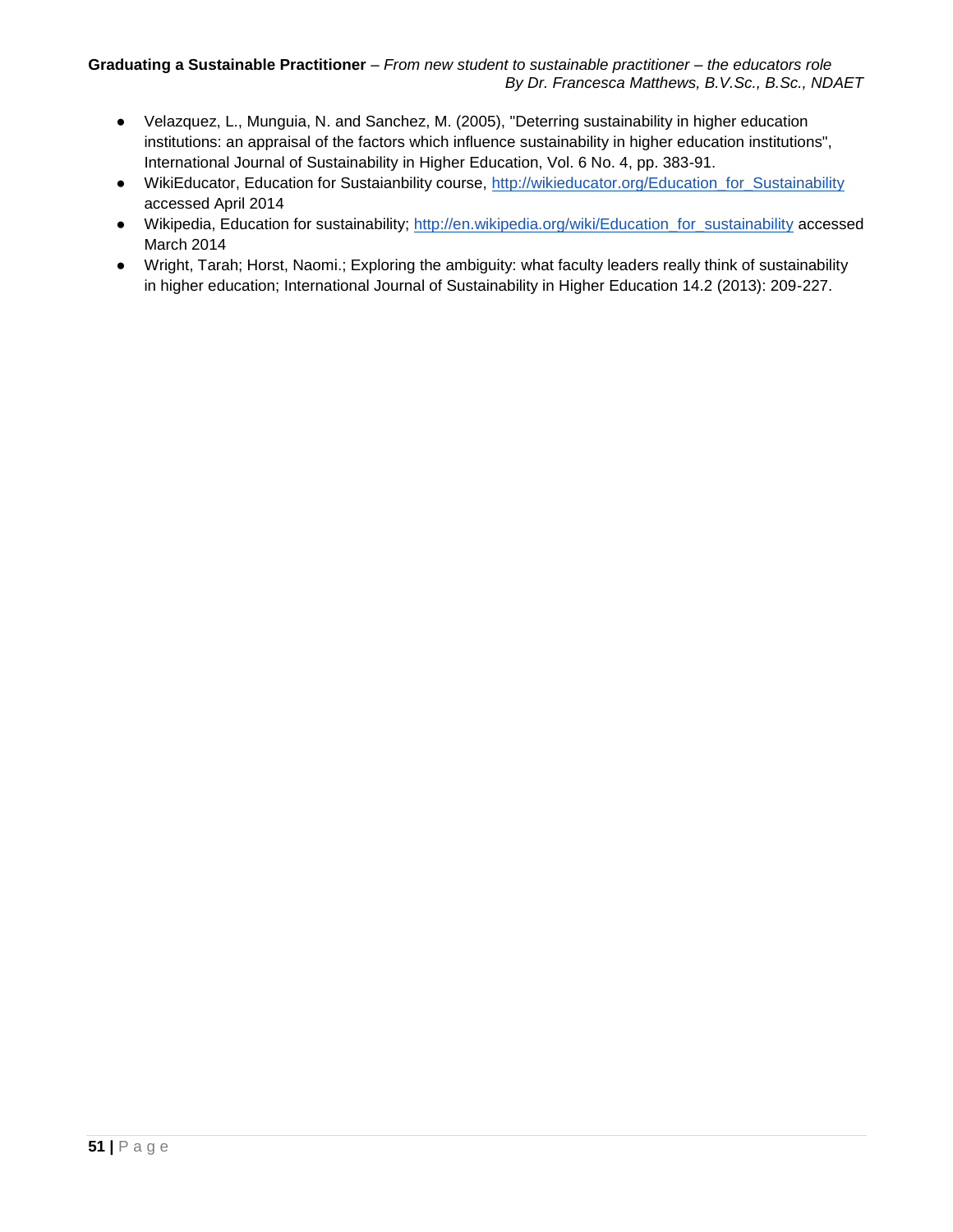- Velazquez, L., Munguia, N. and Sanchez, M. (2005), "Deterring sustainability in higher education institutions: an appraisal of the factors which influence sustainability in higher education institutions", International Journal of Sustainability in Higher Education, Vol. 6 No. 4, pp. 383-91.
- WikiEducator, Education for Sustaianbility course, http://wikieducator.org/Education_for_Sustainability accessed April 2014
- Wikipedia, Education for sustainability; http://en.wikipedia.org/wiki/Education_for_sustainability accessed March 2014
- Wright, Tarah; Horst, Naomi.; Exploring the ambiguity: what faculty leaders really think of sustainability in higher education; International Journal of Sustainability in Higher Education 14.2 (2013): 209-227.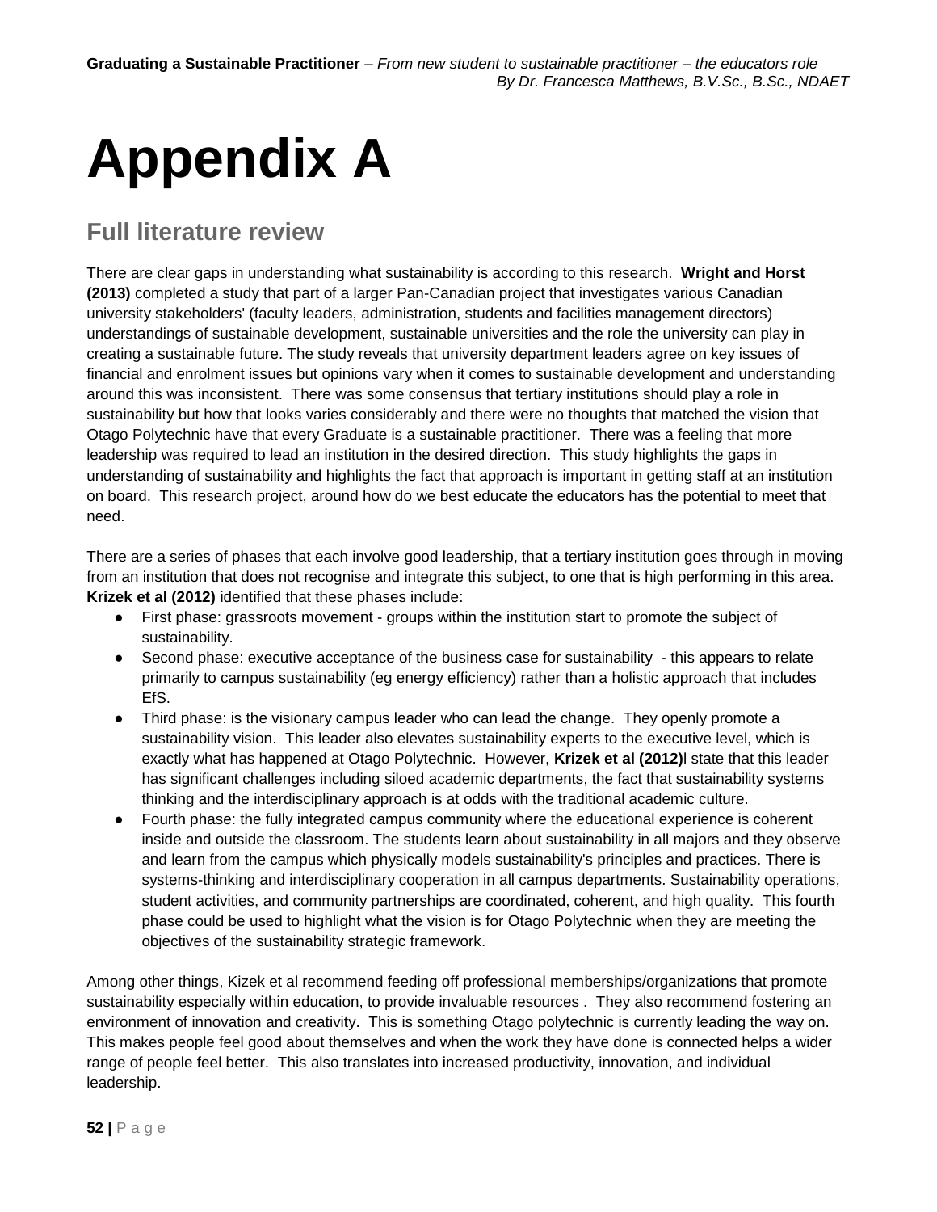# Appendix A

## Full literature review

There are clear gaps in understanding what sustainability is according to this research. **Wright and Horst (2013)** completed a study that part of a larger Pan-Canadian project that investigates various Canadian university stakeholders' (faculty leaders, administration, students and facilities management directors) understandings of sustainable development, sustainable universities and the role the university can play in creating a sustainable future. The study reveals that university department leaders agree on key issues of financial and enrolment issues but opinions vary when it comes to sustainable development and understanding around this was inconsistent. There was some consensus that tertiary institutions should play a role in sustainability but how that looks varies considerably and there were no thoughts that matched the vision that Otago Polytechnic have that every Graduate is a sustainable practitioner. There was a feeling that more leadership was required to lead an institution in the desired direction. This study highlights the gaps in understanding of sustainability and highlights the fact that approach is important in getting staff at an institution on board. This research project, around how do we best educate the educators has the potential to meet that need.

There are a series of phases that each involve good leadership, that a tertiary institution goes through in moving from an institution that does not recognise and integrate this subject, to one that is high performing in this area. **Krizek et al (2012)** identified that these phases include:

- First phase: grassroots movement - groups within the institution start to promote the subject of sustainability.
- Second phase: executive acceptance of the business case for sustainability - this appears to relate primarily to campus sustainability (eg energy efficiency) rather than a holistic approach that includes EfS.
- Third phase: is the visionary campus leader who can lead the change. They openly promote a sustainability vision. This leader also elevates sustainability experts to the executive level, which is exactly what has happened at Otago Polytechnic. However, **Krizek et al (2012)**l state that this leader has significant challenges including siloed academic departments, the fact that sustainability systems thinking and the interdisciplinary approach is at odds with the traditional academic culture.
- Fourth phase: the fully integrated campus community where the educational experience is coherent inside and outside the classroom. The students learn about sustainability in all majors and they observe and learn from the campus which physically models sustainability's principles and practices. There is systems-thinking and interdisciplinary cooperation in all campus departments. Sustainability operations, student activities, and community partnerships are coordinated, coherent, and high quality. This fourth phase could be used to highlight what the vision is for Otago Polytechnic when they are meeting the objectives of the sustainability strategic framework.

Among other things, Kizek et al recommend feeding off professional memberships/organizations that promote sustainability especially within education, to provide invaluable resources . They also recommend fostering an environment of innovation and creativity. This is something Otago polytechnic is currently leading the way on. This makes people feel good about themselves and when the work they have done is connected helps a wider range of people feel better. This also translates into increased productivity, innovation, and individual leadership.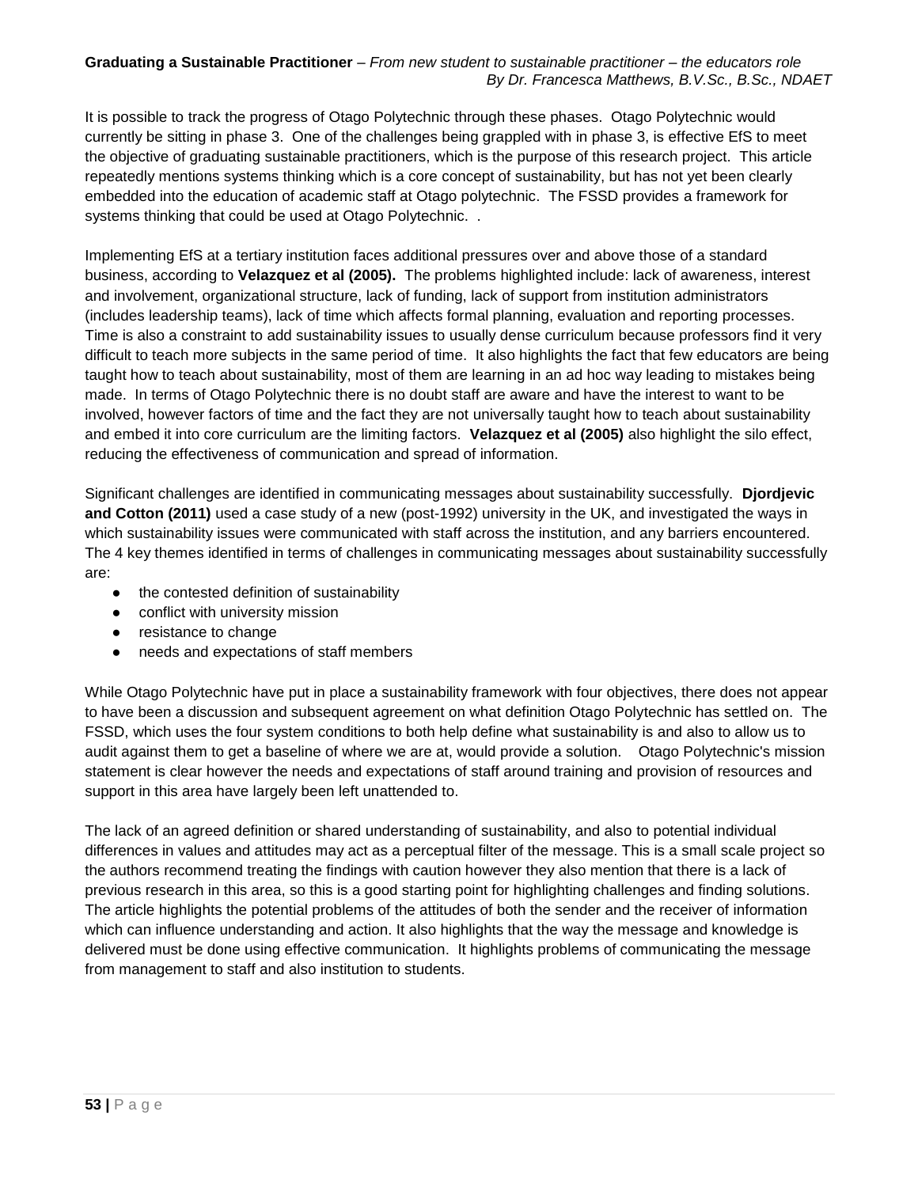It is possible to track the progress of Otago Polytechnic through these phases. Otago Polytechnic would currently be sitting in phase 3. One of the challenges being grappled with in phase 3, is effective EfS to meet the objective of graduating sustainable practitioners, which is the purpose of this research project. This article repeatedly mentions systems thinking which is a core concept of sustainability, but has not yet been clearly embedded into the education of academic staff at Otago polytechnic. The FSSD provides a framework for systems thinking that could be used at Otago Polytechnic. .

Implementing EfS at a tertiary institution faces additional pressures over and above those of a standard business, according to **Velazquez et al (2005).** The problems highlighted include: lack of awareness, interest and involvement, organizational structure, lack of funding, lack of support from institution administrators (includes leadership teams), lack of time which affects formal planning, evaluation and reporting processes. Time is also a constraint to add sustainability issues to usually dense curriculum because professors find it very difficult to teach more subjects in the same period of time. It also highlights the fact that few educators are being taught how to teach about sustainability, most of them are learning in an ad hoc way leading to mistakes being made. In terms of Otago Polytechnic there is no doubt staff are aware and have the interest to want to be involved, however factors of time and the fact they are not universally taught how to teach about sustainability and embed it into core curriculum are the limiting factors. **Velazquez et al (2005)** also highlight the silo effect, reducing the effectiveness of communication and spread of information.

Significant challenges are identified in communicating messages about sustainability successfully. **Djordjevic and Cotton (2011)** used a case study of a new (post-1992) university in the UK, and investigated the ways in which sustainability issues were communicated with staff across the institution, and any barriers encountered. The 4 key themes identified in terms of challenges in communicating messages about sustainability successfully are:

- the contested definition of sustainability
- conflict with university mission
- resistance to change
- needs and expectations of staff members

While Otago Polytechnic have put in place a sustainability framework with four objectives, there does not appear to have been a discussion and subsequent agreement on what definition Otago Polytechnic has settled on. The FSSD, which uses the four system conditions to both help define what sustainability is and also to allow us to audit against them to get a baseline of where we are at, would provide a solution. Otago Polytechnic's mission statement is clear however the needs and expectations of staff around training and provision of resources and support in this area have largely been left unattended to.

The lack of an agreed definition or shared understanding of sustainability, and also to potential individual differences in values and attitudes may act as a perceptual filter of the message. This is a small scale project so the authors recommend treating the findings with caution however they also mention that there is a lack of previous research in this area, so this is a good starting point for highlighting challenges and finding solutions. The article highlights the potential problems of the attitudes of both the sender and the receiver of information which can influence understanding and action. It also highlights that the way the message and knowledge is delivered must be done using effective communication. It highlights problems of communicating the message from management to staff and also institution to students.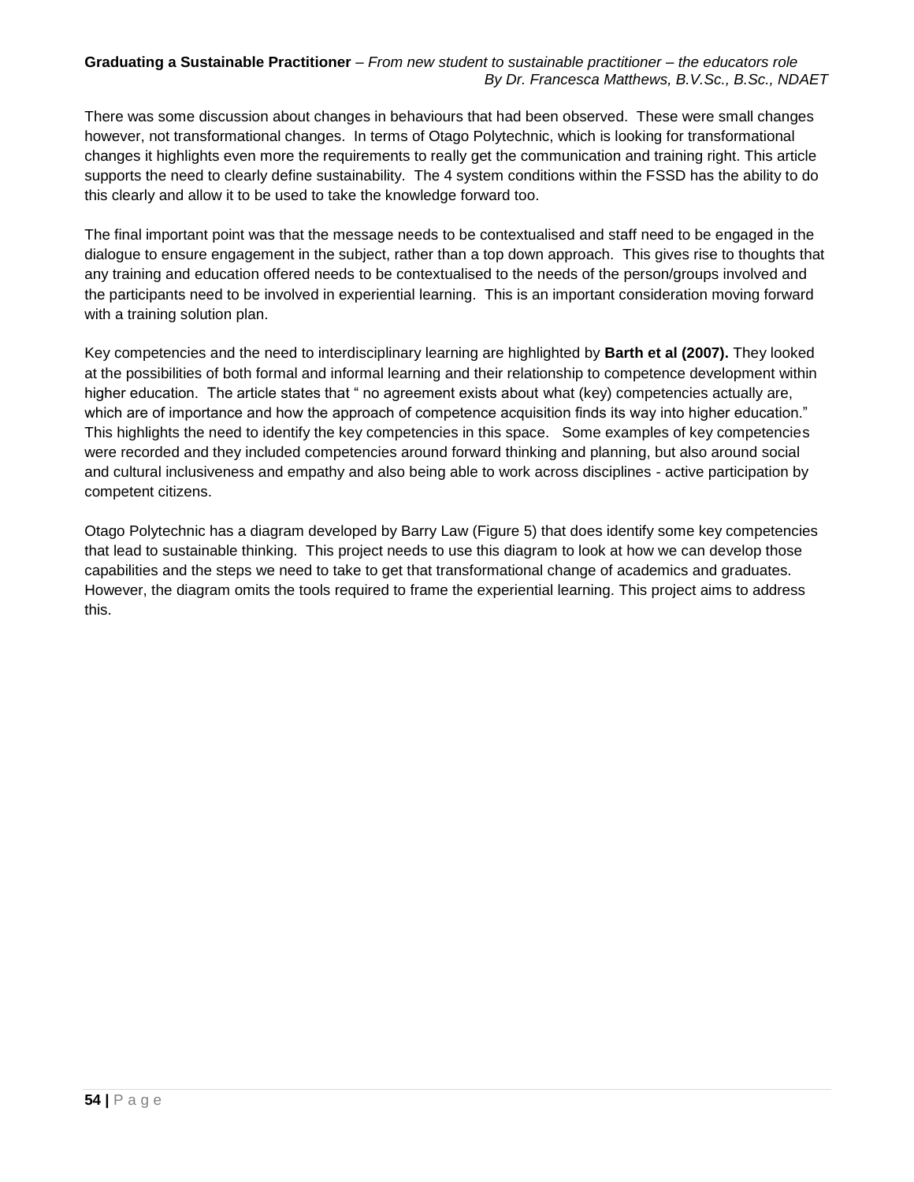There was some discussion about changes in behaviours that had been observed. These were small changes however, not transformational changes. In terms of Otago Polytechnic, which is looking for transformational changes it highlights even more the requirements to really get the communication and training right. This article supports the need to clearly define sustainability. The 4 system conditions within the FSSD has the ability to do this clearly and allow it to be used to take the knowledge forward too.

The final important point was that the message needs to be contextualised and staff need to be engaged in the dialogue to ensure engagement in the subject, rather than a top down approach. This gives rise to thoughts that any training and education offered needs to be contextualised to the needs of the person/groups involved and the participants need to be involved in experiential learning. This is an important consideration moving forward with a training solution plan.

Key competencies and the need to interdisciplinary learning are highlighted by **Barth et al (2007).** They looked at the possibilities of both formal and informal learning and their relationship to competence development within higher education. The article states that " no agreement exists about what (key) competencies actually are, which are of importance and how the approach of competence acquisition finds its way into higher education." This highlights the need to identify the key competencies in this space. Some examples of key competencies were recorded and they included competencies around forward thinking and planning, but also around social and cultural inclusiveness and empathy and also being able to work across disciplines - active participation by competent citizens.

Otago Polytechnic has a diagram developed by Barry Law (Figure 5) that does identify some key competencies that lead to sustainable thinking. This project needs to use this diagram to look at how we can develop those capabilities and the steps we need to take to get that transformational change of academics and graduates. However, the diagram omits the tools required to frame the experiential learning. This project aims to address this.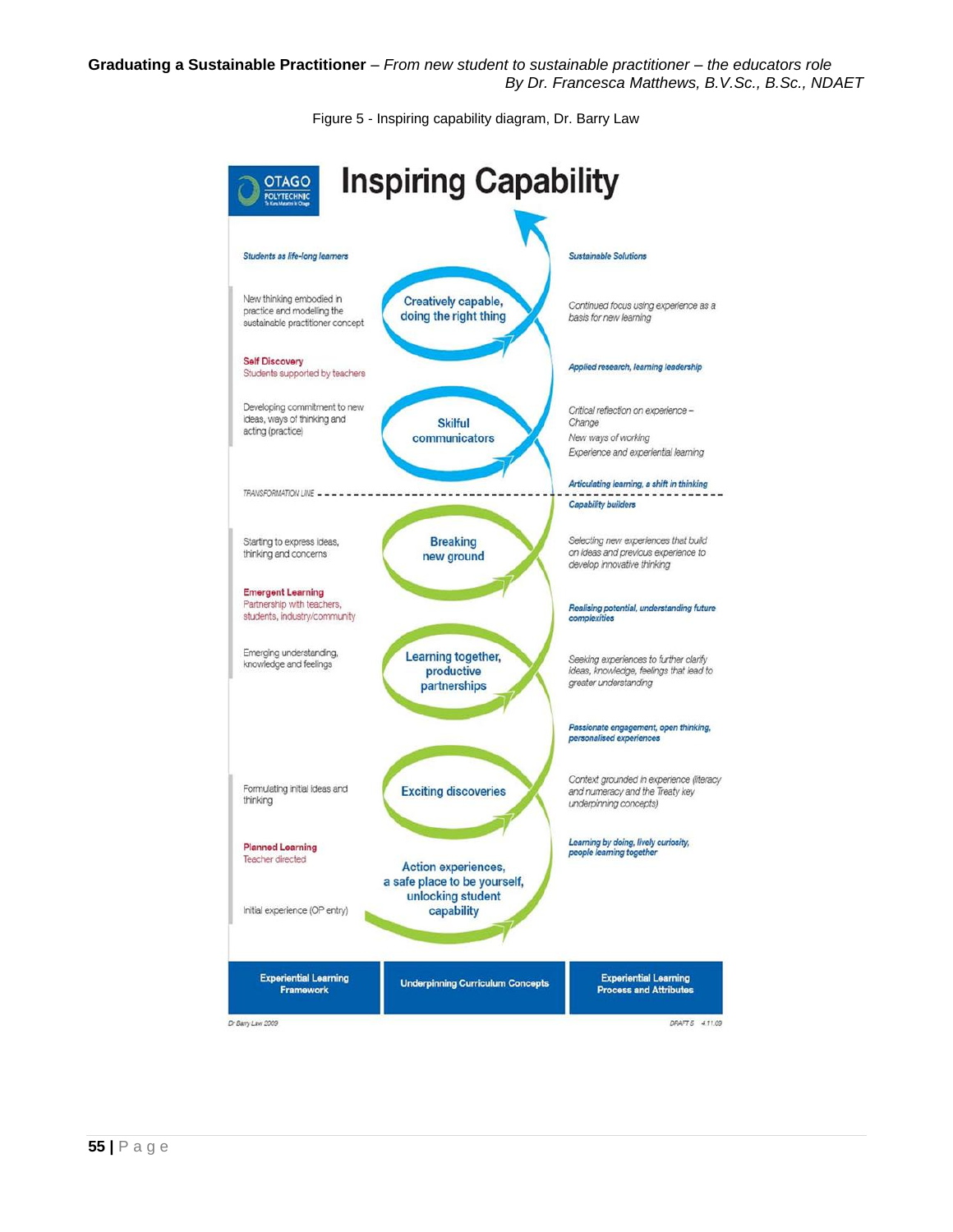Figure 5 - Inspiring capability diagram, Dr. Barry Law

# Inspiring Capability

OTAGO POLYTECHNIC

| Experiential Learning Framework | Underpinning Curriculum Concepts | Experiential Learning Process and Attributes |
|---|---|---|
| *Students as life-long learners* | | *Sustainable Solutions* |
| New thinking embodied in practice and modelling the sustainable practitioner concept | Creatively capable, doing the right thing | Continued focus using experience as a basis for new learning |
| **Self Discovery** Students supported by teachers | | *Applied research, learning leadership* |
| Developing commitment to new ideas, ways of thinking and acting (practice) | Skilful communicators | Critical reflection on experience – Change<br>New ways of working<br>Experience and experiential learning |
| | | *Articulating learning, a shift in thinking* |
| TRANSFORMATION LINE | | |
| | | *Capability builders* |
| Starting to express ideas, thinking and concerns | Breaking new ground | Selecting new experiences that build on ideas and previous experience to develop innovative thinking |
| **Emergent Learning** Partnership with teachers, students, industry/community | | *Realising potential, understanding future complexities* |
| Emerging understanding, knowledge and feelings | Learning together, productive partnerships | Seeking experiences to further clarify ideas, knowledge, feelings that lead to greater understanding |
| | | *Passionate engagement, open thinking, personalised experiences* |
| Formulating initial ideas and thinking | Exciting discoveries | Context grounded in experience (literacy and numeracy and the Treaty key underpinning concepts) |
| **Planned Learning** Teacher directed | | *Learning by doing, lively curiosity, people learning together* |
| Initial experience (OP entry) | Action experiences, a safe place to be yourself, unlocking student capability | |

Dr Barry Law 2009 — DRAFT 5 4.11.09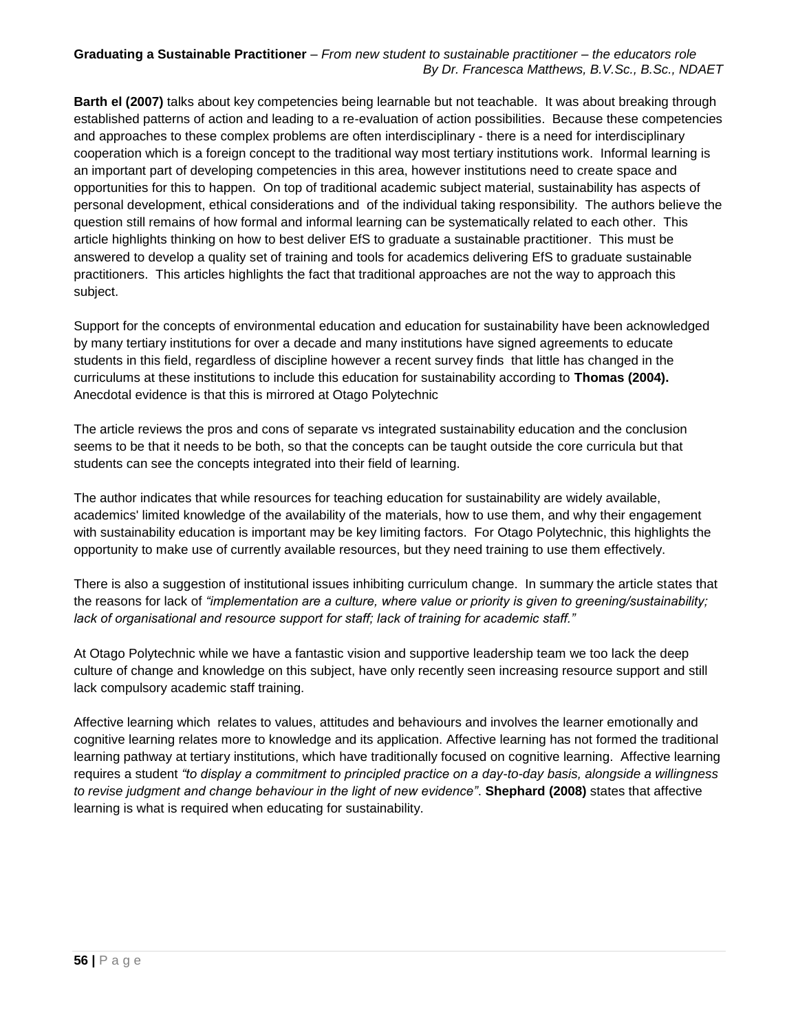**Barth el (2007)** talks about key competencies being learnable but not teachable. It was about breaking through established patterns of action and leading to a re-evaluation of action possibilities. Because these competencies and approaches to these complex problems are often interdisciplinary - there is a need for interdisciplinary cooperation which is a foreign concept to the traditional way most tertiary institutions work. Informal learning is an important part of developing competencies in this area, however institutions need to create space and opportunities for this to happen. On top of traditional academic subject material, sustainability has aspects of personal development, ethical considerations and of the individual taking responsibility. The authors believe the question still remains of how formal and informal learning can be systematically related to each other. This article highlights thinking on how to best deliver EfS to graduate a sustainable practitioner. This must be answered to develop a quality set of training and tools for academics delivering EfS to graduate sustainable practitioners. This articles highlights the fact that traditional approaches are not the way to approach this subject.

Support for the concepts of environmental education and education for sustainability have been acknowledged by many tertiary institutions for over a decade and many institutions have signed agreements to educate students in this field, regardless of discipline however a recent survey finds that little has changed in the curriculums at these institutions to include this education for sustainability according to **Thomas (2004).** Anecdotal evidence is that this is mirrored at Otago Polytechnic

The article reviews the pros and cons of separate vs integrated sustainability education and the conclusion seems to be that it needs to be both, so that the concepts can be taught outside the core curricula but that students can see the concepts integrated into their field of learning.

The author indicates that while resources for teaching education for sustainability are widely available, academics' limited knowledge of the availability of the materials, how to use them, and why their engagement with sustainability education is important may be key limiting factors. For Otago Polytechnic, this highlights the opportunity to make use of currently available resources, but they need training to use them effectively.

There is also a suggestion of institutional issues inhibiting curriculum change. In summary the article states that the reasons for lack of *"implementation are a culture, where value or priority is given to greening/sustainability; lack of organisational and resource support for staff; lack of training for academic staff."*

At Otago Polytechnic while we have a fantastic vision and supportive leadership team we too lack the deep culture of change and knowledge on this subject, have only recently seen increasing resource support and still lack compulsory academic staff training.

Affective learning which relates to values, attitudes and behaviours and involves the learner emotionally and cognitive learning relates more to knowledge and its application. Affective learning has not formed the traditional learning pathway at tertiary institutions, which have traditionally focused on cognitive learning. Affective learning requires a student *"to display a commitment to principled practice on a day-to-day basis, alongside a willingness to revise judgment and change behaviour in the light of new evidence"*. **Shephard (2008)** states that affective learning is what is required when educating for sustainability.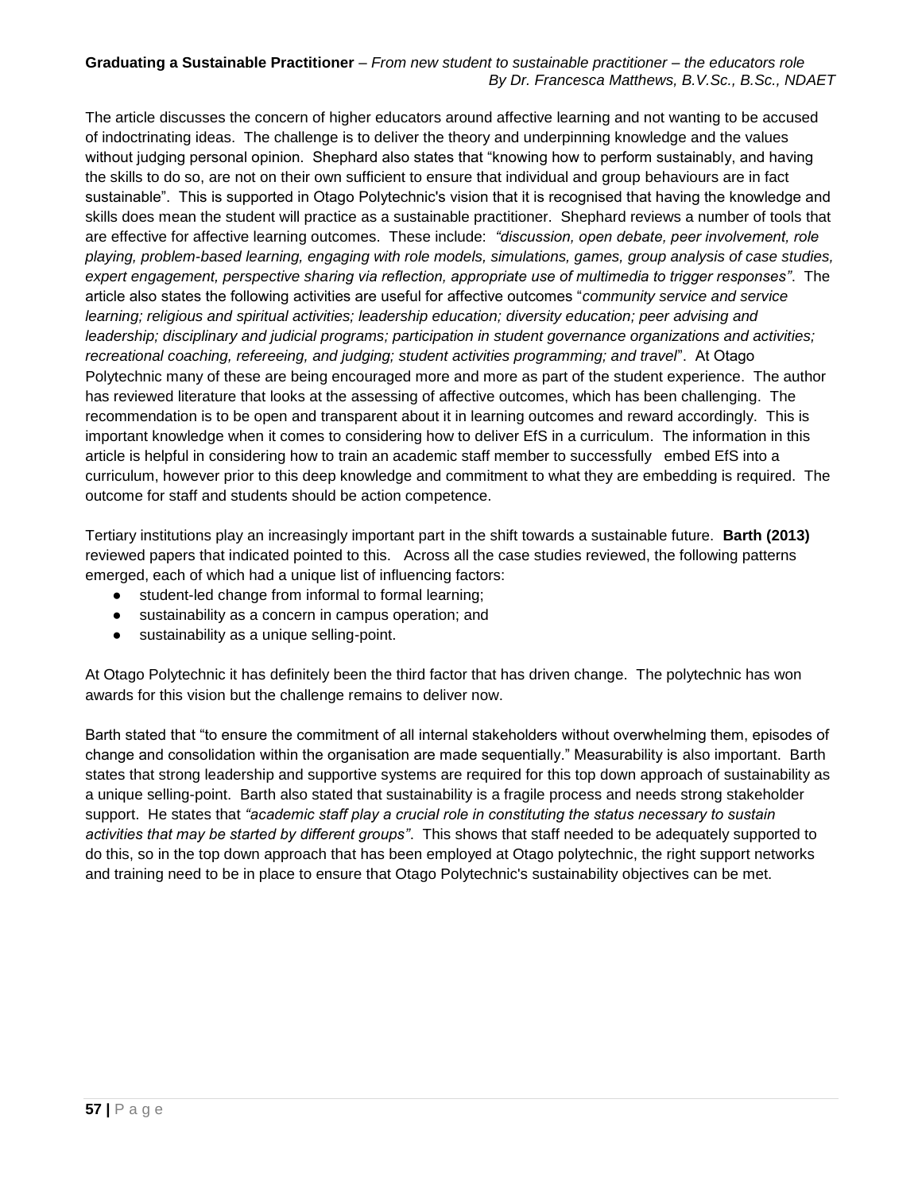The article discusses the concern of higher educators around affective learning and not wanting to be accused of indoctrinating ideas. The challenge is to deliver the theory and underpinning knowledge and the values without judging personal opinion. Shephard also states that "knowing how to perform sustainably, and having the skills to do so, are not on their own sufficient to ensure that individual and group behaviours are in fact sustainable". This is supported in Otago Polytechnic's vision that it is recognised that having the knowledge and skills does mean the student will practice as a sustainable practitioner. Shephard reviews a number of tools that are effective for affective learning outcomes. These include: *"discussion, open debate, peer involvement, role playing, problem-based learning, engaging with role models, simulations, games, group analysis of case studies, expert engagement, perspective sharing via reflection, appropriate use of multimedia to trigger responses"*. The article also states the following activities are useful for affective outcomes "*community service and service learning; religious and spiritual activities; leadership education; diversity education; peer advising and leadership; disciplinary and judicial programs; participation in student governance organizations and activities; recreational coaching, refereeing, and judging; student activities programming; and travel*". At Otago Polytechnic many of these are being encouraged more and more as part of the student experience. The author has reviewed literature that looks at the assessing of affective outcomes, which has been challenging. The recommendation is to be open and transparent about it in learning outcomes and reward accordingly. This is important knowledge when it comes to considering how to deliver EfS in a curriculum. The information in this article is helpful in considering how to train an academic staff member to successfully embed EfS into a curriculum, however prior to this deep knowledge and commitment to what they are embedding is required. The outcome for staff and students should be action competence.

Tertiary institutions play an increasingly important part in the shift towards a sustainable future. **Barth (2013)** reviewed papers that indicated pointed to this. Across all the case studies reviewed, the following patterns emerged, each of which had a unique list of influencing factors:

- student-led change from informal to formal learning;
- sustainability as a concern in campus operation; and
- sustainability as a unique selling-point.

At Otago Polytechnic it has definitely been the third factor that has driven change. The polytechnic has won awards for this vision but the challenge remains to deliver now.

Barth stated that "to ensure the commitment of all internal stakeholders without overwhelming them, episodes of change and consolidation within the organisation are made sequentially." Measurability is also important. Barth states that strong leadership and supportive systems are required for this top down approach of sustainability as a unique selling-point. Barth also stated that sustainability is a fragile process and needs strong stakeholder support. He states that *"academic staff play a crucial role in constituting the status necessary to sustain activities that may be started by different groups"*. This shows that staff needed to be adequately supported to do this, so in the top down approach that has been employed at Otago polytechnic, the right support networks and training need to be in place to ensure that Otago Polytechnic's sustainability objectives can be met.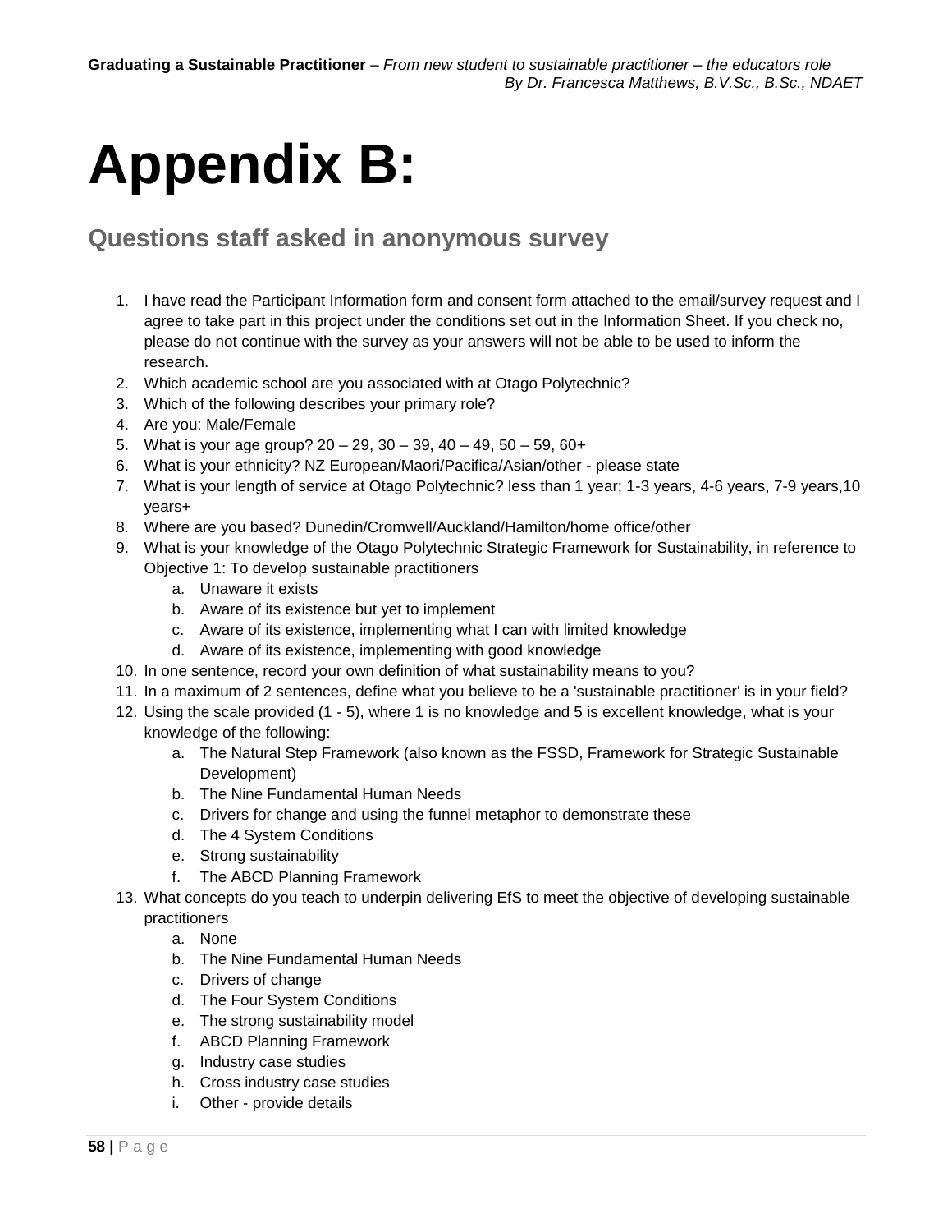# Appendix B:

## Questions staff asked in anonymous survey

1. I have read the Participant Information form and consent form attached to the email/survey request and I agree to take part in this project under the conditions set out in the Information Sheet. If you check no, please do not continue with the survey as your answers will not be able to be used to inform the research.
2. Which academic school are you associated with at Otago Polytechnic?
3. Which of the following describes your primary role?
4. Are you: Male/Female
5. What is your age group? 20 – 29, 30 – 39, 40 – 49, 50 – 59, 60+
6. What is your ethnicity? NZ European/Maori/Pacifica/Asian/other - please state
7. What is your length of service at Otago Polytechnic? less than 1 year; 1-3 years, 4-6 years, 7-9 years,10 years+
8. Where are you based? Dunedin/Cromwell/Auckland/Hamilton/home office/other
9. What is your knowledge of the Otago Polytechnic Strategic Framework for Sustainability, in reference to Objective 1: To develop sustainable practitioners
   a. Unaware it exists
   b. Aware of its existence but yet to implement
   c. Aware of its existence, implementing what I can with limited knowledge
   d. Aware of its existence, implementing with good knowledge
10. In one sentence, record your own definition of what sustainability means to you?
11. In a maximum of 2 sentences, define what you believe to be a 'sustainable practitioner' is in your field?
12. Using the scale provided (1 - 5), where 1 is no knowledge and 5 is excellent knowledge, what is your knowledge of the following:
   a. The Natural Step Framework (also known as the FSSD, Framework for Strategic Sustainable Development)
   b. The Nine Fundamental Human Needs
   c. Drivers for change and using the funnel metaphor to demonstrate these
   d. The 4 System Conditions
   e. Strong sustainability
   f. The ABCD Planning Framework
13. What concepts do you teach to underpin delivering EfS to meet the objective of developing sustainable practitioners
   a. None
   b. The Nine Fundamental Human Needs
   c. Drivers of change
   d. The Four System Conditions
   e. The strong sustainability model
   f. ABCD Planning Framework
   g. Industry case studies
   h. Cross industry case studies
   i. Other - provide details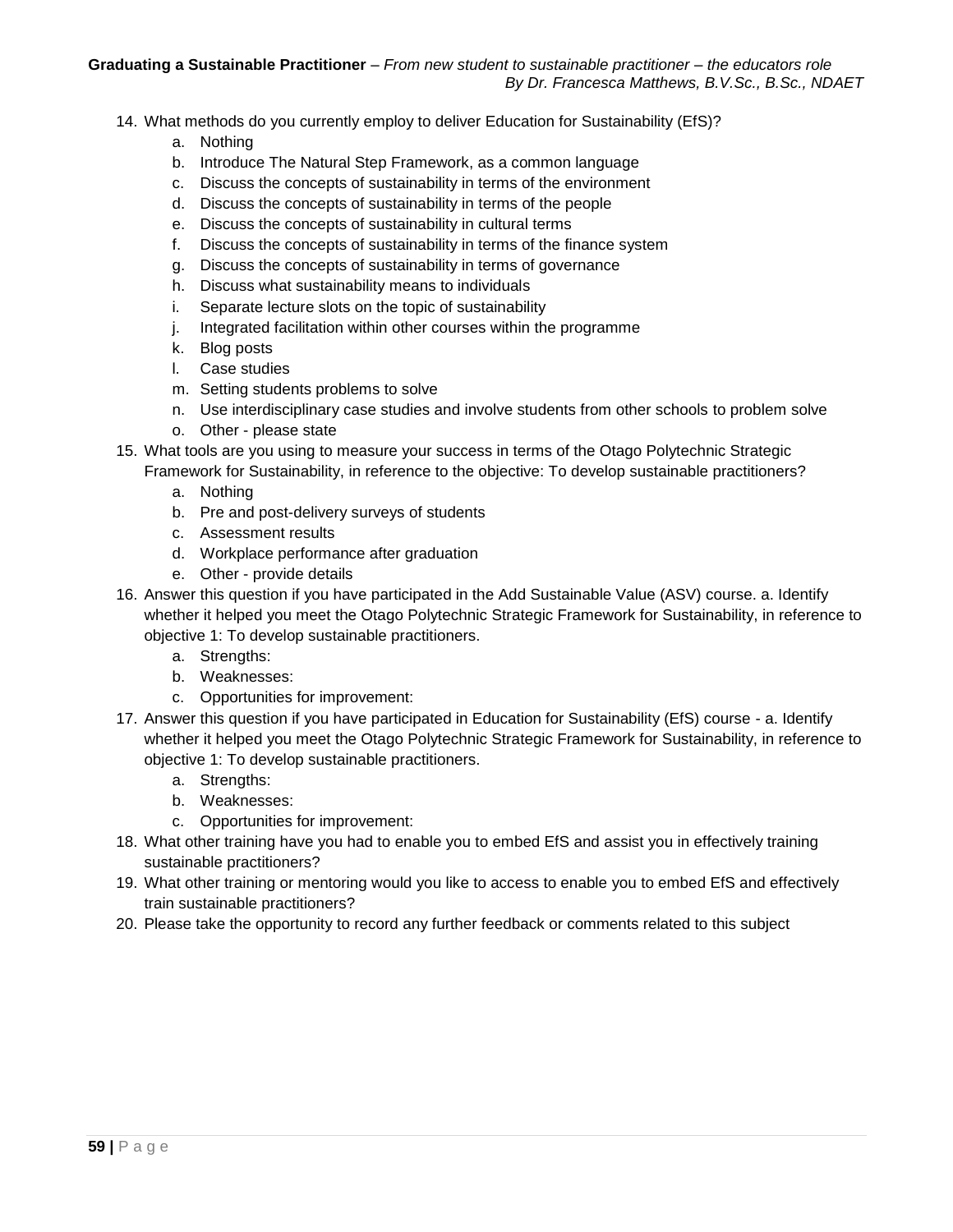14. What methods do you currently employ to deliver Education for Sustainability (EfS)?
    a. Nothing
    b. Introduce The Natural Step Framework, as a common language
    c. Discuss the concepts of sustainability in terms of the environment
    d. Discuss the concepts of sustainability in terms of the people
    e. Discuss the concepts of sustainability in cultural terms
    f. Discuss the concepts of sustainability in terms of the finance system
    g. Discuss the concepts of sustainability in terms of governance
    h. Discuss what sustainability means to individuals
    i. Separate lecture slots on the topic of sustainability
    j. Integrated facilitation within other courses within the programme
    k. Blog posts
    l. Case studies
    m. Setting students problems to solve
    n. Use interdisciplinary case studies and involve students from other schools to problem solve
    o. Other - please state
15. What tools are you using to measure your success in terms of the Otago Polytechnic Strategic Framework for Sustainability, in reference to the objective: To develop sustainable practitioners?
    a. Nothing
    b. Pre and post-delivery surveys of students
    c. Assessment results
    d. Workplace performance after graduation
    e. Other - provide details
16. Answer this question if you have participated in the Add Sustainable Value (ASV) course. a. Identify whether it helped you meet the Otago Polytechnic Strategic Framework for Sustainability, in reference to objective 1: To develop sustainable practitioners.
    a. Strengths:
    b. Weaknesses:
    c. Opportunities for improvement:
17. Answer this question if you have participated in Education for Sustainability (EfS) course - a. Identify whether it helped you meet the Otago Polytechnic Strategic Framework for Sustainability, in reference to objective 1: To develop sustainable practitioners.
    a. Strengths:
    b. Weaknesses:
    c. Opportunities for improvement:
18. What other training have you had to enable you to embed EfS and assist you in effectively training sustainable practitioners?
19. What other training or mentoring would you like to access to enable you to embed EfS and effectively train sustainable practitioners?
20. Please take the opportunity to record any further feedback or comments related to this subject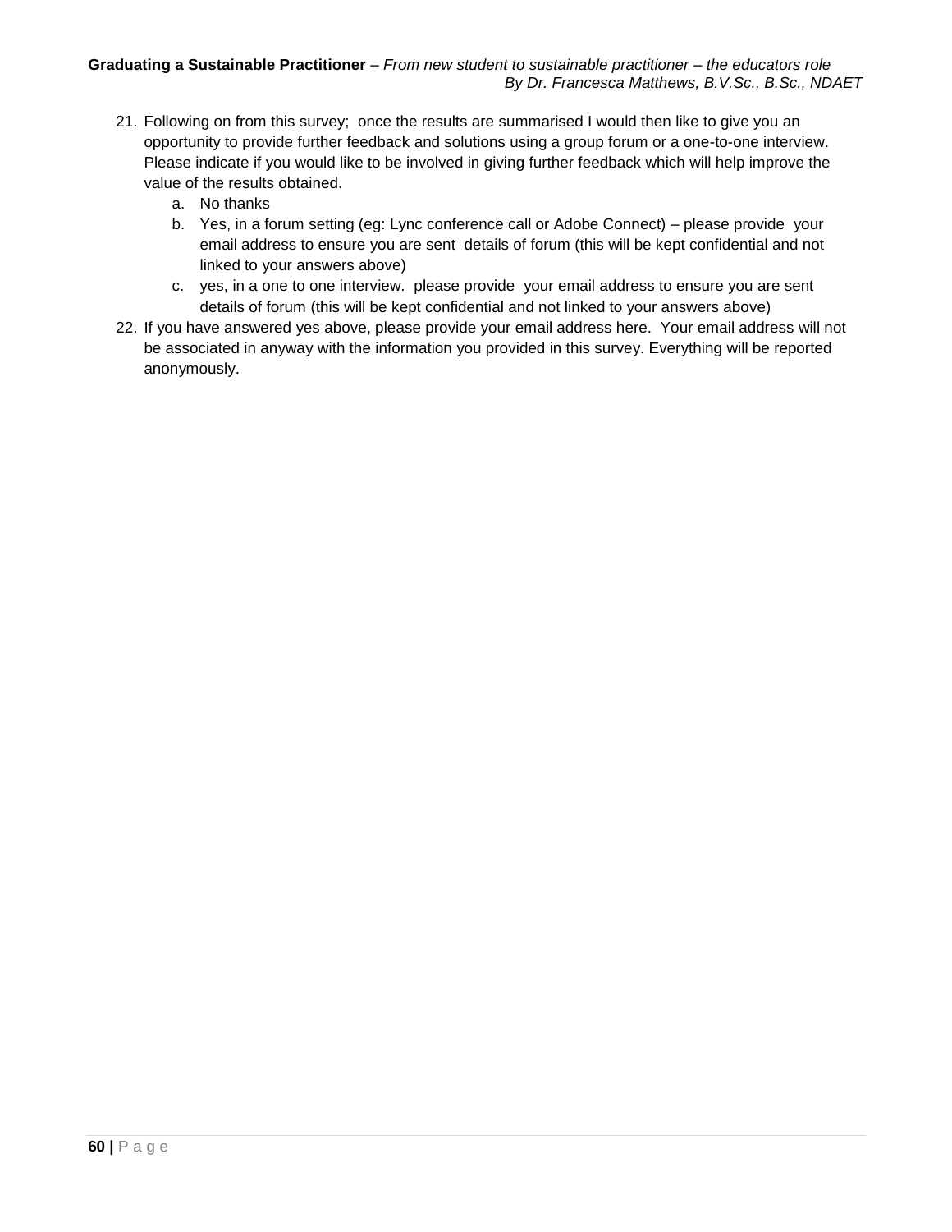21. Following on from this survey; once the results are summarised I would then like to give you an opportunity to provide further feedback and solutions using a group forum or a one-to-one interview. Please indicate if you would like to be involved in giving further feedback which will help improve the value of the results obtained.
    a. No thanks
    b. Yes, in a forum setting (eg: Lync conference call or Adobe Connect) – please provide your email address to ensure you are sent details of forum (this will be kept confidential and not linked to your answers above)
    c. yes, in a one to one interview. please provide your email address to ensure you are sent details of forum (this will be kept confidential and not linked to your answers above)
22. If you have answered yes above, please provide your email address here. Your email address will not be associated in anyway with the information you provided in this survey. Everything will be reported anonymously.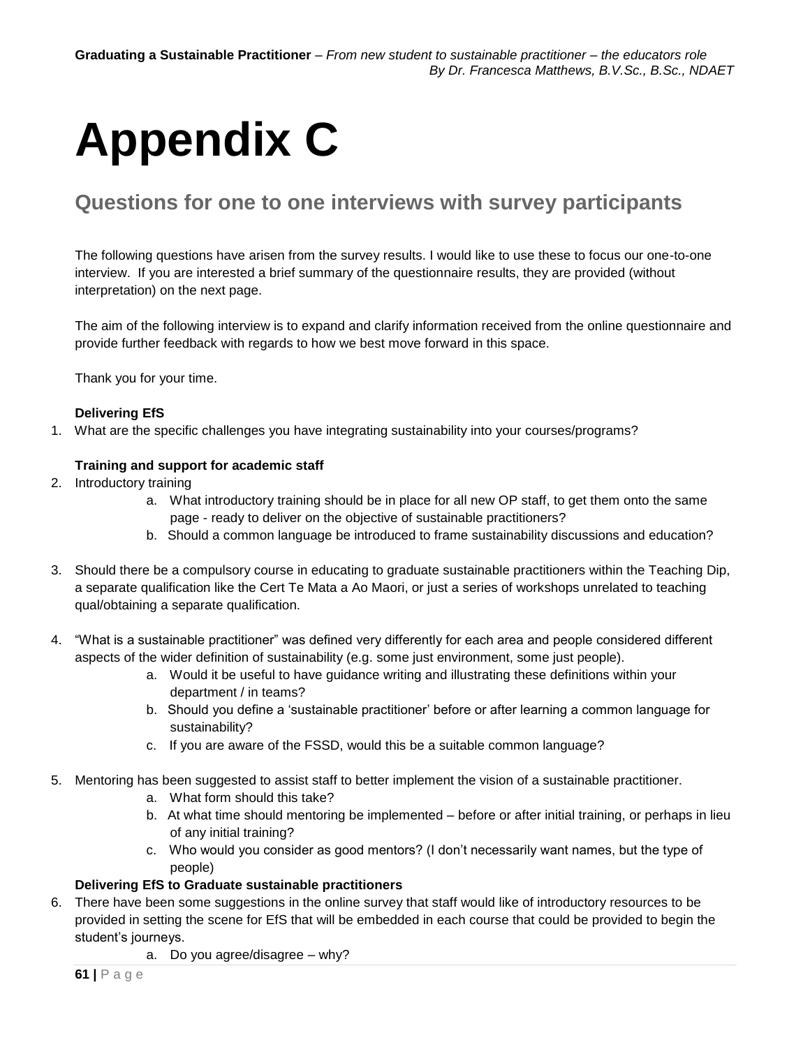# Appendix C

## Questions for one to one interviews with survey participants

The following questions have arisen from the survey results. I would like to use these to focus our one-to-one interview. If you are interested a brief summary of the questionnaire results, they are provided (without interpretation) on the next page.

The aim of the following interview is to expand and clarify information received from the online questionnaire and provide further feedback with regards to how we best move forward in this space.

Thank you for your time.

**Delivering EfS**

1. What are the specific challenges you have integrating sustainability into your courses/programs?

**Training and support for academic staff**

2. Introductory training
    a. What introductory training should be in place for all new OP staff, to get them onto the same page - ready to deliver on the objective of sustainable practitioners?
    b. Should a common language be introduced to frame sustainability discussions and education?

3. Should there be a compulsory course in educating to graduate sustainable practitioners within the Teaching Dip, a separate qualification like the Cert Te Mata a Ao Maori, or just a series of workshops unrelated to teaching qual/obtaining a separate qualification.

4. "What is a sustainable practitioner" was defined very differently for each area and people considered different aspects of the wider definition of sustainability (e.g. some just environment, some just people).
    a. Would it be useful to have guidance writing and illustrating these definitions within your department / in teams?
    b. Should you define a 'sustainable practitioner' before or after learning a common language for sustainability?
    c. If you are aware of the FSSD, would this be a suitable common language?

5. Mentoring has been suggested to assist staff to better implement the vision of a sustainable practitioner.
    a. What form should this take?
    b. At what time should mentoring be implemented – before or after initial training, or perhaps in lieu of any initial training?
    c. Who would you consider as good mentors? (I don't necessarily want names, but the type of people)

**Delivering EfS to Graduate sustainable practitioners**

6. There have been some suggestions in the online survey that staff would like of introductory resources to be provided in setting the scene for EfS that will be embedded in each course that could be provided to begin the student's journeys.
    a. Do you agree/disagree – why?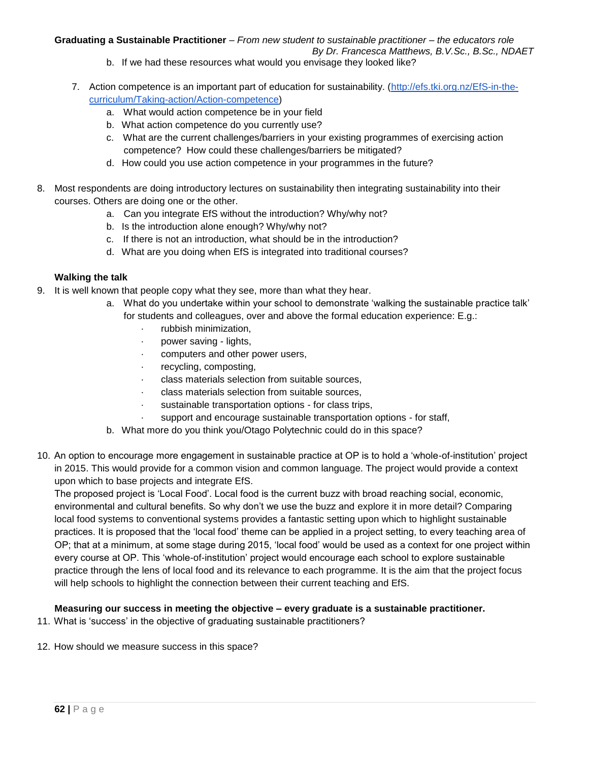b. If we had these resources what would you envisage they looked like?

7. Action competence is an important part of education for sustainability. (http://efs.tki.org.nz/EfS-in-the-curriculum/Taking-action/Action-competence)
    a. What would action competence be in your field
    b. What action competence do you currently use?
    c. What are the current challenges/barriers in your existing programmes of exercising action competence? How could these challenges/barriers be mitigated?
    d. How could you use action competence in your programmes in the future?

8. Most respondents are doing introductory lectures on sustainability then integrating sustainability into their courses. Others are doing one or the other.
    a. Can you integrate EfS without the introduction? Why/why not?
    b. Is the introduction alone enough? Why/why not?
    c. If there is not an introduction, what should be in the introduction?
    d. What are you doing when EfS is integrated into traditional courses?

**Walking the talk**

9. It is well known that people copy what they see, more than what they hear.
    a. What do you undertake within your school to demonstrate 'walking the sustainable practice talk' for students and colleagues, over and above the formal education experience: E.g.:
        - rubbish minimization,
        - power saving - lights,
        - computers and other power users,
        - recycling, composting,
        - class materials selection from suitable sources,
        - class materials selection from suitable sources,
        - sustainable transportation options - for class trips,
        - support and encourage sustainable transportation options - for staff,
    b. What more do you think you/Otago Polytechnic could do in this space?

10. An option to encourage more engagement in sustainable practice at OP is to hold a 'whole-of-institution' project in 2015. This would provide for a common vision and common language. The project would provide a context upon which to base projects and integrate EfS.
    The proposed project is 'Local Food'. Local food is the current buzz with broad reaching social, economic, environmental and cultural benefits. So why don't we use the buzz and explore it in more detail? Comparing local food systems to conventional systems provides a fantastic setting upon which to highlight sustainable practices. It is proposed that the 'local food' theme can be applied in a project setting, to every teaching area of OP; that at a minimum, at some stage during 2015, 'local food' would be used as a context for one project within every course at OP. This 'whole-of-institution' project would encourage each school to explore sustainable practice through the lens of local food and its relevance to each programme. It is the aim that the project focus will help schools to highlight the connection between their current teaching and EfS.

**Measuring our success in meeting the objective – every graduate is a sustainable practitioner.**

11. What is 'success' in the objective of graduating sustainable practitioners?

12. How should we measure success in this space?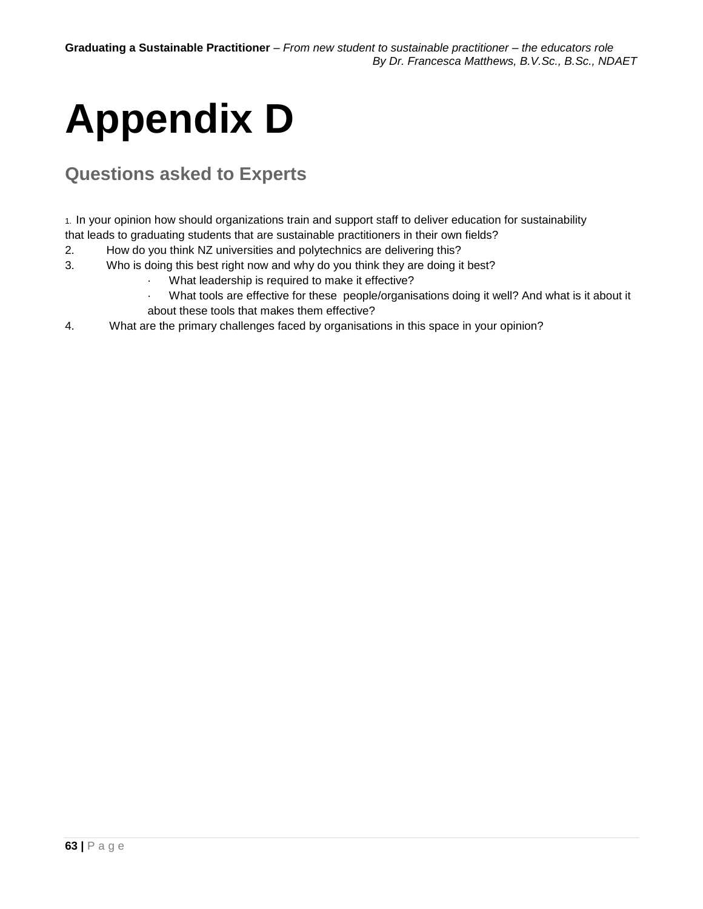# Appendix D

## Questions asked to Experts

1. In your opinion how should organizations train and support staff to deliver education for sustainability that leads to graduating students that are sustainable practitioners in their own fields?
2. How do you think NZ universities and polytechnics are delivering this?
3. Who is doing this best right now and why do you think they are doing it best?
   - What leadership is required to make it effective?
   - What tools are effective for these people/organisations doing it well? And what is it about it about these tools that makes them effective?
4. What are the primary challenges faced by organisations in this space in your opinion?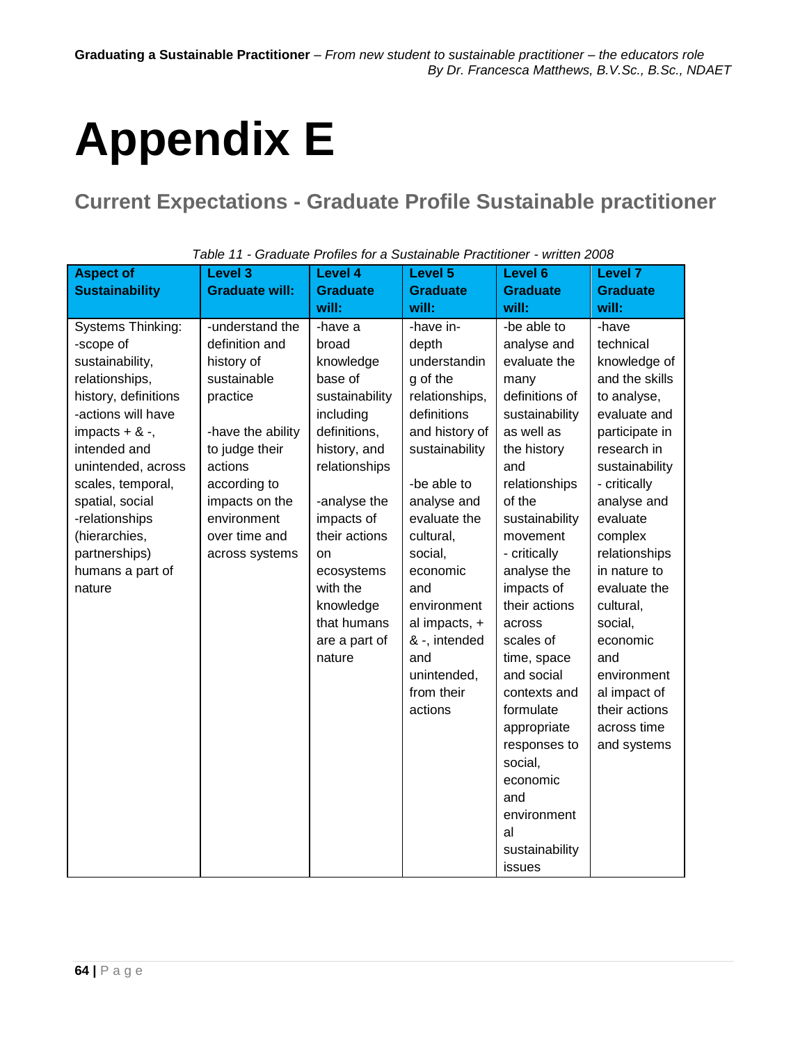# Appendix E

## Current Expectations - Graduate Profile Sustainable practitioner

*Table 11 - Graduate Profiles for a Sustainable Practitioner - written 2008*

| Aspect of Sustainability | Level 3 Graduate will: | Level 4 Graduate will: | Level 5 Graduate will: | Level 6 Graduate will: | Level 7 Graduate will: |
|---|---|---|---|---|---|
| Systems Thinking:<br>-scope of sustainability, relationships, history, definitions<br>-actions will have impacts + & -, intended and unintended, across scales, temporal, spatial, social<br>-relationships (hierarchies, partnerships)<br>humans a part of nature | -understand the definition and history of sustainable practice<br><br>-have the ability to judge their actions according to impacts on the environment over time and across systems | -have a broad knowledge base of sustainability including definitions, history, and relationships<br><br>-analyse the impacts of their actions on ecosystems with the knowledge that humans are a part of nature | -have in-depth understanding of the relationships, definitions and history of sustainability<br><br>-be able to analyse and evaluate the cultural, social, economic and environmental impacts, + & -, intended and unintended, from their actions | -be able to analyse and evaluate the many definitions of sustainability as well as the history and relationships of the sustainability movement<br>- critically analyse the impacts of their actions across scales of time, space and social contexts and formulate appropriate responses to social, economic and environmental sustainability issues | -have technical knowledge of and the skills to analyse, evaluate and participate in research in sustainability<br>- critically analyse and evaluate complex relationships in nature to evaluate the cultural, social, economic and environmental impact of their actions across time and systems |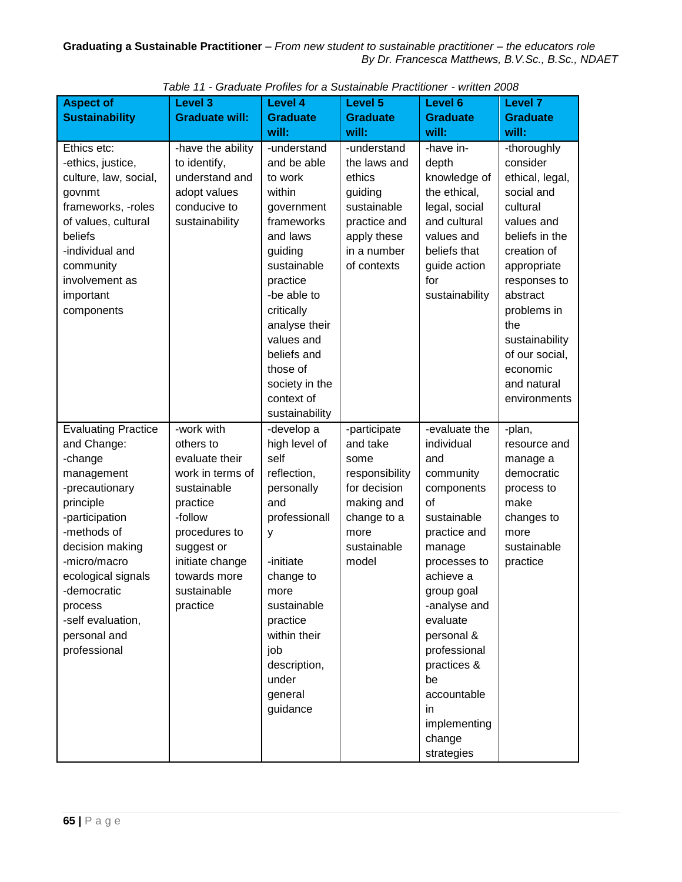*Table 11 - Graduate Profiles for a Sustainable Practitioner - written 2008*

| Aspect of Sustainability | Level 3 Graduate will: | Level 4 Graduate will: | Level 5 Graduate will: | Level 6 Graduate will: | Level 7 Graduate will: |
| --- | --- | --- | --- | --- | --- |
| Ethics etc:<br>-ethics, justice, culture, law, social, govnmt frameworks, -roles of values, cultural beliefs<br>-individual and community involvement as important components | -have the ability to identify, understand and adopt values conducive to sustainability | -understand and be able to work within government frameworks and laws guiding sustainable practice<br>-be able to critically analyse their values and beliefs and those of society in the context of sustainability | -understand the laws and ethics guiding sustainable practice and apply these in a number of contexts | -have in-depth knowledge of the ethical, legal, social and cultural values and beliefs that guide action for sustainability | -thoroughly consider ethical, legal, social and cultural values and beliefs in the creation of appropriate responses to abstract problems in the sustainability of our social, economic and natural environments |
| Evaluating Practice and Change:<br>-change management<br>-precautionary principle<br>-participation<br>-methods of decision making<br>-micro/macro ecological signals<br>-democratic process<br>-self evaluation, personal and professional | -work with others to evaluate their work in terms of sustainable practice<br>-follow procedures to suggest or initiate change towards more sustainable practice | -develop a high level of self reflection, personally and professionally<br><br>-initiate change to more sustainable practice within their job description, under general guidance | -participate and take some responsibility for decision making and change to a more sustainable model | -evaluate the individual and community components of sustainable practice and manage processes to achieve a group goal<br>-analyse and evaluate personal & professional practices & be accountable in implementing change strategies | -plan, resource and manage a democratic process to make changes to more sustainable practice |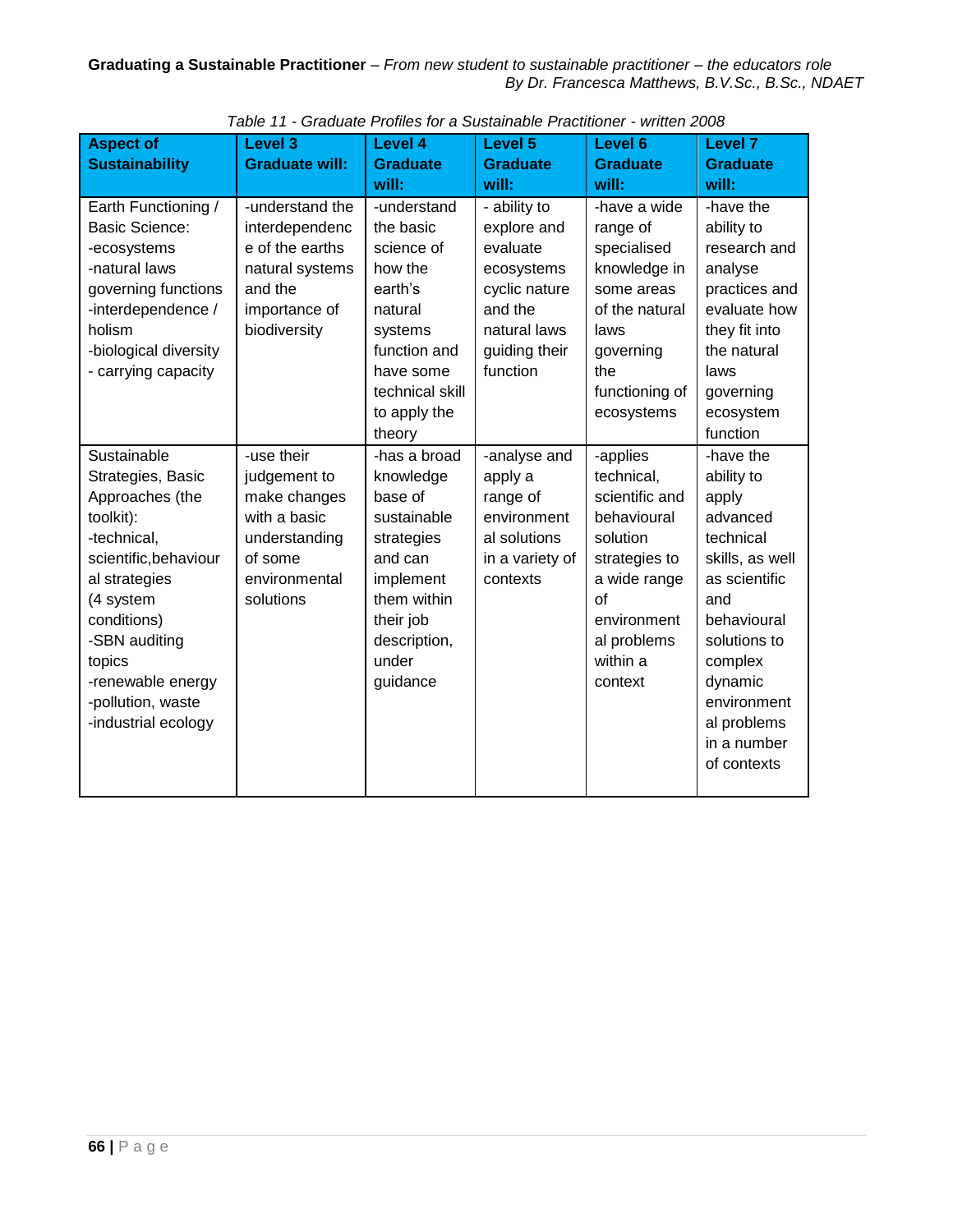*Table 11 - Graduate Profiles for a Sustainable Practitioner - written 2008*

| Aspect of Sustainability | Level 3 Graduate will: | Level 4 Graduate will: | Level 5 Graduate will: | Level 6 Graduate will: | Level 7 Graduate will: |
|---|---|---|---|---|---|
| Earth Functioning / Basic Science: -ecosystems -natural laws governing functions -interdependence / holism -biological diversity - carrying capacity | -understand the interdependence of the earths natural systems and the importance of biodiversity | -understand the basic science of how the earth's natural systems function and have some technical skill to apply the theory | - ability to explore and evaluate ecosystems cyclic nature and the natural laws guiding their function | -have a wide range of specialised knowledge in some areas of the natural laws governing the functioning of ecosystems | -have the ability to research and analyse practices and evaluate how they fit into the natural laws governing ecosystem function |
| Sustainable Strategies, Basic Approaches (the toolkit): -technical, scientific,behavioural strategies (4 system conditions) -SBN auditing topics -renewable energy -pollution, waste -industrial ecology | -use their judgement to make changes with a basic understanding of some environmental solutions | -has a broad knowledge base of sustainable strategies and can implement them within their job description, under guidance | -analyse and apply a range of environmental solutions in a variety of contexts | -applies technical, scientific and behavioural solution strategies to a wide range of environmental problems within a context | -have the ability to apply advanced technical skills, as well as scientific and behavioural solutions to complex dynamic environmental problems in a number of contexts |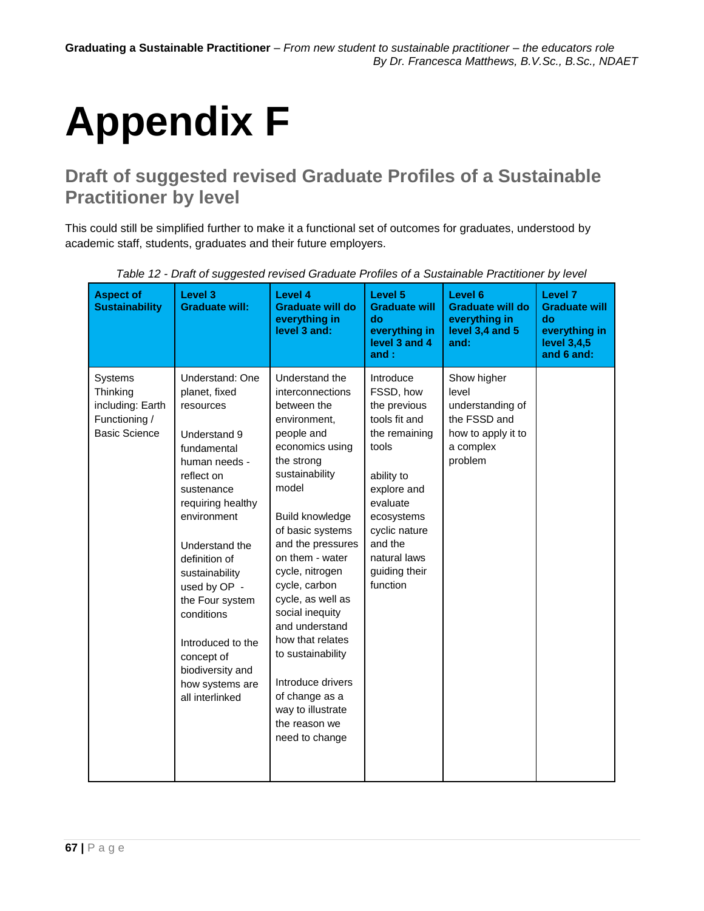# Appendix F

## Draft of suggested revised Graduate Profiles of a Sustainable Practitioner by level

This could still be simplified further to make it a functional set of outcomes for graduates, understood by academic staff, students, graduates and their future employers.

*Table 12 - Draft of suggested revised Graduate Profiles of a Sustainable Practitioner by level*

| Aspect of Sustainability | Level 3 Graduate will: | Level 4 Graduate will do everything in level 3 and: | Level 5 Graduate will do everything in level 3 and 4 and : | Level 6 Graduate will do everything in level 3,4 and 5 and: | Level 7 Graduate will do everything in level 3,4,5 and 6 and: |
|---|---|---|---|---|---|
| Systems Thinking including: Earth Functioning / Basic Science | Understand: One planet, fixed resources<br><br>Understand 9 fundamental human needs - reflect on sustenance requiring healthy environment<br><br>Understand the definition of sustainability used by OP - the Four system conditions<br><br>Introduced to the concept of biodiversity and how systems are all interlinked | Understand the interconnections between the environment, people and economics using the strong sustainability model<br><br>Build knowledge of basic systems and the pressures on them - water cycle, nitrogen cycle, carbon cycle, as well as social inequity and understand how that relates to sustainability<br><br>Introduce drivers of change as a way to illustrate the reason we need to change | Introduce FSSD, how the previous tools fit and the remaining tools<br><br>ability to explore and evaluate ecosystems cyclic nature and the natural laws guiding their function | Show higher level understanding of the FSSD and how to apply it to a complex problem | |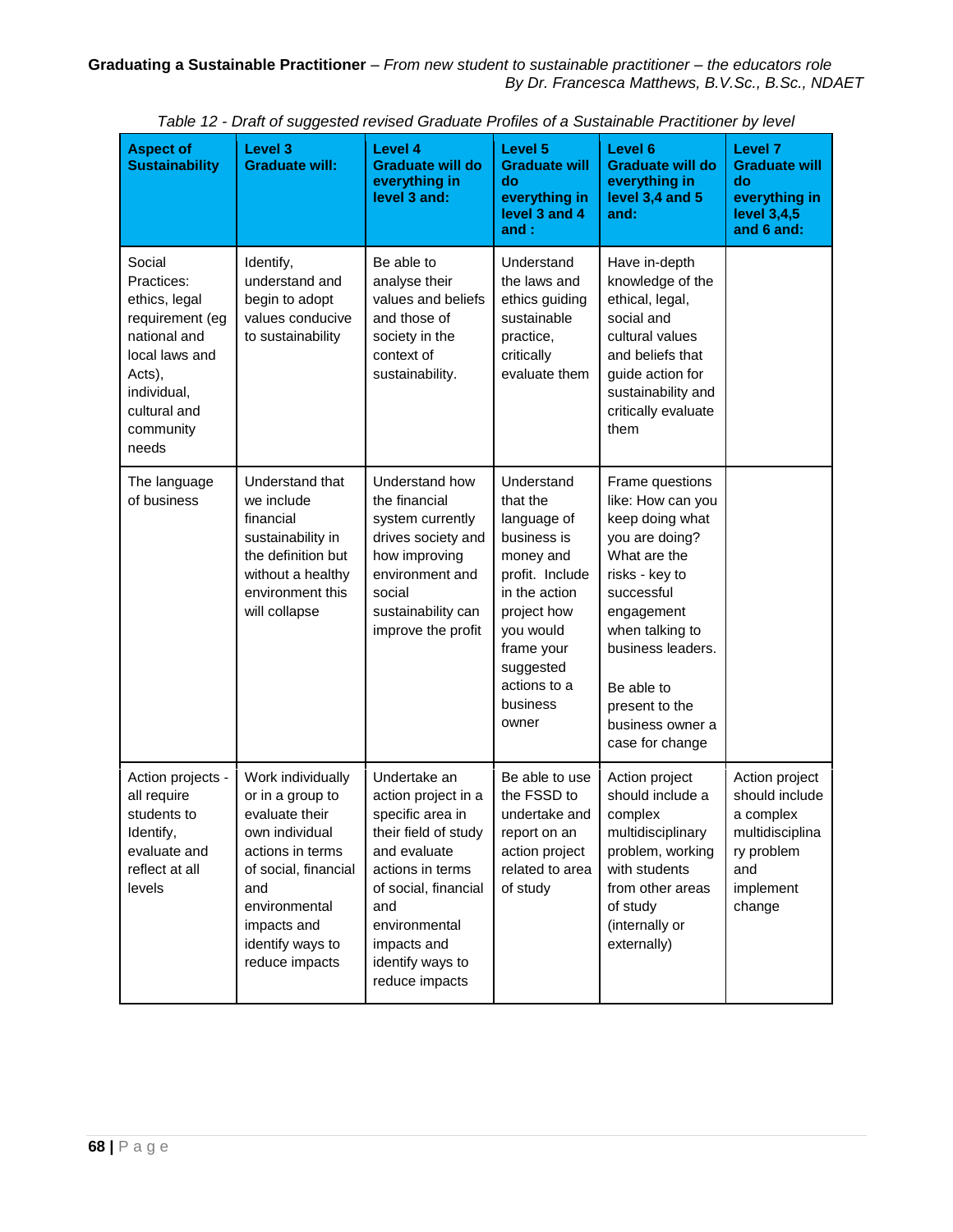*Table 12 - Draft of suggested revised Graduate Profiles of a Sustainable Practitioner by level*

| Aspect of Sustainability | Level 3 Graduate will: | Level 4 Graduate will do everything in level 3 and: | Level 5 Graduate will do everything in level 3 and 4 and : | Level 6 Graduate will do everything in level 3,4 and 5 and: | Level 7 Graduate will do everything in level 3,4,5 and 6 and: |
|---|---|---|---|---|---|
| Social Practices: ethics, legal requirement (eg national and local laws and Acts), individual, cultural and community needs | Identify, understand and begin to adopt values conducive to sustainability | Be able to analyse their values and beliefs and those of society in the context of sustainability. | Understand the laws and ethics guiding sustainable practice, critically evaluate them | Have in-depth knowledge of the ethical, legal, social and cultural values and beliefs that guide action for sustainability and critically evaluate them | |
| The language of business | Understand that we include financial sustainability in the definition but without a healthy environment this will collapse | Understand how the financial system currently drives society and how improving environment and social sustainability can improve the profit | Understand that the language of business is money and profit. Include in the action project how you would frame your suggested actions to a business owner | Frame questions like: How can you keep doing what you are doing? What are the risks - key to successful engagement when talking to business leaders.<br><br>Be able to present to the business owner a case for change | |
| Action projects - all require students to Identify, evaluate and reflect at all levels | Work individually or in a group to evaluate their own individual actions in terms of social, financial and environmental impacts and identify ways to reduce impacts | Undertake an action project in a specific area in their field of study and evaluate actions in terms of social, financial and environmental impacts and identify ways to reduce impacts | Be able to use the FSSD to undertake and report on an action project related to area of study | Action project should include a complex multidisciplinary problem, working with students from other areas of study (internally or externally) | Action project should include a complex multidisciplinary problem and implement change |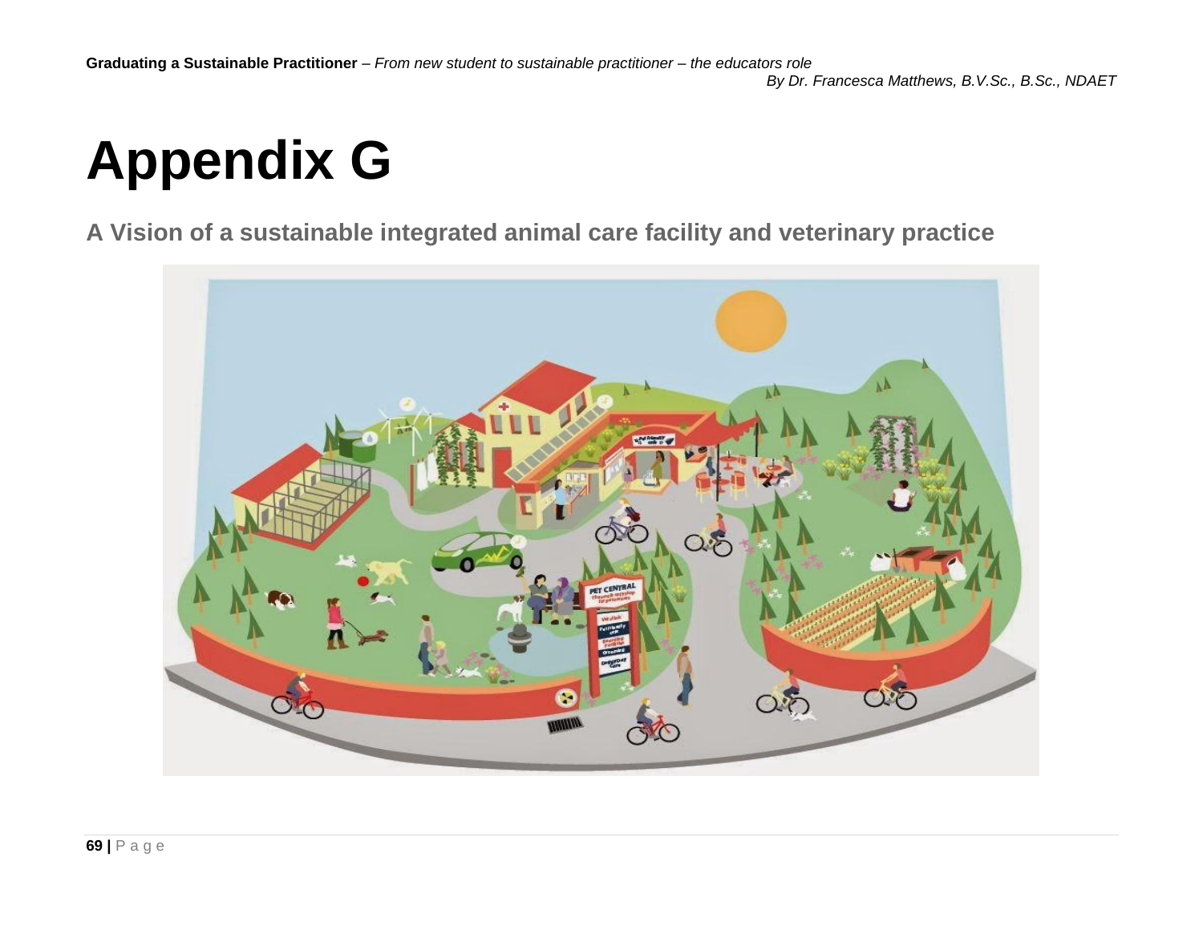# Appendix G

## A Vision of a sustainable integrated animal care facility and veterinary practice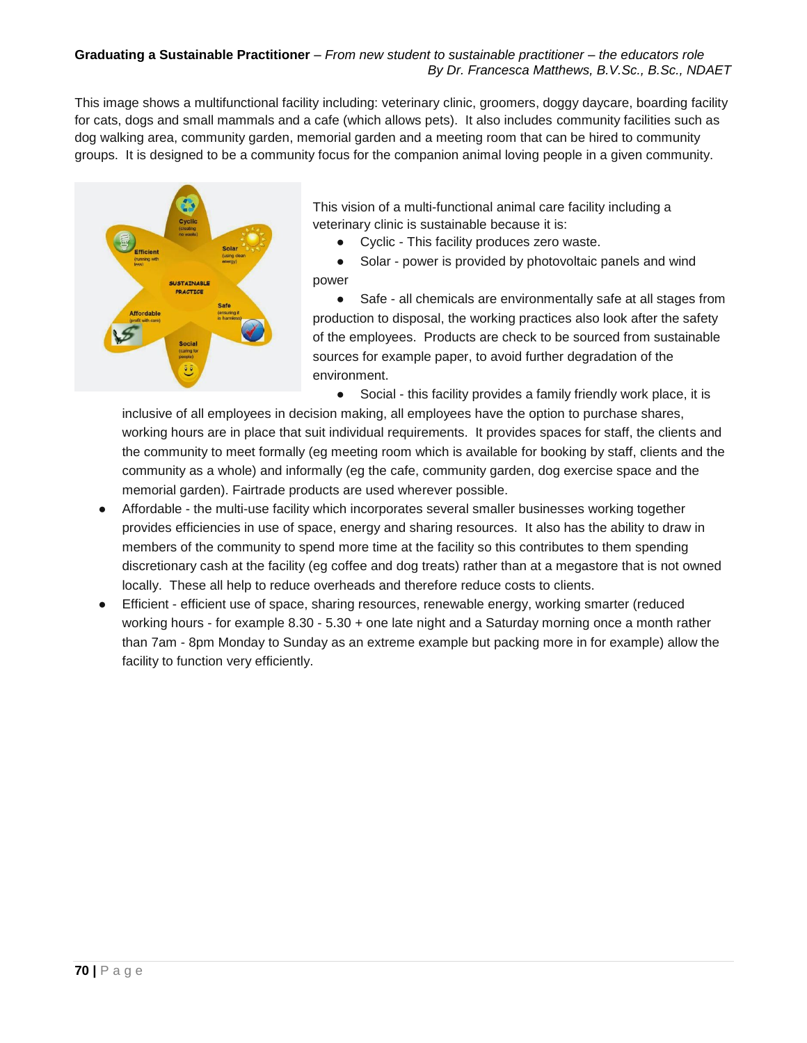This image shows a multifunctional facility including: veterinary clinic, groomers, doggy daycare, boarding facility for cats, dogs and small mammals and a cafe (which allows pets). It also includes community facilities such as dog walking area, community garden, memorial garden and a meeting room that can be hired to community groups. It is designed to be a community focus for the companion animal loving people in a given community.

Cyclic (creating no waste)
Solar (using clean energy)
Safe (ensuring it is harmless)
Social (caring for people)
Affordable (profit with care)
Efficient (running with less)
SUSTAINABLE PRACTICE

This vision of a multi-functional animal care facility including a veterinary clinic is sustainable because it is:

- Cyclic - This facility produces zero waste.
- Solar - power is provided by photovoltaic panels and wind power
- Safe - all chemicals are environmentally safe at all stages from production to disposal, the working practices also look after the safety of the employees. Products are check to be sourced from sustainable sources for example paper, to avoid further degradation of the environment.
- Social - this facility provides a family friendly work place, it is inclusive of all employees in decision making, all employees have the option to purchase shares, working hours are in place that suit individual requirements. It provides spaces for staff, the clients and the community to meet formally (eg meeting room which is available for booking by staff, clients and the community as a whole) and informally (eg the cafe, community garden, dog exercise space and the memorial garden). Fairtrade products are used wherever possible.
- Affordable - the multi-use facility which incorporates several smaller businesses working together provides efficiencies in use of space, energy and sharing resources. It also has the ability to draw in members of the community to spend more time at the facility so this contributes to them spending discretionary cash at the facility (eg coffee and dog treats) rather than at a megastore that is not owned locally. These all help to reduce overheads and therefore reduce costs to clients.
- Efficient - efficient use of space, sharing resources, renewable energy, working smarter (reduced working hours - for example 8.30 - 5.30 + one late night and a Saturday morning once a month rather than 7am - 8pm Monday to Sunday as an extreme example but packing more in for example) allow the facility to function very efficiently.